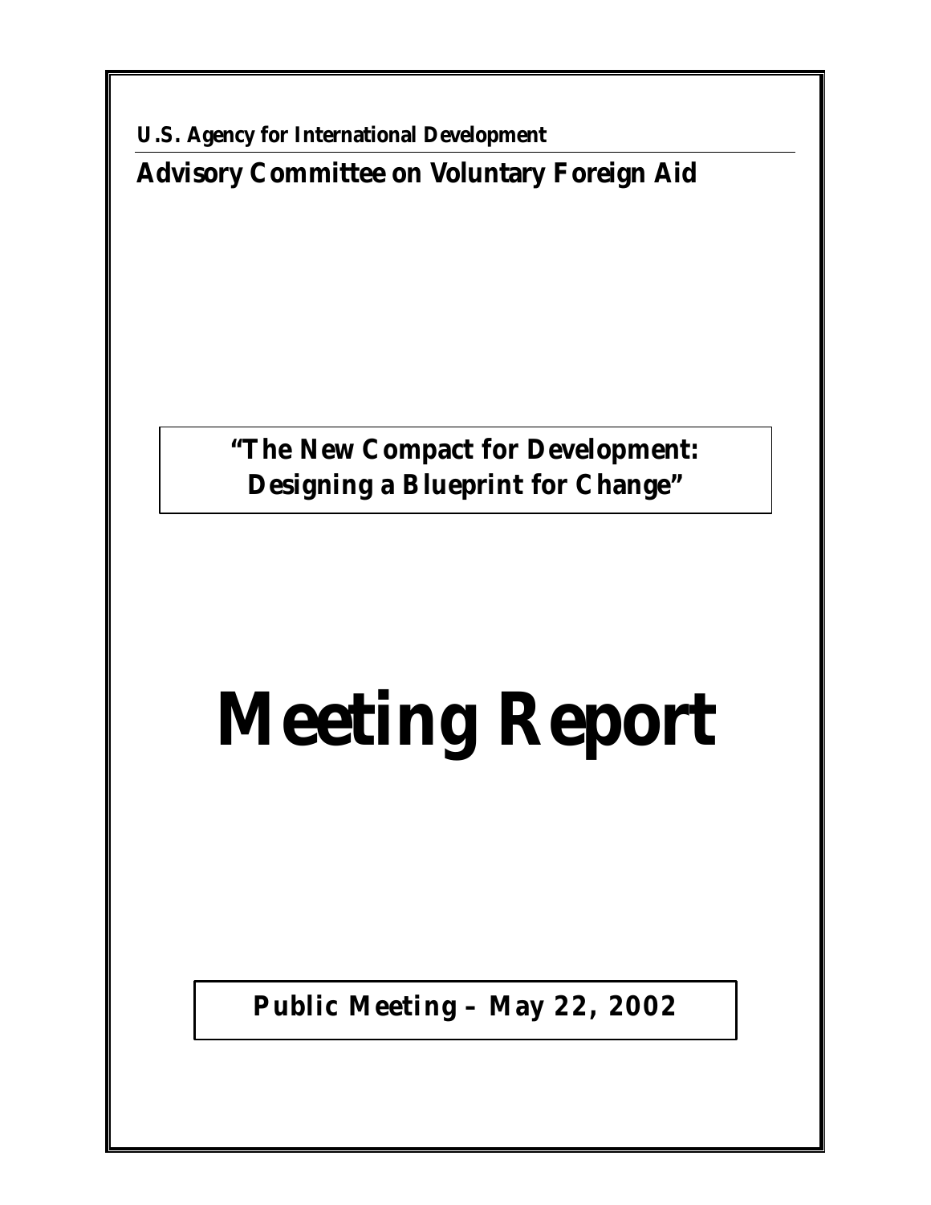**U.S. Agency for International Development**

## Advisory Committee on Voluntary Foreign Aid

**"The New Compact for Development: Designing a Blueprint for Change"**

# Meeting Report

**Public Meeting – May 22, 2002**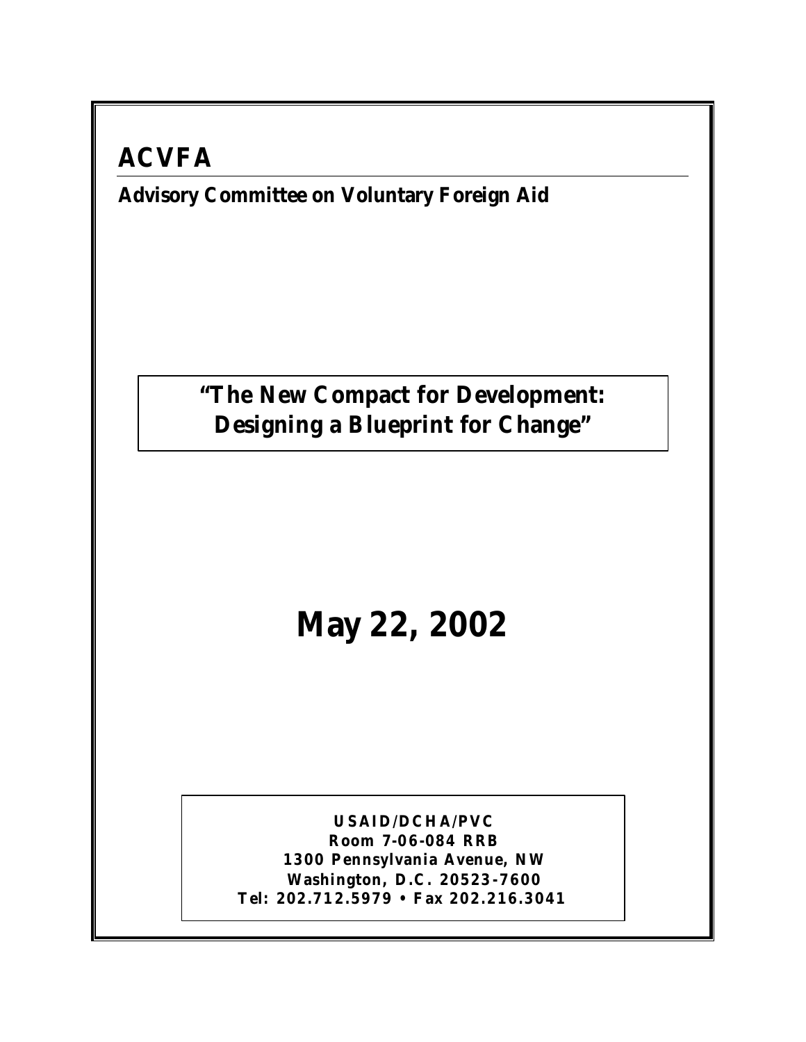# ACVFA

**Advisory Committee on Voluntary Foreign Aid**

## "The New Compact for Development: Designing a Blueprint for Change"

# May 22, 2002

**USAID/DCHA/PVC**
**Room 7-06-084 RRB**
**1300 Pennsylvania Avenue, NW**
**Washington, D.C. 20523-7600**
**Tel: 202.712.5979 • Fax 202.216.3041**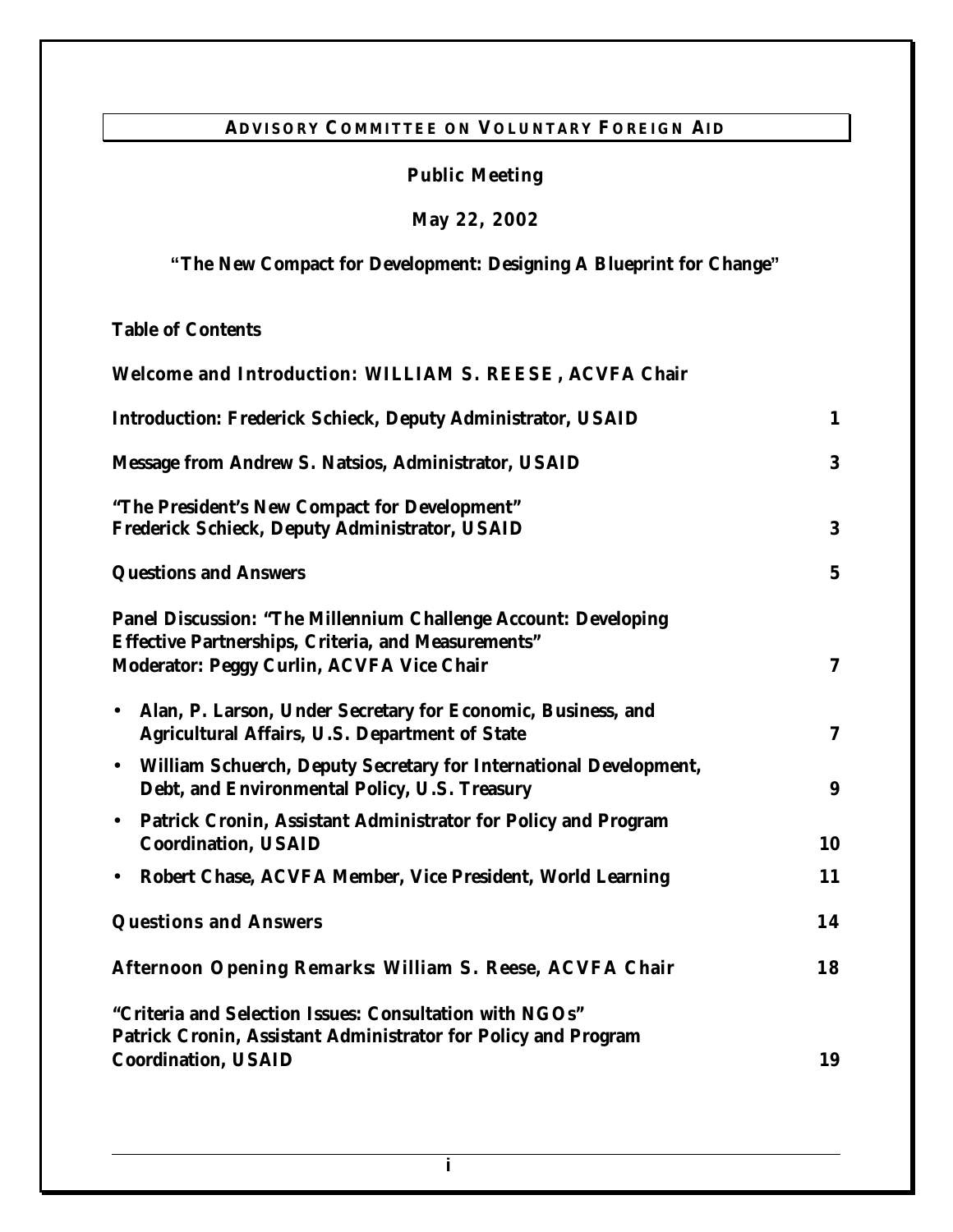# ADVISORY COMMITTEE ON VOLUNTARY FOREIGN AID

**Public Meeting**

**May 22, 2002**

**"The New Compact for Development: Designing A Blueprint for Change"**

**Table of Contents**

| | |
|---|---|
| **Welcome and Introduction: WILLIAM S. REESE, ACVFA Chair** | |
| **Introduction: Frederick Schieck, Deputy Administrator, USAID** | **1** |
| **Message from Andrew S. Natsios, Administrator, USAID** | **3** |
| **"The President's New Compact for Development"** **Frederick Schieck, Deputy Administrator, USAID** | **3** |
| **Questions and Answers** | **5** |
| **Panel Discussion: "The Millennium Challenge Account: Developing Effective Partnerships, Criteria, and Measurements"** **Moderator: Peggy Curlin, ACVFA Vice Chair** | **7** |
| • **Alan, P. Larson, Under Secretary for Economic, Business, and Agricultural Affairs, U.S. Department of State** | **7** |
| • **William Schuerch, Deputy Secretary for International Development, Debt, and Environmental Policy, U.S. Treasury** | **9** |
| • **Patrick Cronin, Assistant Administrator for Policy and Program Coordination, USAID** | **10** |
| • **Robert Chase, ACVFA Member, Vice President, World Learning** | **11** |
| **Questions and Answers** | **14** |
| **Afternoon Opening Remarks: William S. Reese, ACVFA Chair** | **18** |
| **"Criteria and Selection Issues: Consultation with NGOs"** **Patrick Cronin, Assistant Administrator for Policy and Program Coordination, USAID** | **19** |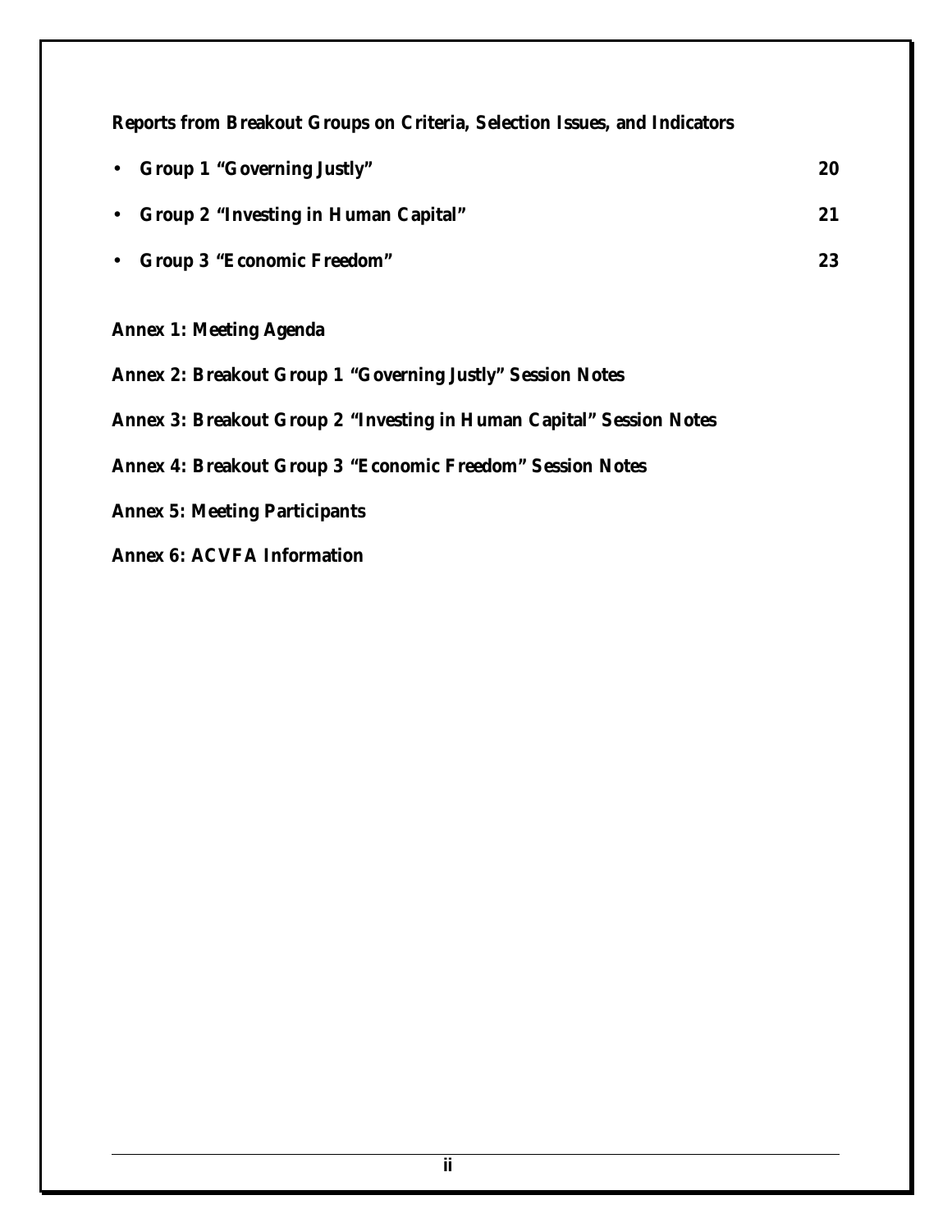**Reports from Breakout Groups on Criteria, Selection Issues, and Indicators**

- **Group 1 "Governing Justly"** 20
- **Group 2 "Investing in Human Capital"** 21
- **Group 3 "Economic Freedom"** 23

**Annex 1: Meeting Agenda**

**Annex 2: Breakout Group 1 "Governing Justly" Session Notes**

**Annex 3: Breakout Group 2 "Investing in Human Capital" Session Notes**

**Annex 4: Breakout Group 3 "Economic Freedom" Session Notes**

**Annex 5: Meeting Participants**

**Annex 6: ACVFA Information**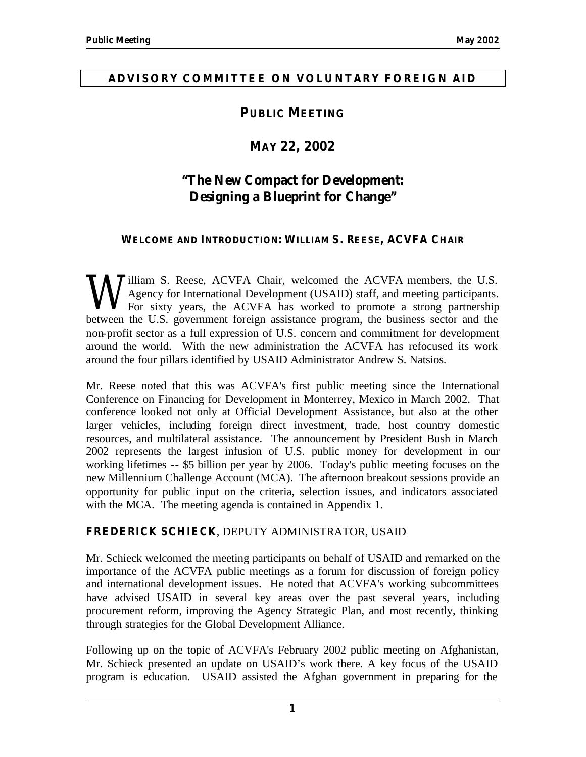## ADVISORY COMMITTEE ON VOLUNTARY FOREIGN AID

# PUBLIC MEETING

# MAY 22, 2002

# "The New Compact for Development: Designing a Blueprint for Change"

### WELCOME AND INTRODUCTION: WILLIAM S. REESE, ACVFA CHAIR

William S. Reese, ACVFA Chair, welcomed the ACVFA members, the U.S. Agency for International Development (USAID) staff, and meeting participants. For sixty years, the ACVFA has worked to promote a strong partnership between the U.S. government foreign assistance program, the business sector and the non-profit sector as a full expression of U.S. concern and commitment for development around the world. With the new administration the ACVFA has refocused its work around the four pillars identified by USAID Administrator Andrew S. Natsios.

Mr. Reese noted that this was ACVFA's first public meeting since the International Conference on Financing for Development in Monterrey, Mexico in March 2002. That conference looked not only at Official Development Assistance, but also at the other larger vehicles, including foreign direct investment, trade, host country domestic resources, and multilateral assistance. The announcement by President Bush in March 2002 represents the largest infusion of U.S. public money for development in our working lifetimes -- $5 billion per year by 2006. Today's public meeting focuses on the new Millennium Challenge Account (MCA). The afternoon breakout sessions provide an opportunity for public input on the criteria, selection issues, and indicators associated with the MCA. The meeting agenda is contained in Appendix 1.

### FREDERICK SCHIECK, DEPUTY ADMINISTRATOR, USAID

Mr. Schieck welcomed the meeting participants on behalf of USAID and remarked on the importance of the ACVFA public meetings as a forum for discussion of foreign policy and international development issues. He noted that ACVFA's working subcommittees have advised USAID in several key areas over the past several years, including procurement reform, improving the Agency Strategic Plan, and most recently, thinking through strategies for the Global Development Alliance.

Following up on the topic of ACVFA's February 2002 public meeting on Afghanistan, Mr. Schieck presented an update on USAID's work there. A key focus of the USAID program is education. USAID assisted the Afghan government in preparing for the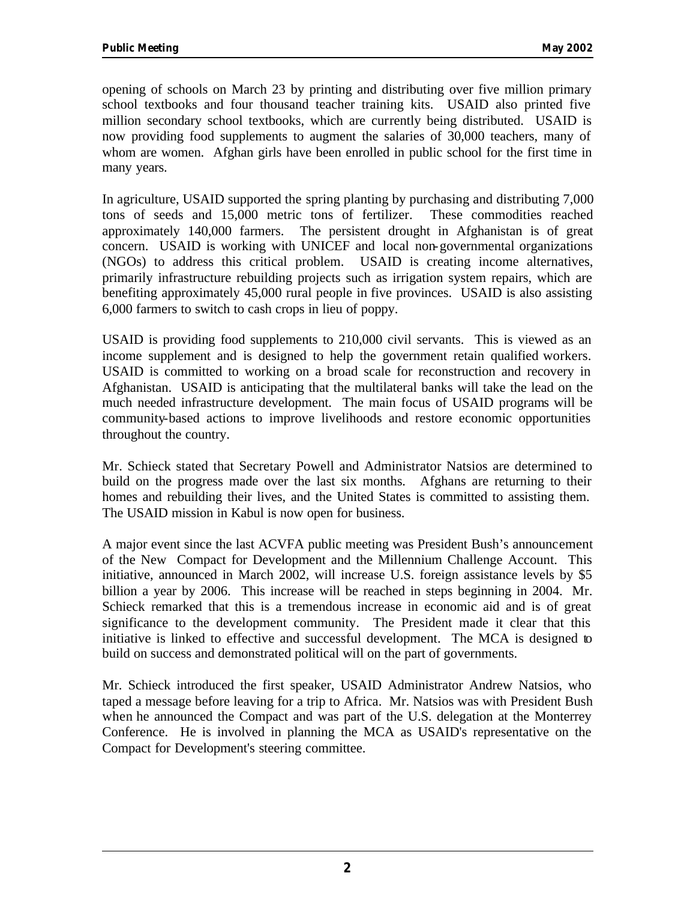opening of schools on March 23 by printing and distributing over five million primary school textbooks and four thousand teacher training kits. USAID also printed five million secondary school textbooks, which are currently being distributed. USAID is now providing food supplements to augment the salaries of 30,000 teachers, many of whom are women. Afghan girls have been enrolled in public school for the first time in many years.

In agriculture, USAID supported the spring planting by purchasing and distributing 7,000 tons of seeds and 15,000 metric tons of fertilizer. These commodities reached approximately 140,000 farmers. The persistent drought in Afghanistan is of great concern. USAID is working with UNICEF and local non-governmental organizations (NGOs) to address this critical problem. USAID is creating income alternatives, primarily infrastructure rebuilding projects such as irrigation system repairs, which are benefiting approximately 45,000 rural people in five provinces. USAID is also assisting 6,000 farmers to switch to cash crops in lieu of poppy.

USAID is providing food supplements to 210,000 civil servants. This is viewed as an income supplement and is designed to help the government retain qualified workers. USAID is committed to working on a broad scale for reconstruction and recovery in Afghanistan. USAID is anticipating that the multilateral banks will take the lead on the much needed infrastructure development. The main focus of USAID programs will be community-based actions to improve livelihoods and restore economic opportunities throughout the country.

Mr. Schieck stated that Secretary Powell and Administrator Natsios are determined to build on the progress made over the last six months. Afghans are returning to their homes and rebuilding their lives, and the United States is committed to assisting them. The USAID mission in Kabul is now open for business.

A major event since the last ACVFA public meeting was President Bush's announcement of the New Compact for Development and the Millennium Challenge Account. This initiative, announced in March 2002, will increase U.S. foreign assistance levels by $5 billion a year by 2006. This increase will be reached in steps beginning in 2004. Mr. Schieck remarked that this is a tremendous increase in economic aid and is of great significance to the development community. The President made it clear that this initiative is linked to effective and successful development. The MCA is designed to build on success and demonstrated political will on the part of governments.

Mr. Schieck introduced the first speaker, USAID Administrator Andrew Natsios, who taped a message before leaving for a trip to Africa. Mr. Natsios was with President Bush when he announced the Compact and was part of the U.S. delegation at the Monterrey Conference. He is involved in planning the MCA as USAID's representative on the Compact for Development's steering committee.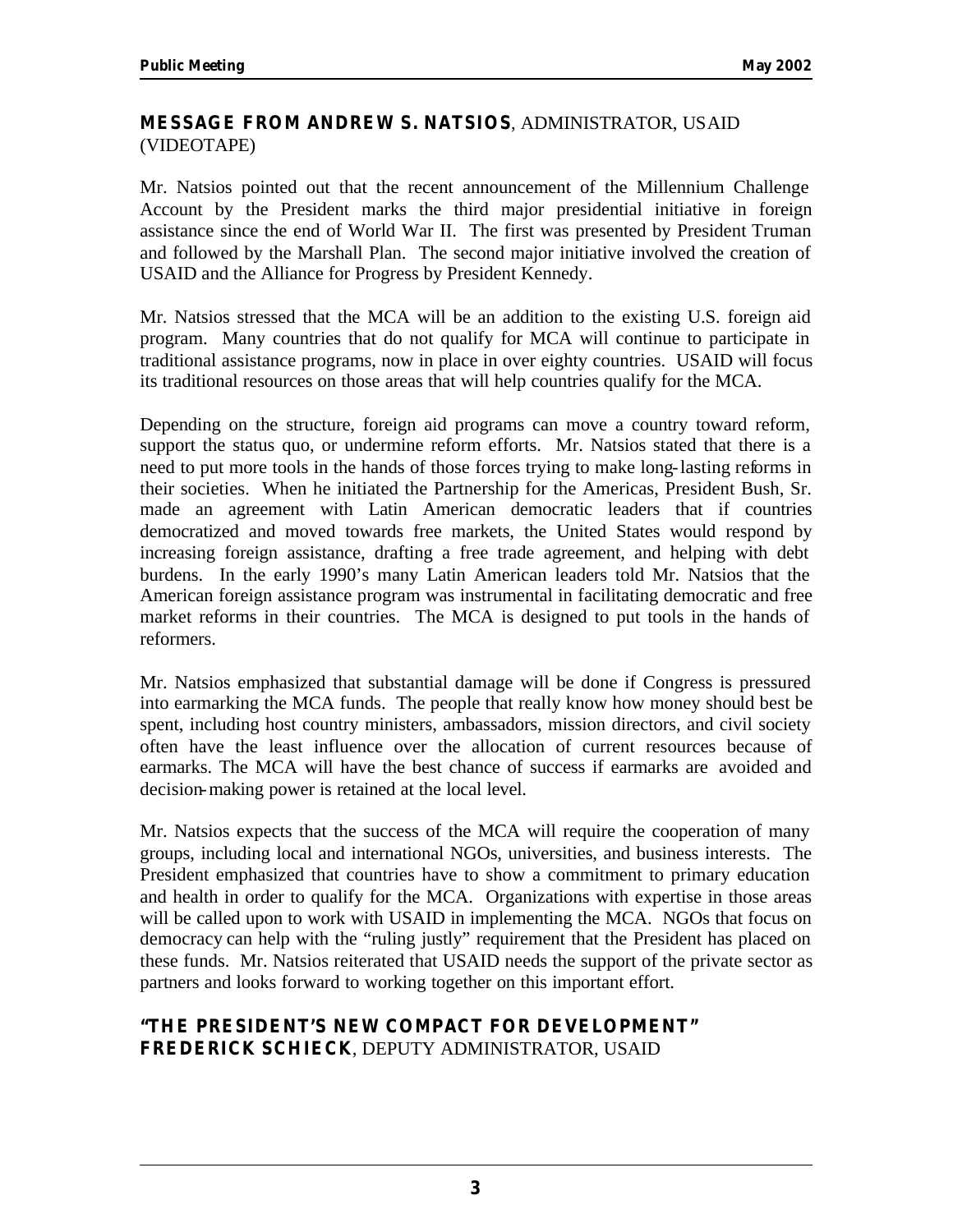## **MESSAGE FROM ANDREW S. NATSIOS**, ADMINISTRATOR, USAID (VIDEOTAPE)

Mr. Natsios pointed out that the recent announcement of the Millennium Challenge Account by the President marks the third major presidential initiative in foreign assistance since the end of World War II. The first was presented by President Truman and followed by the Marshall Plan. The second major initiative involved the creation of USAID and the Alliance for Progress by President Kennedy.

Mr. Natsios stressed that the MCA will be an addition to the existing U.S. foreign aid program. Many countries that do not qualify for MCA will continue to participate in traditional assistance programs, now in place in over eighty countries. USAID will focus its traditional resources on those areas that will help countries qualify for the MCA.

Depending on the structure, foreign aid programs can move a country toward reform, support the status quo, or undermine reform efforts. Mr. Natsios stated that there is a need to put more tools in the hands of those forces trying to make long-lasting reforms in their societies. When he initiated the Partnership for the Americas, President Bush, Sr. made an agreement with Latin American democratic leaders that if countries democratized and moved towards free markets, the United States would respond by increasing foreign assistance, drafting a free trade agreement, and helping with debt burdens. In the early 1990's many Latin American leaders told Mr. Natsios that the American foreign assistance program was instrumental in facilitating democratic and free market reforms in their countries. The MCA is designed to put tools in the hands of reformers.

Mr. Natsios emphasized that substantial damage will be done if Congress is pressured into earmarking the MCA funds. The people that really know how money should best be spent, including host country ministers, ambassadors, mission directors, and civil society often have the least influence over the allocation of current resources because of earmarks. The MCA will have the best chance of success if earmarks are avoided and decision-making power is retained at the local level.

Mr. Natsios expects that the success of the MCA will require the cooperation of many groups, including local and international NGOs, universities, and business interests. The President emphasized that countries have to show a commitment to primary education and health in order to qualify for the MCA. Organizations with expertise in those areas will be called upon to work with USAID in implementing the MCA. NGOs that focus on democracy can help with the "ruling justly" requirement that the President has placed on these funds. Mr. Natsios reiterated that USAID needs the support of the private sector as partners and looks forward to working together on this important effort.

## **"THE PRESIDENT'S NEW COMPACT FOR DEVELOPMENT" FREDERICK SCHIECK**, DEPUTY ADMINISTRATOR, USAID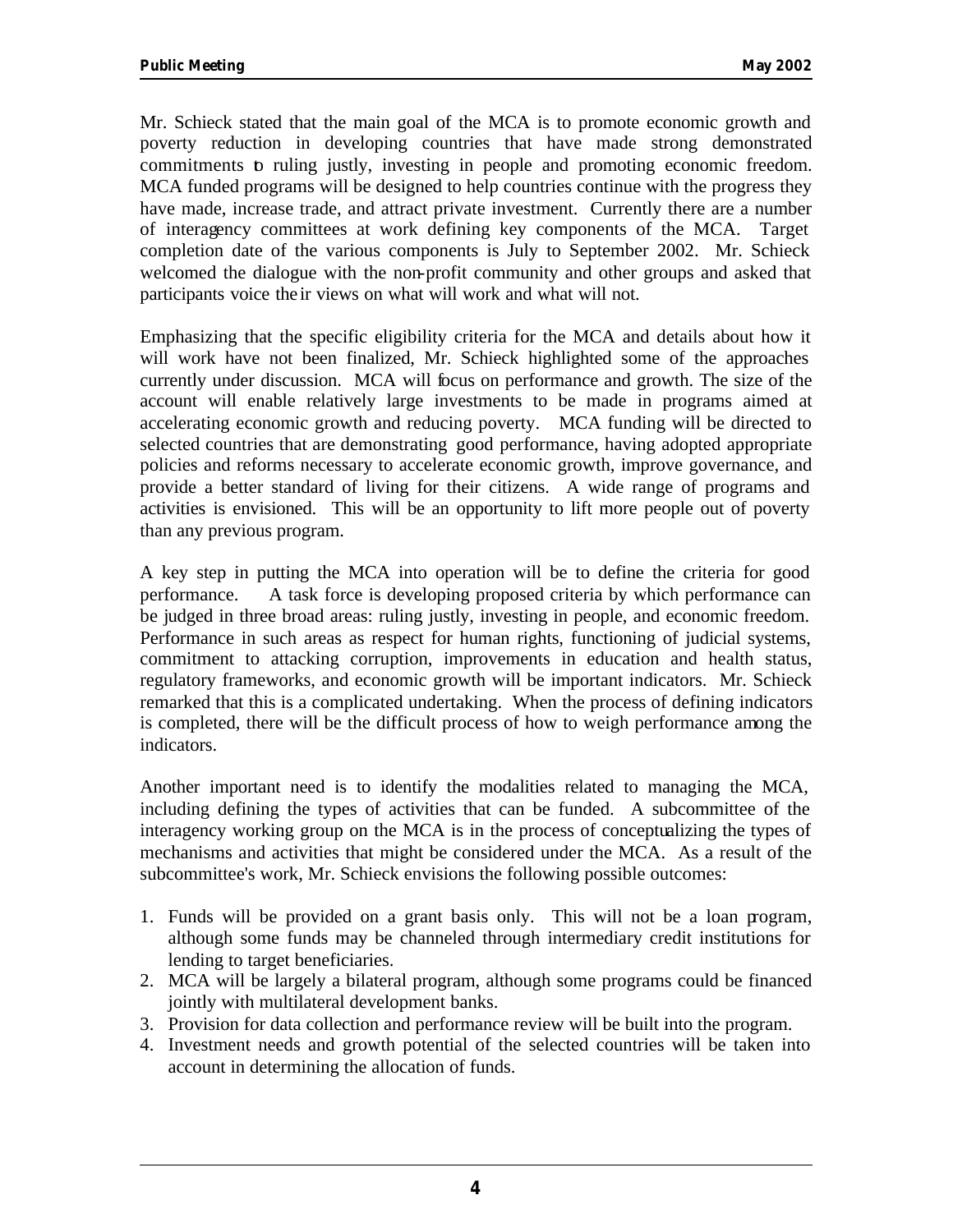Mr. Schieck stated that the main goal of the MCA is to promote economic growth and poverty reduction in developing countries that have made strong demonstrated commitments to ruling justly, investing in people and promoting economic freedom. MCA funded programs will be designed to help countries continue with the progress they have made, increase trade, and attract private investment. Currently there are a number of interagency committees at work defining key components of the MCA. Target completion date of the various components is July to September 2002. Mr. Schieck welcomed the dialogue with the non-profit community and other groups and asked that participants voice their views on what will work and what will not.

Emphasizing that the specific eligibility criteria for the MCA and details about how it will work have not been finalized, Mr. Schieck highlighted some of the approaches currently under discussion. MCA will focus on performance and growth. The size of the account will enable relatively large investments to be made in programs aimed at accelerating economic growth and reducing poverty. MCA funding will be directed to selected countries that are demonstrating good performance, having adopted appropriate policies and reforms necessary to accelerate economic growth, improve governance, and provide a better standard of living for their citizens. A wide range of programs and activities is envisioned. This will be an opportunity to lift more people out of poverty than any previous program.

A key step in putting the MCA into operation will be to define the criteria for good performance. A task force is developing proposed criteria by which performance can be judged in three broad areas: ruling justly, investing in people, and economic freedom. Performance in such areas as respect for human rights, functioning of judicial systems, commitment to attacking corruption, improvements in education and health status, regulatory frameworks, and economic growth will be important indicators. Mr. Schieck remarked that this is a complicated undertaking. When the process of defining indicators is completed, there will be the difficult process of how to weigh performance among the indicators.

Another important need is to identify the modalities related to managing the MCA, including defining the types of activities that can be funded. A subcommittee of the interagency working group on the MCA is in the process of conceptualizing the types of mechanisms and activities that might be considered under the MCA. As a result of the subcommittee's work, Mr. Schieck envisions the following possible outcomes:

1. Funds will be provided on a grant basis only. This will not be a loan program, although some funds may be channeled through intermediary credit institutions for lending to target beneficiaries.
2. MCA will be largely a bilateral program, although some programs could be financed jointly with multilateral development banks.
3. Provision for data collection and performance review will be built into the program.
4. Investment needs and growth potential of the selected countries will be taken into account in determining the allocation of funds.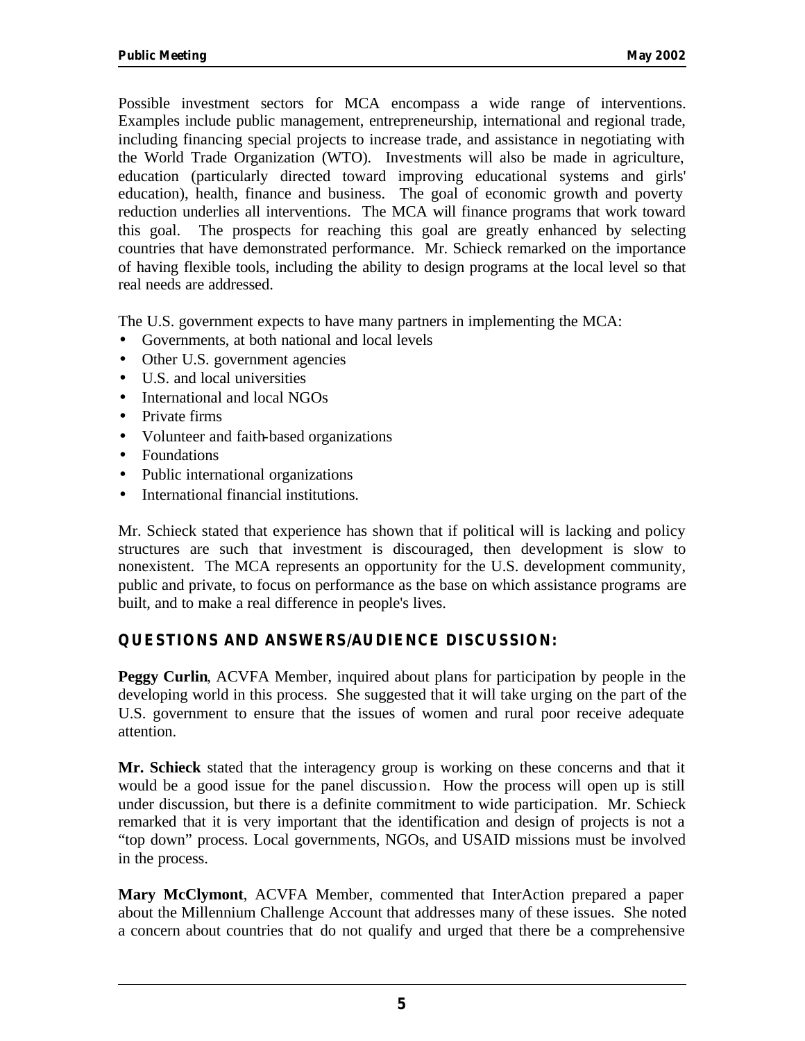Possible investment sectors for MCA encompass a wide range of interventions. Examples include public management, entrepreneurship, international and regional trade, including financing special projects to increase trade, and assistance in negotiating with the World Trade Organization (WTO). Investments will also be made in agriculture, education (particularly directed toward improving educational systems and girls' education), health, finance and business. The goal of economic growth and poverty reduction underlies all interventions. The MCA will finance programs that work toward this goal. The prospects for reaching this goal are greatly enhanced by selecting countries that have demonstrated performance. Mr. Schieck remarked on the importance of having flexible tools, including the ability to design programs at the local level so that real needs are addressed.

The U.S. government expects to have many partners in implementing the MCA:

- Governments, at both national and local levels
- Other U.S. government agencies
- U.S. and local universities
- International and local NGOs
- Private firms
- Volunteer and faith-based organizations
- Foundations
- Public international organizations
- International financial institutions.

Mr. Schieck stated that experience has shown that if political will is lacking and policy structures are such that investment is discouraged, then development is slow to nonexistent. The MCA represents an opportunity for the U.S. development community, public and private, to focus on performance as the base on which assistance programs are built, and to make a real difference in people's lives.

## QUESTIONS AND ANSWERS/AUDIENCE DISCUSSION:

**Peggy Curlin**, ACVFA Member, inquired about plans for participation by people in the developing world in this process. She suggested that it will take urging on the part of the U.S. government to ensure that the issues of women and rural poor receive adequate attention.

**Mr. Schieck** stated that the interagency group is working on these concerns and that it would be a good issue for the panel discussion. How the process will open up is still under discussion, but there is a definite commitment to wide participation. Mr. Schieck remarked that it is very important that the identification and design of projects is not a "top down" process. Local governments, NGOs, and USAID missions must be involved in the process.

**Mary McClymont**, ACVFA Member, commented that InterAction prepared a paper about the Millennium Challenge Account that addresses many of these issues. She noted a concern about countries that do not qualify and urged that there be a comprehensive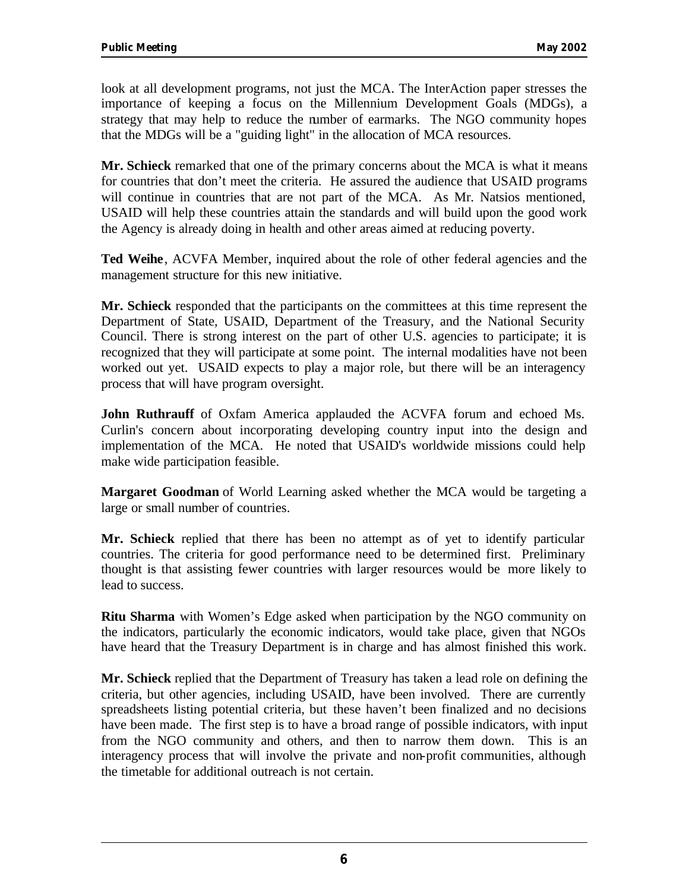look at all development programs, not just the MCA. The InterAction paper stresses the importance of keeping a focus on the Millennium Development Goals (MDGs), a strategy that may help to reduce the number of earmarks. The NGO community hopes that the MDGs will be a "guiding light" in the allocation of MCA resources.

**Mr. Schieck** remarked that one of the primary concerns about the MCA is what it means for countries that don't meet the criteria. He assured the audience that USAID programs will continue in countries that are not part of the MCA. As Mr. Natsios mentioned, USAID will help these countries attain the standards and will build upon the good work the Agency is already doing in health and other areas aimed at reducing poverty.

**Ted Weihe**, ACVFA Member, inquired about the role of other federal agencies and the management structure for this new initiative.

**Mr. Schieck** responded that the participants on the committees at this time represent the Department of State, USAID, Department of the Treasury, and the National Security Council. There is strong interest on the part of other U.S. agencies to participate; it is recognized that they will participate at some point. The internal modalities have not been worked out yet. USAID expects to play a major role, but there will be an interagency process that will have program oversight.

**John Ruthrauff** of Oxfam America applauded the ACVFA forum and echoed Ms. Curlin's concern about incorporating developing country input into the design and implementation of the MCA. He noted that USAID's worldwide missions could help make wide participation feasible.

**Margaret Goodman** of World Learning asked whether the MCA would be targeting a large or small number of countries.

**Mr. Schieck** replied that there has been no attempt as of yet to identify particular countries. The criteria for good performance need to be determined first. Preliminary thought is that assisting fewer countries with larger resources would be more likely to lead to success.

**Ritu Sharma** with Women's Edge asked when participation by the NGO community on the indicators, particularly the economic indicators, would take place, given that NGOs have heard that the Treasury Department is in charge and has almost finished this work.

**Mr. Schieck** replied that the Department of Treasury has taken a lead role on defining the criteria, but other agencies, including USAID, have been involved. There are currently spreadsheets listing potential criteria, but these haven't been finalized and no decisions have been made. The first step is to have a broad range of possible indicators, with input from the NGO community and others, and then to narrow them down. This is an interagency process that will involve the private and non-profit communities, although the timetable for additional outreach is not certain.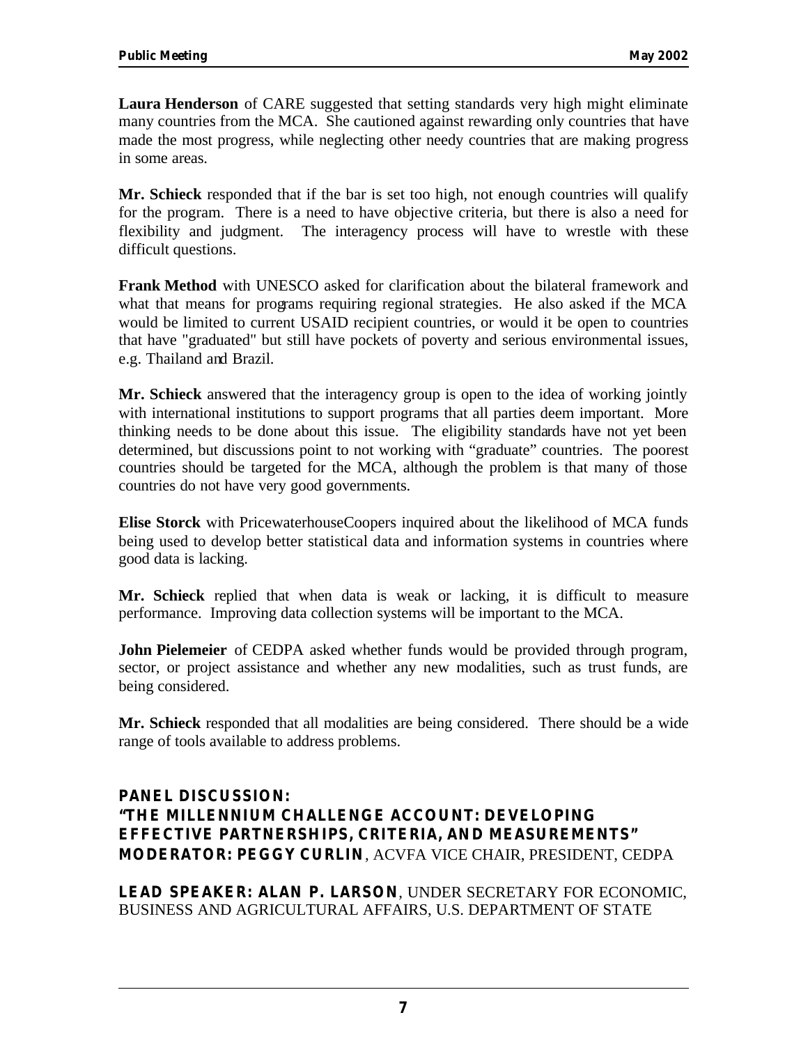**Laura Henderson** of CARE suggested that setting standards very high might eliminate many countries from the MCA. She cautioned against rewarding only countries that have made the most progress, while neglecting other needy countries that are making progress in some areas.

**Mr. Schieck** responded that if the bar is set too high, not enough countries will qualify for the program. There is a need to have objective criteria, but there is also a need for flexibility and judgment. The interagency process will have to wrestle with these difficult questions.

**Frank Method** with UNESCO asked for clarification about the bilateral framework and what that means for programs requiring regional strategies. He also asked if the MCA would be limited to current USAID recipient countries, or would it be open to countries that have "graduated" but still have pockets of poverty and serious environmental issues, e.g. Thailand and Brazil.

**Mr. Schieck** answered that the interagency group is open to the idea of working jointly with international institutions to support programs that all parties deem important. More thinking needs to be done about this issue. The eligibility standards have not yet been determined, but discussions point to not working with "graduate" countries. The poorest countries should be targeted for the MCA, although the problem is that many of those countries do not have very good governments.

**Elise Storck** with PricewaterhouseCoopers inquired about the likelihood of MCA funds being used to develop better statistical data and information systems in countries where good data is lacking.

**Mr. Schieck** replied that when data is weak or lacking, it is difficult to measure performance. Improving data collection systems will be important to the MCA.

**John Pielemeier** of CEDPA asked whether funds would be provided through program, sector, or project assistance and whether any new modalities, such as trust funds, are being considered.

**Mr. Schieck** responded that all modalities are being considered. There should be a wide range of tools available to address problems.

## PANEL DISCUSSION: "THE MILLENNIUM CHALLENGE ACCOUNT: DEVELOPING EFFECTIVE PARTNERSHIPS, CRITERIA, AND MEASUREMENTS"

**MODERATOR: PEGGY CURLIN**, ACVFA VICE CHAIR, PRESIDENT, CEDPA

**LEAD SPEAKER: ALAN P. LARSON**, UNDER SECRETARY FOR ECONOMIC, BUSINESS AND AGRICULTURAL AFFAIRS, U.S. DEPARTMENT OF STATE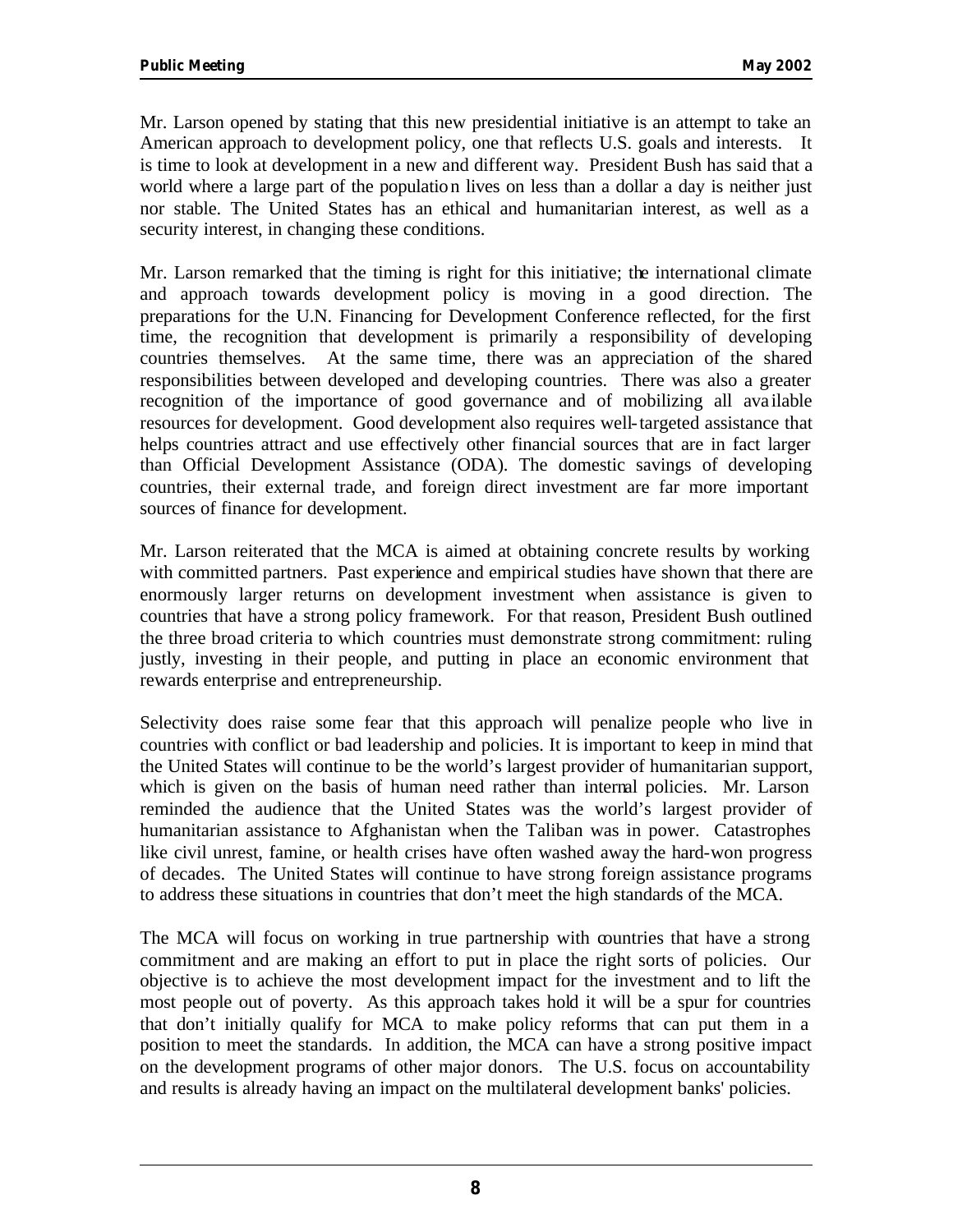Mr. Larson opened by stating that this new presidential initiative is an attempt to take an American approach to development policy, one that reflects U.S. goals and interests. It is time to look at development in a new and different way. President Bush has said that a world where a large part of the population lives on less than a dollar a day is neither just nor stable. The United States has an ethical and humanitarian interest, as well as a security interest, in changing these conditions.

Mr. Larson remarked that the timing is right for this initiative; the international climate and approach towards development policy is moving in a good direction. The preparations for the U.N. Financing for Development Conference reflected, for the first time, the recognition that development is primarily a responsibility of developing countries themselves. At the same time, there was an appreciation of the shared responsibilities between developed and developing countries. There was also a greater recognition of the importance of good governance and of mobilizing all available resources for development. Good development also requires well-targeted assistance that helps countries attract and use effectively other financial sources that are in fact larger than Official Development Assistance (ODA). The domestic savings of developing countries, their external trade, and foreign direct investment are far more important sources of finance for development.

Mr. Larson reiterated that the MCA is aimed at obtaining concrete results by working with committed partners. Past experience and empirical studies have shown that there are enormously larger returns on development investment when assistance is given to countries that have a strong policy framework. For that reason, President Bush outlined the three broad criteria to which countries must demonstrate strong commitment: ruling justly, investing in their people, and putting in place an economic environment that rewards enterprise and entrepreneurship.

Selectivity does raise some fear that this approach will penalize people who live in countries with conflict or bad leadership and policies. It is important to keep in mind that the United States will continue to be the world's largest provider of humanitarian support, which is given on the basis of human need rather than internal policies. Mr. Larson reminded the audience that the United States was the world's largest provider of humanitarian assistance to Afghanistan when the Taliban was in power. Catastrophes like civil unrest, famine, or health crises have often washed away the hard-won progress of decades. The United States will continue to have strong foreign assistance programs to address these situations in countries that don't meet the high standards of the MCA.

The MCA will focus on working in true partnership with countries that have a strong commitment and are making an effort to put in place the right sorts of policies. Our objective is to achieve the most development impact for the investment and to lift the most people out of poverty. As this approach takes hold it will be a spur for countries that don't initially qualify for MCA to make policy reforms that can put them in a position to meet the standards. In addition, the MCA can have a strong positive impact on the development programs of other major donors. The U.S. focus on accountability and results is already having an impact on the multilateral development banks' policies.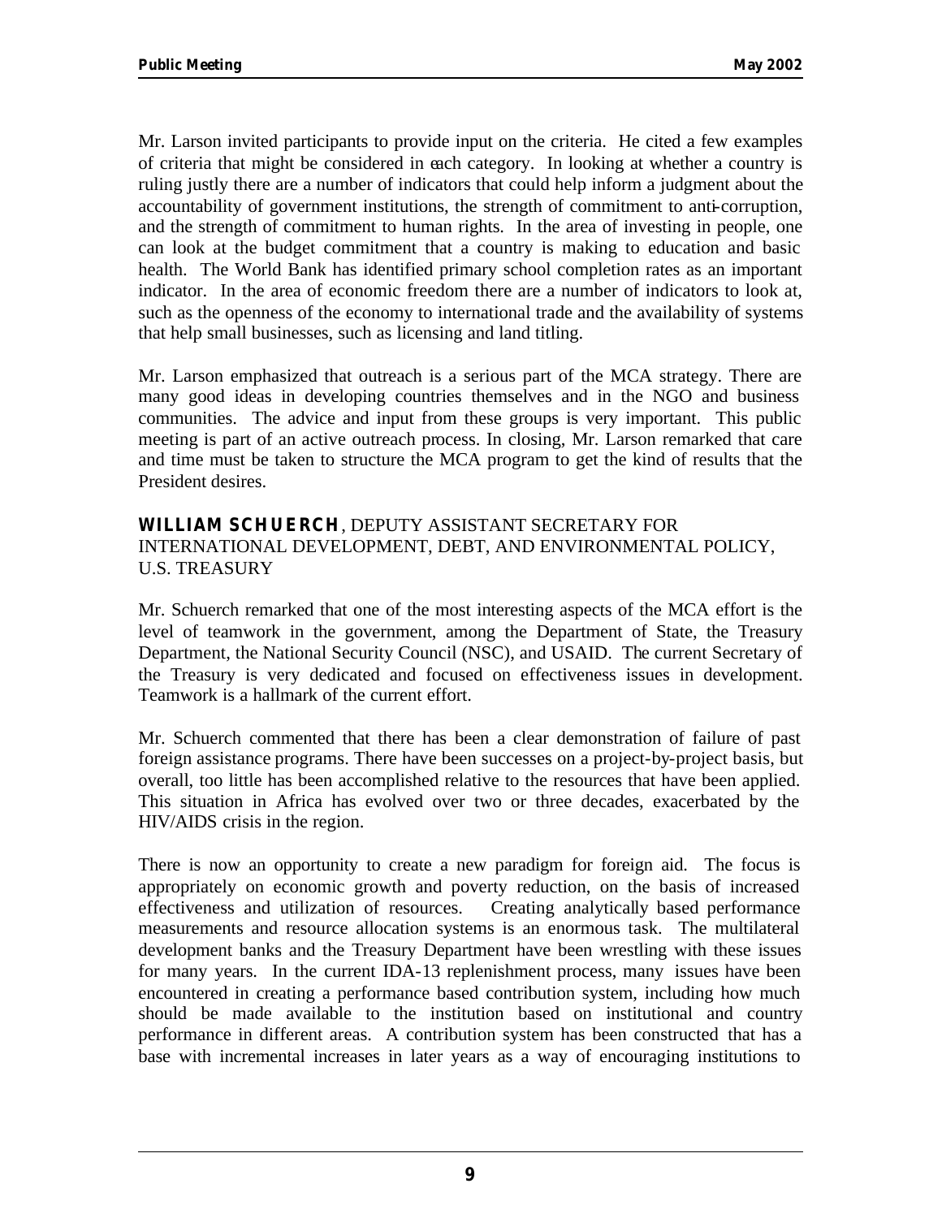Mr. Larson invited participants to provide input on the criteria. He cited a few examples of criteria that might be considered in each category. In looking at whether a country is ruling justly there are a number of indicators that could help inform a judgment about the accountability of government institutions, the strength of commitment to anti-corruption, and the strength of commitment to human rights. In the area of investing in people, one can look at the budget commitment that a country is making to education and basic health. The World Bank has identified primary school completion rates as an important indicator. In the area of economic freedom there are a number of indicators to look at, such as the openness of the economy to international trade and the availability of systems that help small businesses, such as licensing and land titling.

Mr. Larson emphasized that outreach is a serious part of the MCA strategy. There are many good ideas in developing countries themselves and in the NGO and business communities. The advice and input from these groups is very important. This public meeting is part of an active outreach process. In closing, Mr. Larson remarked that care and time must be taken to structure the MCA program to get the kind of results that the President desires.

### **WILLIAM SCHUERCH**, DEPUTY ASSISTANT SECRETARY FOR INTERNATIONAL DEVELOPMENT, DEBT, AND ENVIRONMENTAL POLICY, U.S. TREASURY

Mr. Schuerch remarked that one of the most interesting aspects of the MCA effort is the level of teamwork in the government, among the Department of State, the Treasury Department, the National Security Council (NSC), and USAID. The current Secretary of the Treasury is very dedicated and focused on effectiveness issues in development. Teamwork is a hallmark of the current effort.

Mr. Schuerch commented that there has been a clear demonstration of failure of past foreign assistance programs. There have been successes on a project-by-project basis, but overall, too little has been accomplished relative to the resources that have been applied. This situation in Africa has evolved over two or three decades, exacerbated by the HIV/AIDS crisis in the region.

There is now an opportunity to create a new paradigm for foreign aid. The focus is appropriately on economic growth and poverty reduction, on the basis of increased effectiveness and utilization of resources. Creating analytically based performance measurements and resource allocation systems is an enormous task. The multilateral development banks and the Treasury Department have been wrestling with these issues for many years. In the current IDA-13 replenishment process, many issues have been encountered in creating a performance based contribution system, including how much should be made available to the institution based on institutional and country performance in different areas. A contribution system has been constructed that has a base with incremental increases in later years as a way of encouraging institutions to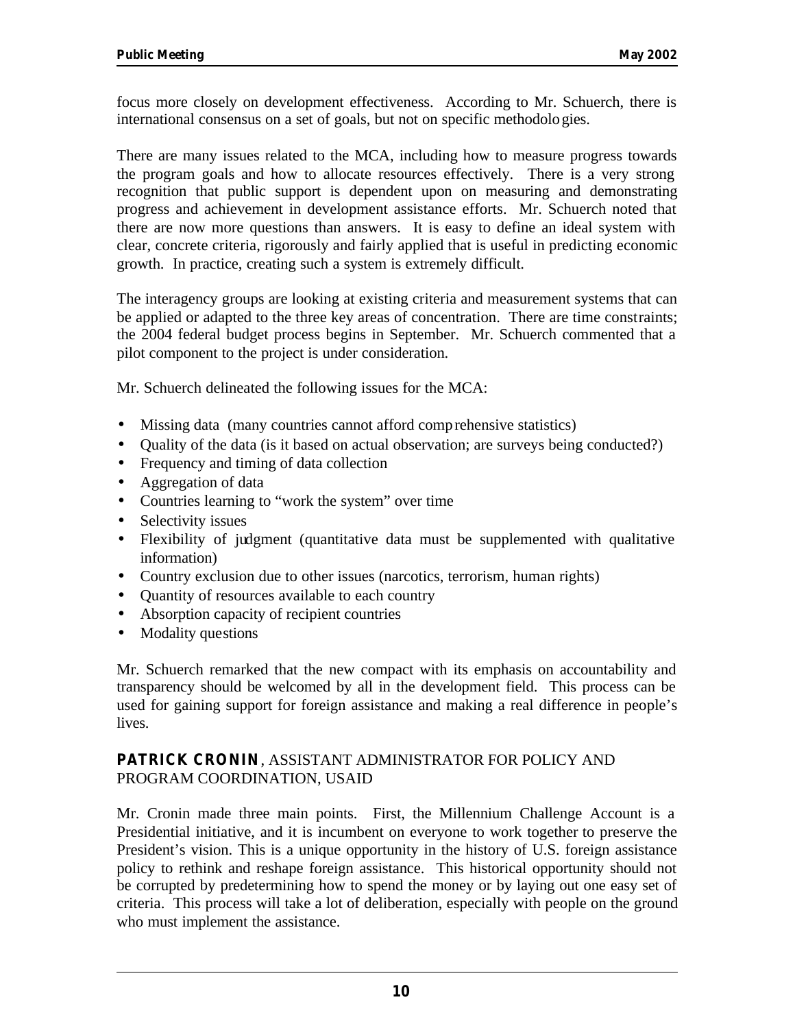focus more closely on development effectiveness. According to Mr. Schuerch, there is international consensus on a set of goals, but not on specific methodologies.

There are many issues related to the MCA, including how to measure progress towards the program goals and how to allocate resources effectively. There is a very strong recognition that public support is dependent upon on measuring and demonstrating progress and achievement in development assistance efforts. Mr. Schuerch noted that there are now more questions than answers. It is easy to define an ideal system with clear, concrete criteria, rigorously and fairly applied that is useful in predicting economic growth. In practice, creating such a system is extremely difficult.

The interagency groups are looking at existing criteria and measurement systems that can be applied or adapted to the three key areas of concentration. There are time constraints; the 2004 federal budget process begins in September. Mr. Schuerch commented that a pilot component to the project is under consideration.

Mr. Schuerch delineated the following issues for the MCA:

- Missing data (many countries cannot afford comprehensive statistics)
- Quality of the data (is it based on actual observation; are surveys being conducted?)
- Frequency and timing of data collection
- Aggregation of data
- Countries learning to "work the system" over time
- Selectivity issues
- Flexibility of judgment (quantitative data must be supplemented with qualitative information)
- Country exclusion due to other issues (narcotics, terrorism, human rights)
- Quantity of resources available to each country
- Absorption capacity of recipient countries
- Modality questions

Mr. Schuerch remarked that the new compact with its emphasis on accountability and transparency should be welcomed by all in the development field. This process can be used for gaining support for foreign assistance and making a real difference in people's lives.

### **PATRICK CRONIN**, ASSISTANT ADMINISTRATOR FOR POLICY AND PROGRAM COORDINATION, USAID

Mr. Cronin made three main points. First, the Millennium Challenge Account is a Presidential initiative, and it is incumbent on everyone to work together to preserve the President's vision. This is a unique opportunity in the history of U.S. foreign assistance policy to rethink and reshape foreign assistance. This historical opportunity should not be corrupted by predetermining how to spend the money or by laying out one easy set of criteria. This process will take a lot of deliberation, especially with people on the ground who must implement the assistance.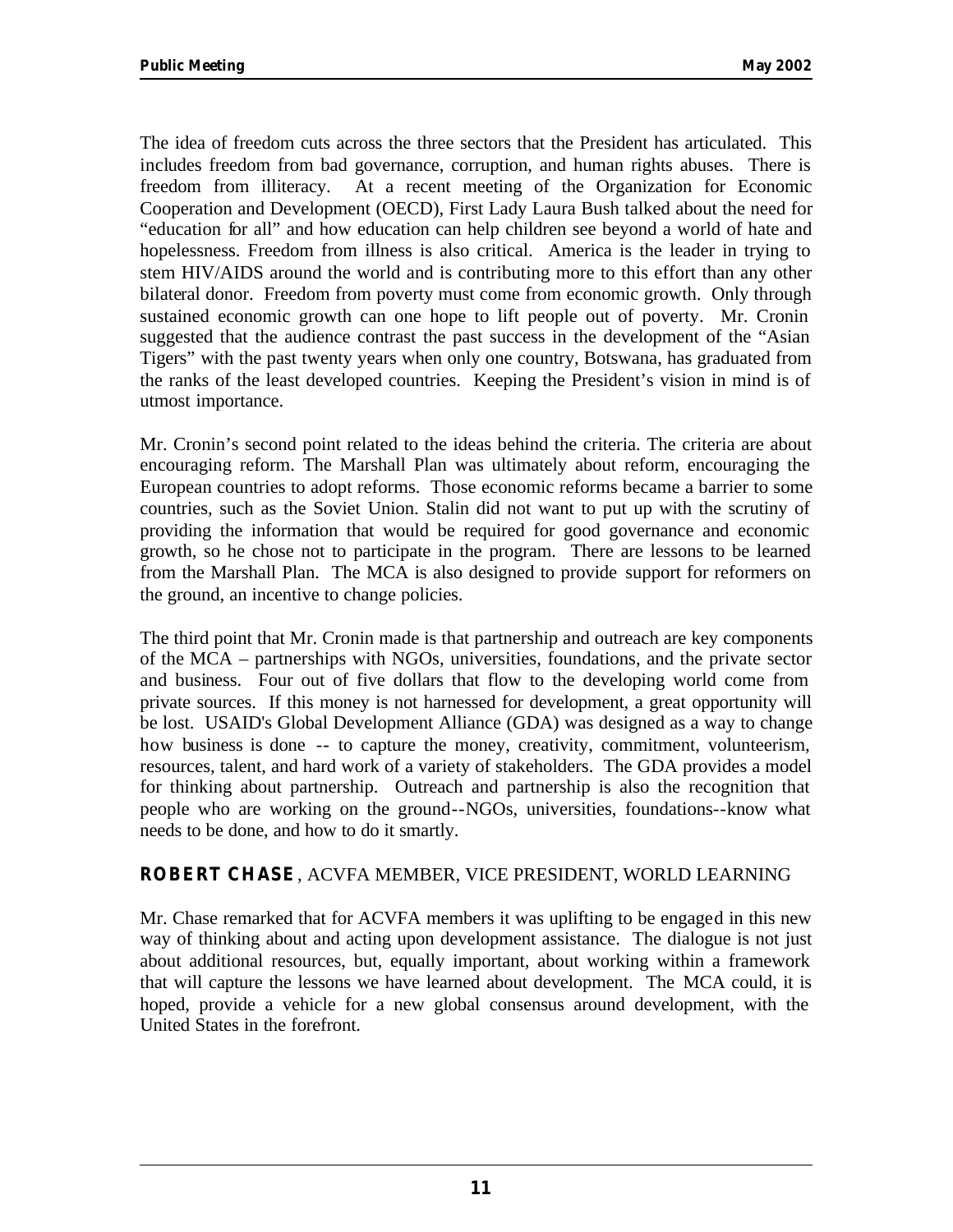The idea of freedom cuts across the three sectors that the President has articulated. This includes freedom from bad governance, corruption, and human rights abuses. There is freedom from illiteracy. At a recent meeting of the Organization for Economic Cooperation and Development (OECD), First Lady Laura Bush talked about the need for "education for all" and how education can help children see beyond a world of hate and hopelessness. Freedom from illness is also critical. America is the leader in trying to stem HIV/AIDS around the world and is contributing more to this effort than any other bilateral donor. Freedom from poverty must come from economic growth. Only through sustained economic growth can one hope to lift people out of poverty. Mr. Cronin suggested that the audience contrast the past success in the development of the "Asian Tigers" with the past twenty years when only one country, Botswana, has graduated from the ranks of the least developed countries. Keeping the President's vision in mind is of utmost importance.

Mr. Cronin's second point related to the ideas behind the criteria. The criteria are about encouraging reform. The Marshall Plan was ultimately about reform, encouraging the European countries to adopt reforms. Those economic reforms became a barrier to some countries, such as the Soviet Union. Stalin did not want to put up with the scrutiny of providing the information that would be required for good governance and economic growth, so he chose not to participate in the program. There are lessons to be learned from the Marshall Plan. The MCA is also designed to provide support for reformers on the ground, an incentive to change policies.

The third point that Mr. Cronin made is that partnership and outreach are key components of the MCA – partnerships with NGOs, universities, foundations, and the private sector and business. Four out of five dollars that flow to the developing world come from private sources. If this money is not harnessed for development, a great opportunity will be lost. USAID's Global Development Alliance (GDA) was designed as a way to change how business is done -- to capture the money, creativity, commitment, volunteerism, resources, talent, and hard work of a variety of stakeholders. The GDA provides a model for thinking about partnership. Outreach and partnership is also the recognition that people who are working on the ground--NGOs, universities, foundations--know what needs to be done, and how to do it smartly.

**ROBERT CHASE**, ACVFA MEMBER, VICE PRESIDENT, WORLD LEARNING

Mr. Chase remarked that for ACVFA members it was uplifting to be engaged in this new way of thinking about and acting upon development assistance. The dialogue is not just about additional resources, but, equally important, about working within a framework that will capture the lessons we have learned about development. The MCA could, it is hoped, provide a vehicle for a new global consensus around development, with the United States in the forefront.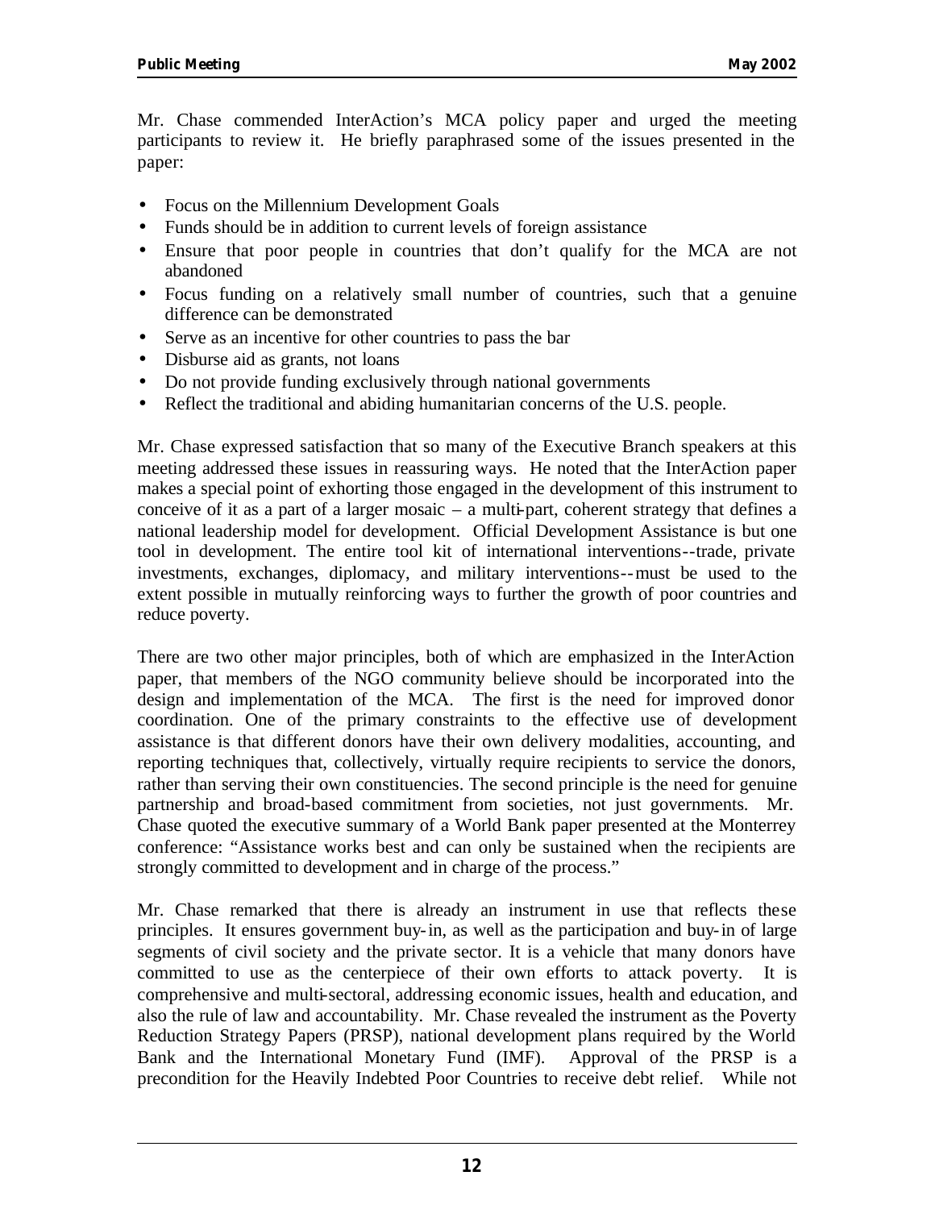Mr. Chase commended InterAction's MCA policy paper and urged the meeting participants to review it. He briefly paraphrased some of the issues presented in the paper:

- Focus on the Millennium Development Goals
- Funds should be in addition to current levels of foreign assistance
- Ensure that poor people in countries that don't qualify for the MCA are not abandoned
- Focus funding on a relatively small number of countries, such that a genuine difference can be demonstrated
- Serve as an incentive for other countries to pass the bar
- Disburse aid as grants, not loans
- Do not provide funding exclusively through national governments
- Reflect the traditional and abiding humanitarian concerns of the U.S. people.

Mr. Chase expressed satisfaction that so many of the Executive Branch speakers at this meeting addressed these issues in reassuring ways. He noted that the InterAction paper makes a special point of exhorting those engaged in the development of this instrument to conceive of it as a part of a larger mosaic – a multi-part, coherent strategy that defines a national leadership model for development. Official Development Assistance is but one tool in development. The entire tool kit of international interventions--trade, private investments, exchanges, diplomacy, and military interventions--must be used to the extent possible in mutually reinforcing ways to further the growth of poor countries and reduce poverty.

There are two other major principles, both of which are emphasized in the InterAction paper, that members of the NGO community believe should be incorporated into the design and implementation of the MCA. The first is the need for improved donor coordination. One of the primary constraints to the effective use of development assistance is that different donors have their own delivery modalities, accounting, and reporting techniques that, collectively, virtually require recipients to service the donors, rather than serving their own constituencies. The second principle is the need for genuine partnership and broad-based commitment from societies, not just governments. Mr. Chase quoted the executive summary of a World Bank paper presented at the Monterrey conference: "Assistance works best and can only be sustained when the recipients are strongly committed to development and in charge of the process."

Mr. Chase remarked that there is already an instrument in use that reflects these principles. It ensures government buy-in, as well as the participation and buy-in of large segments of civil society and the private sector. It is a vehicle that many donors have committed to use as the centerpiece of their own efforts to attack poverty. It is comprehensive and multi-sectoral, addressing economic issues, health and education, and also the rule of law and accountability. Mr. Chase revealed the instrument as the Poverty Reduction Strategy Papers (PRSP), national development plans required by the World Bank and the International Monetary Fund (IMF). Approval of the PRSP is a precondition for the Heavily Indebted Poor Countries to receive debt relief. While not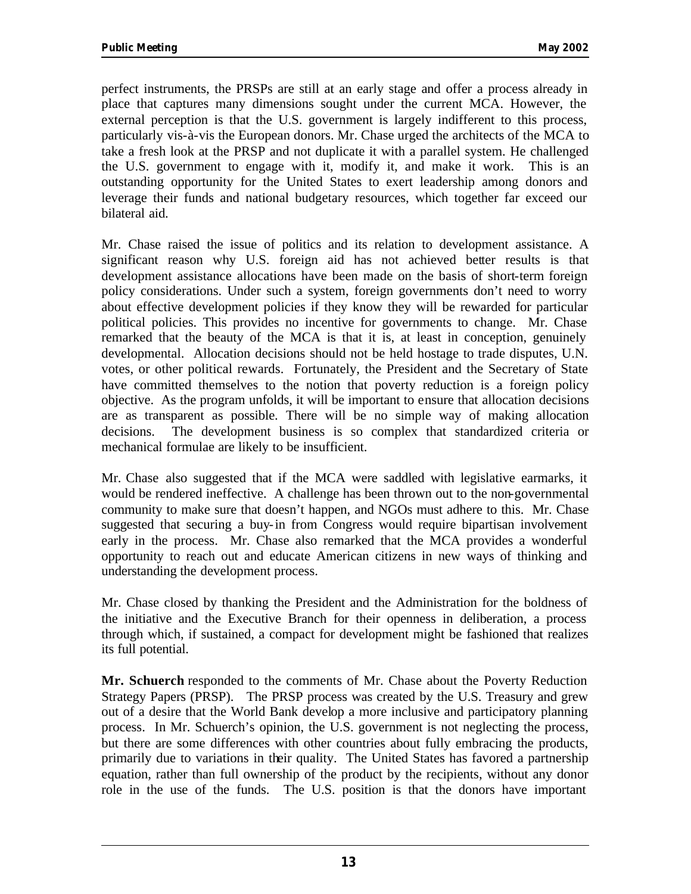perfect instruments, the PRSPs are still at an early stage and offer a process already in place that captures many dimensions sought under the current MCA. However, the external perception is that the U.S. government is largely indifferent to this process, particularly vis-à-vis the European donors. Mr. Chase urged the architects of the MCA to take a fresh look at the PRSP and not duplicate it with a parallel system. He challenged the U.S. government to engage with it, modify it, and make it work. This is an outstanding opportunity for the United States to exert leadership among donors and leverage their funds and national budgetary resources, which together far exceed our bilateral aid.

Mr. Chase raised the issue of politics and its relation to development assistance. A significant reason why U.S. foreign aid has not achieved better results is that development assistance allocations have been made on the basis of short-term foreign policy considerations. Under such a system, foreign governments don't need to worry about effective development policies if they know they will be rewarded for particular political policies. This provides no incentive for governments to change. Mr. Chase remarked that the beauty of the MCA is that it is, at least in conception, genuinely developmental. Allocation decisions should not be held hostage to trade disputes, U.N. votes, or other political rewards. Fortunately, the President and the Secretary of State have committed themselves to the notion that poverty reduction is a foreign policy objective. As the program unfolds, it will be important to ensure that allocation decisions are as transparent as possible. There will be no simple way of making allocation decisions. The development business is so complex that standardized criteria or mechanical formulae are likely to be insufficient.

Mr. Chase also suggested that if the MCA were saddled with legislative earmarks, it would be rendered ineffective. A challenge has been thrown out to the non-governmental community to make sure that doesn't happen, and NGOs must adhere to this. Mr. Chase suggested that securing a buy-in from Congress would require bipartisan involvement early in the process. Mr. Chase also remarked that the MCA provides a wonderful opportunity to reach out and educate American citizens in new ways of thinking and understanding the development process.

Mr. Chase closed by thanking the President and the Administration for the boldness of the initiative and the Executive Branch for their openness in deliberation, a process through which, if sustained, a compact for development might be fashioned that realizes its full potential.

**Mr. Schuerch** responded to the comments of Mr. Chase about the Poverty Reduction Strategy Papers (PRSP). The PRSP process was created by the U.S. Treasury and grew out of a desire that the World Bank develop a more inclusive and participatory planning process. In Mr. Schuerch's opinion, the U.S. government is not neglecting the process, but there are some differences with other countries about fully embracing the products, primarily due to variations in their quality. The United States has favored a partnership equation, rather than full ownership of the product by the recipients, without any donor role in the use of the funds. The U.S. position is that the donors have important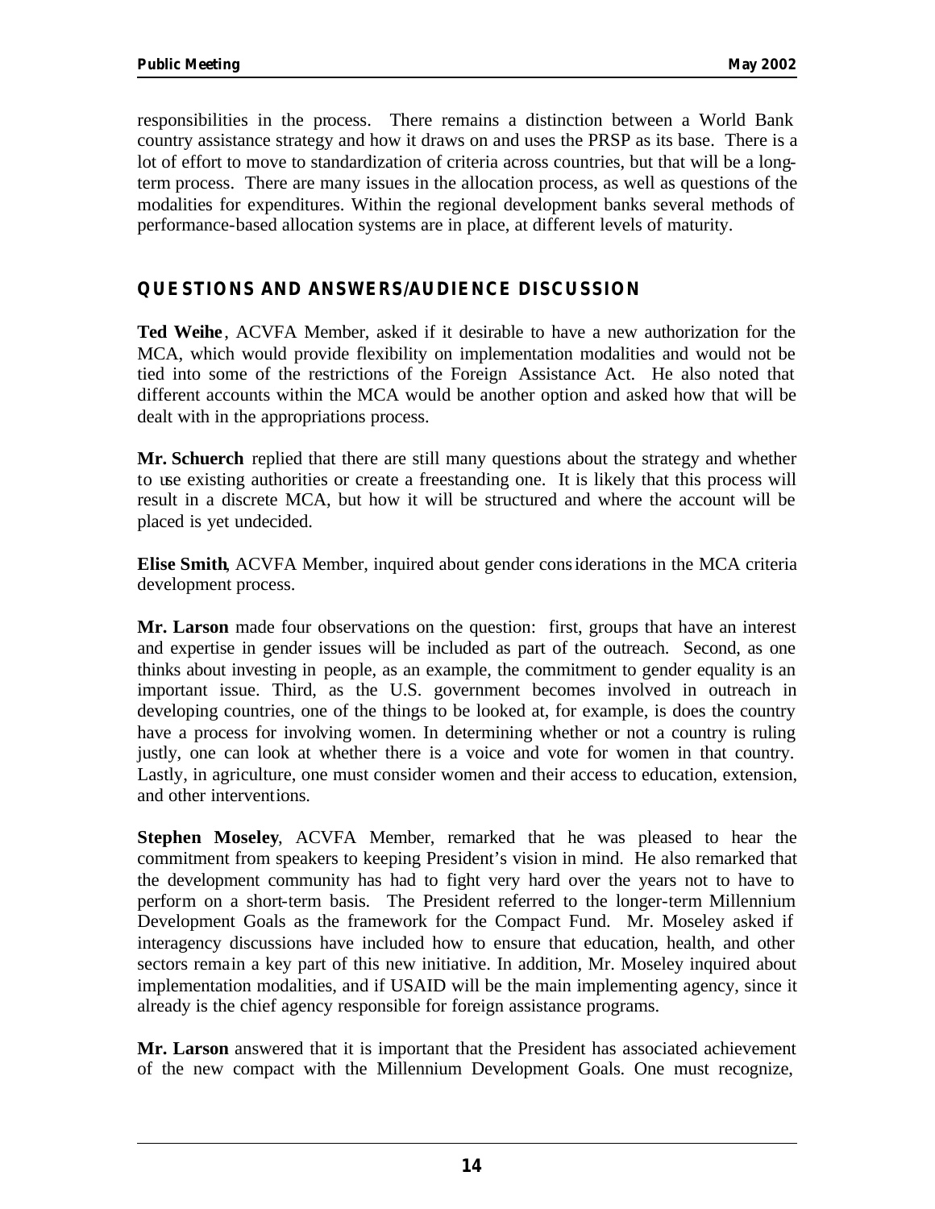responsibilities in the process. There remains a distinction between a World Bank country assistance strategy and how it draws on and uses the PRSP as its base. There is a lot of effort to move to standardization of criteria across countries, but that will be a long-term process. There are many issues in the allocation process, as well as questions of the modalities for expenditures. Within the regional development banks several methods of performance-based allocation systems are in place, at different levels of maturity.

## QUESTIONS AND ANSWERS/AUDIENCE DISCUSSION

**Ted Weihe**, ACVFA Member, asked if it desirable to have a new authorization for the MCA, which would provide flexibility on implementation modalities and would not be tied into some of the restrictions of the Foreign Assistance Act. He also noted that different accounts within the MCA would be another option and asked how that will be dealt with in the appropriations process.

**Mr. Schuerch** replied that there are still many questions about the strategy and whether to use existing authorities or create a freestanding one. It is likely that this process will result in a discrete MCA, but how it will be structured and where the account will be placed is yet undecided.

**Elise Smith**, ACVFA Member, inquired about gender considerations in the MCA criteria development process.

**Mr. Larson** made four observations on the question: first, groups that have an interest and expertise in gender issues will be included as part of the outreach. Second, as one thinks about investing in people, as an example, the commitment to gender equality is an important issue. Third, as the U.S. government becomes involved in outreach in developing countries, one of the things to be looked at, for example, is does the country have a process for involving women. In determining whether or not a country is ruling justly, one can look at whether there is a voice and vote for women in that country. Lastly, in agriculture, one must consider women and their access to education, extension, and other interventions.

**Stephen Moseley**, ACVFA Member, remarked that he was pleased to hear the commitment from speakers to keeping President's vision in mind. He also remarked that the development community has had to fight very hard over the years not to have to perform on a short-term basis. The President referred to the longer-term Millennium Development Goals as the framework for the Compact Fund. Mr. Moseley asked if interagency discussions have included how to ensure that education, health, and other sectors remain a key part of this new initiative. In addition, Mr. Moseley inquired about implementation modalities, and if USAID will be the main implementing agency, since it already is the chief agency responsible for foreign assistance programs.

**Mr. Larson** answered that it is important that the President has associated achievement of the new compact with the Millennium Development Goals. One must recognize,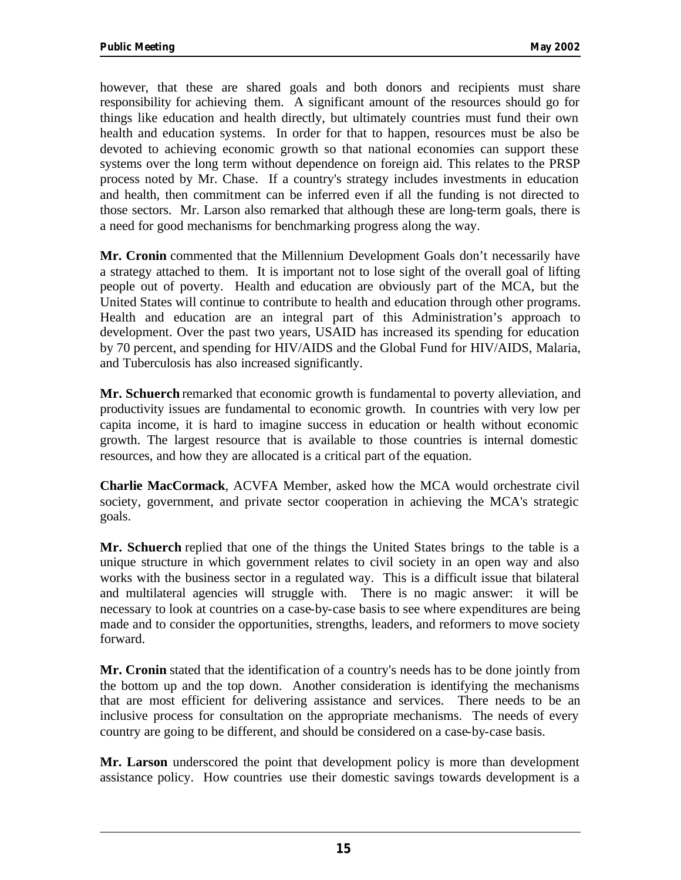however, that these are shared goals and both donors and recipients must share responsibility for achieving them. A significant amount of the resources should go for things like education and health directly, but ultimately countries must fund their own health and education systems. In order for that to happen, resources must be also be devoted to achieving economic growth so that national economies can support these systems over the long term without dependence on foreign aid. This relates to the PRSP process noted by Mr. Chase. If a country's strategy includes investments in education and health, then commitment can be inferred even if all the funding is not directed to those sectors. Mr. Larson also remarked that although these are long-term goals, there is a need for good mechanisms for benchmarking progress along the way.

**Mr. Cronin** commented that the Millennium Development Goals don't necessarily have a strategy attached to them. It is important not to lose sight of the overall goal of lifting people out of poverty. Health and education are obviously part of the MCA, but the United States will continue to contribute to health and education through other programs. Health and education are an integral part of this Administration's approach to development. Over the past two years, USAID has increased its spending for education by 70 percent, and spending for HIV/AIDS and the Global Fund for HIV/AIDS, Malaria, and Tuberculosis has also increased significantly.

**Mr. Schuerch** remarked that economic growth is fundamental to poverty alleviation, and productivity issues are fundamental to economic growth. In countries with very low per capita income, it is hard to imagine success in education or health without economic growth. The largest resource that is available to those countries is internal domestic resources, and how they are allocated is a critical part of the equation.

**Charlie MacCormack**, ACVFA Member, asked how the MCA would orchestrate civil society, government, and private sector cooperation in achieving the MCA's strategic goals.

**Mr. Schuerch** replied that one of the things the United States brings to the table is a unique structure in which government relates to civil society in an open way and also works with the business sector in a regulated way. This is a difficult issue that bilateral and multilateral agencies will struggle with. There is no magic answer: it will be necessary to look at countries on a case-by-case basis to see where expenditures are being made and to consider the opportunities, strengths, leaders, and reformers to move society forward.

**Mr. Cronin** stated that the identification of a country's needs has to be done jointly from the bottom up and the top down. Another consideration is identifying the mechanisms that are most efficient for delivering assistance and services. There needs to be an inclusive process for consultation on the appropriate mechanisms. The needs of every country are going to be different, and should be considered on a case-by-case basis.

**Mr. Larson** underscored the point that development policy is more than development assistance policy. How countries use their domestic savings towards development is a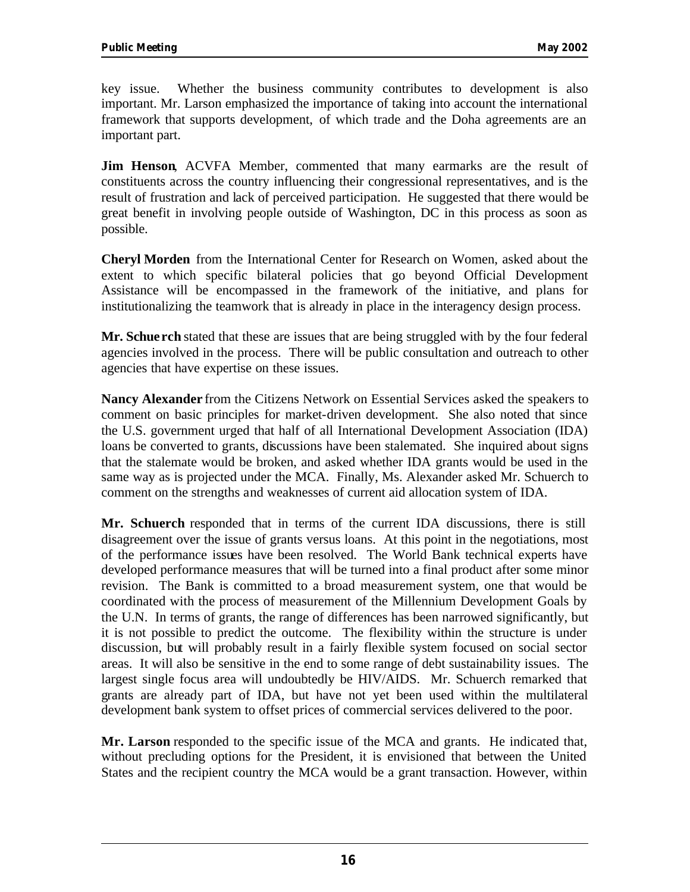key issue. Whether the business community contributes to development is also important. Mr. Larson emphasized the importance of taking into account the international framework that supports development, of which trade and the Doha agreements are an important part.

**Jim Henson**, ACVFA Member, commented that many earmarks are the result of constituents across the country influencing their congressional representatives, and is the result of frustration and lack of perceived participation. He suggested that there would be great benefit in involving people outside of Washington, DC in this process as soon as possible.

**Cheryl Morden** from the International Center for Research on Women, asked about the extent to which specific bilateral policies that go beyond Official Development Assistance will be encompassed in the framework of the initiative, and plans for institutionalizing the teamwork that is already in place in the interagency design process.

**Mr. Schuerch** stated that these are issues that are being struggled with by the four federal agencies involved in the process. There will be public consultation and outreach to other agencies that have expertise on these issues.

**Nancy Alexander** from the Citizens Network on Essential Services asked the speakers to comment on basic principles for market-driven development. She also noted that since the U.S. government urged that half of all International Development Association (IDA) loans be converted to grants, discussions have been stalemated. She inquired about signs that the stalemate would be broken, and asked whether IDA grants would be used in the same way as is projected under the MCA. Finally, Ms. Alexander asked Mr. Schuerch to comment on the strengths and weaknesses of current aid allocation system of IDA.

**Mr. Schuerch** responded that in terms of the current IDA discussions, there is still disagreement over the issue of grants versus loans. At this point in the negotiations, most of the performance issues have been resolved. The World Bank technical experts have developed performance measures that will be turned into a final product after some minor revision. The Bank is committed to a broad measurement system, one that would be coordinated with the process of measurement of the Millennium Development Goals by the U.N. In terms of grants, the range of differences has been narrowed significantly, but it is not possible to predict the outcome. The flexibility within the structure is under discussion, but will probably result in a fairly flexible system focused on social sector areas. It will also be sensitive in the end to some range of debt sustainability issues. The largest single focus area will undoubtedly be HIV/AIDS. Mr. Schuerch remarked that grants are already part of IDA, but have not yet been used within the multilateral development bank system to offset prices of commercial services delivered to the poor.

**Mr. Larson** responded to the specific issue of the MCA and grants. He indicated that, without precluding options for the President, it is envisioned that between the United States and the recipient country the MCA would be a grant transaction. However, within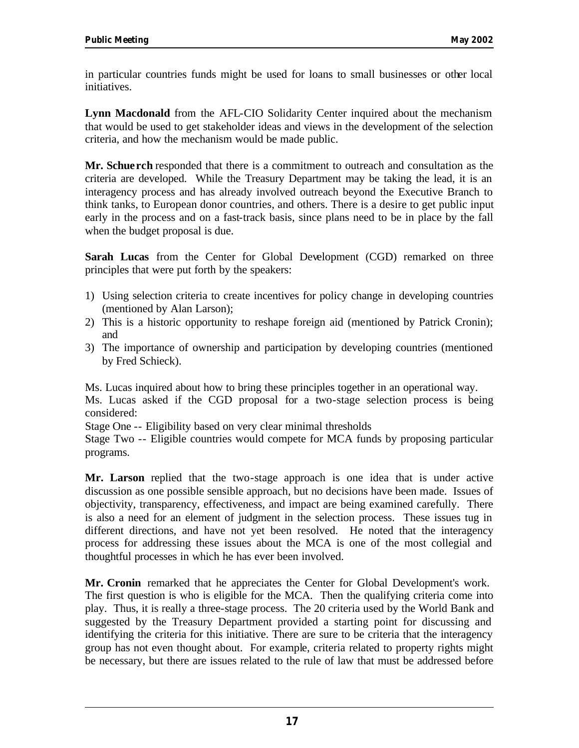in particular countries funds might be used for loans to small businesses or other local initiatives.

**Lynn Macdonald** from the AFL-CIO Solidarity Center inquired about the mechanism that would be used to get stakeholder ideas and views in the development of the selection criteria, and how the mechanism would be made public.

**Mr. Schuerch** responded that there is a commitment to outreach and consultation as the criteria are developed. While the Treasury Department may be taking the lead, it is an interagency process and has already involved outreach beyond the Executive Branch to think tanks, to European donor countries, and others. There is a desire to get public input early in the process and on a fast-track basis, since plans need to be in place by the fall when the budget proposal is due.

**Sarah Lucas** from the Center for Global Development (CGD) remarked on three principles that were put forth by the speakers:

1) Using selection criteria to create incentives for policy change in developing countries (mentioned by Alan Larson);
2) This is a historic opportunity to reshape foreign aid (mentioned by Patrick Cronin); and
3) The importance of ownership and participation by developing countries (mentioned by Fred Schieck).

Ms. Lucas inquired about how to bring these principles together in an operational way.
Ms. Lucas asked if the CGD proposal for a two-stage selection process is being considered:
Stage One -- Eligibility based on very clear minimal thresholds
Stage Two -- Eligible countries would compete for MCA funds by proposing particular programs.

**Mr. Larson** replied that the two-stage approach is one idea that is under active discussion as one possible sensible approach, but no decisions have been made. Issues of objectivity, transparency, effectiveness, and impact are being examined carefully. There is also a need for an element of judgment in the selection process. These issues tug in different directions, and have not yet been resolved. He noted that the interagency process for addressing these issues about the MCA is one of the most collegial and thoughtful processes in which he has ever been involved.

**Mr. Cronin** remarked that he appreciates the Center for Global Development's work. The first question is who is eligible for the MCA. Then the qualifying criteria come into play. Thus, it is really a three-stage process. The 20 criteria used by the World Bank and suggested by the Treasury Department provided a starting point for discussing and identifying the criteria for this initiative. There are sure to be criteria that the interagency group has not even thought about. For example, criteria related to property rights might be necessary, but there are issues related to the rule of law that must be addressed before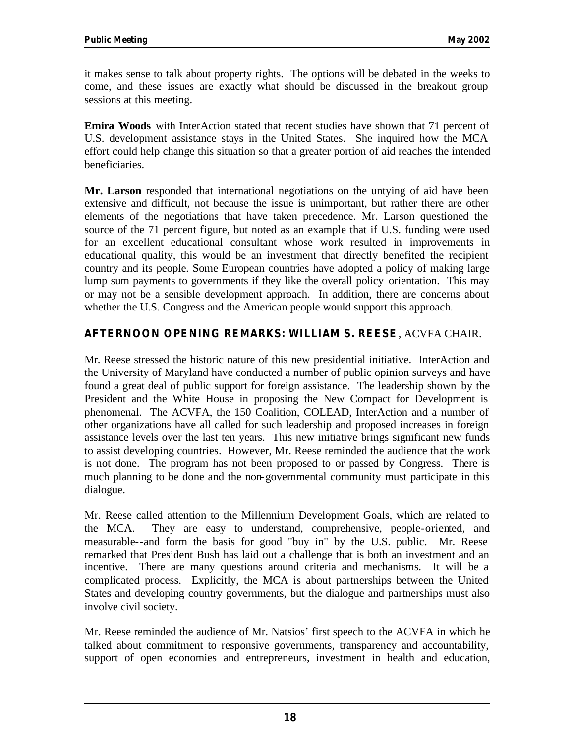it makes sense to talk about property rights. The options will be debated in the weeks to come, and these issues are exactly what should be discussed in the breakout group sessions at this meeting.

**Emira Woods** with InterAction stated that recent studies have shown that 71 percent of U.S. development assistance stays in the United States. She inquired how the MCA effort could help change this situation so that a greater portion of aid reaches the intended beneficiaries.

**Mr. Larson** responded that international negotiations on the untying of aid have been extensive and difficult, not because the issue is unimportant, but rather there are other elements of the negotiations that have taken precedence. Mr. Larson questioned the source of the 71 percent figure, but noted as an example that if U.S. funding were used for an excellent educational consultant whose work resulted in improvements in educational quality, this would be an investment that directly benefited the recipient country and its people. Some European countries have adopted a policy of making large lump sum payments to governments if they like the overall policy orientation. This may or may not be a sensible development approach. In addition, there are concerns about whether the U.S. Congress and the American people would support this approach.

## AFTERNOON OPENING REMARKS: WILLIAM S. REESE, ACVFA CHAIR.

Mr. Reese stressed the historic nature of this new presidential initiative. InterAction and the University of Maryland have conducted a number of public opinion surveys and have found a great deal of public support for foreign assistance. The leadership shown by the President and the White House in proposing the New Compact for Development is phenomenal. The ACVFA, the 150 Coalition, COLEAD, InterAction and a number of other organizations have all called for such leadership and proposed increases in foreign assistance levels over the last ten years. This new initiative brings significant new funds to assist developing countries. However, Mr. Reese reminded the audience that the work is not done. The program has not been proposed to or passed by Congress. There is much planning to be done and the non-governmental community must participate in this dialogue.

Mr. Reese called attention to the Millennium Development Goals, which are related to the MCA. They are easy to understand, comprehensive, people-oriented, and measurable--and form the basis for good "buy in" by the U.S. public. Mr. Reese remarked that President Bush has laid out a challenge that is both an investment and an incentive. There are many questions around criteria and mechanisms. It will be a complicated process. Explicitly, the MCA is about partnerships between the United States and developing country governments, but the dialogue and partnerships must also involve civil society.

Mr. Reese reminded the audience of Mr. Natsios' first speech to the ACVFA in which he talked about commitment to responsive governments, transparency and accountability, support of open economies and entrepreneurs, investment in health and education,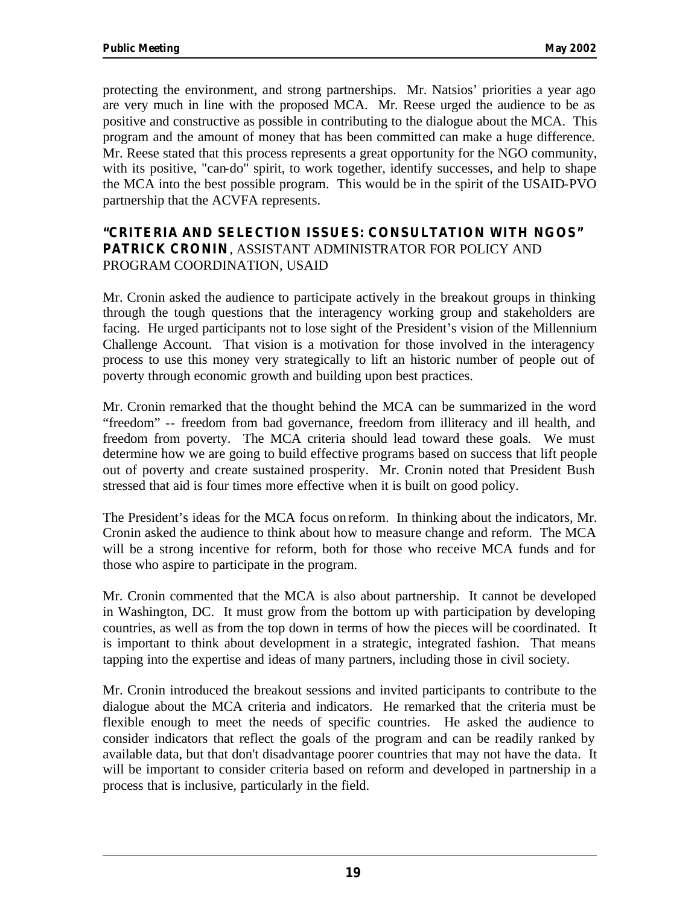protecting the environment, and strong partnerships. Mr. Natsios' priorities a year ago are very much in line with the proposed MCA. Mr. Reese urged the audience to be as positive and constructive as possible in contributing to the dialogue about the MCA. This program and the amount of money that has been committed can make a huge difference. Mr. Reese stated that this process represents a great opportunity for the NGO community, with its positive, "can-do" spirit, to work together, identify successes, and help to shape the MCA into the best possible program. This would be in the spirit of the USAID-PVO partnership that the ACVFA represents.

### "CRITERIA AND SELECTION ISSUES: CONSULTATION WITH NGOS" **PATRICK CRONIN**, ASSISTANT ADMINISTRATOR FOR POLICY AND PROGRAM COORDINATION, USAID

Mr. Cronin asked the audience to participate actively in the breakout groups in thinking through the tough questions that the interagency working group and stakeholders are facing. He urged participants not to lose sight of the President's vision of the Millennium Challenge Account. That vision is a motivation for those involved in the interagency process to use this money very strategically to lift an historic number of people out of poverty through economic growth and building upon best practices.

Mr. Cronin remarked that the thought behind the MCA can be summarized in the word "freedom" -- freedom from bad governance, freedom from illiteracy and ill health, and freedom from poverty. The MCA criteria should lead toward these goals. We must determine how we are going to build effective programs based on success that lift people out of poverty and create sustained prosperity. Mr. Cronin noted that President Bush stressed that aid is four times more effective when it is built on good policy.

The President's ideas for the MCA focus on reform. In thinking about the indicators, Mr. Cronin asked the audience to think about how to measure change and reform. The MCA will be a strong incentive for reform, both for those who receive MCA funds and for those who aspire to participate in the program.

Mr. Cronin commented that the MCA is also about partnership. It cannot be developed in Washington, DC. It must grow from the bottom up with participation by developing countries, as well as from the top down in terms of how the pieces will be coordinated. It is important to think about development in a strategic, integrated fashion. That means tapping into the expertise and ideas of many partners, including those in civil society.

Mr. Cronin introduced the breakout sessions and invited participants to contribute to the dialogue about the MCA criteria and indicators. He remarked that the criteria must be flexible enough to meet the needs of specific countries. He asked the audience to consider indicators that reflect the goals of the program and can be readily ranked by available data, but that don't disadvantage poorer countries that may not have the data. It will be important to consider criteria based on reform and developed in partnership in a process that is inclusive, particularly in the field.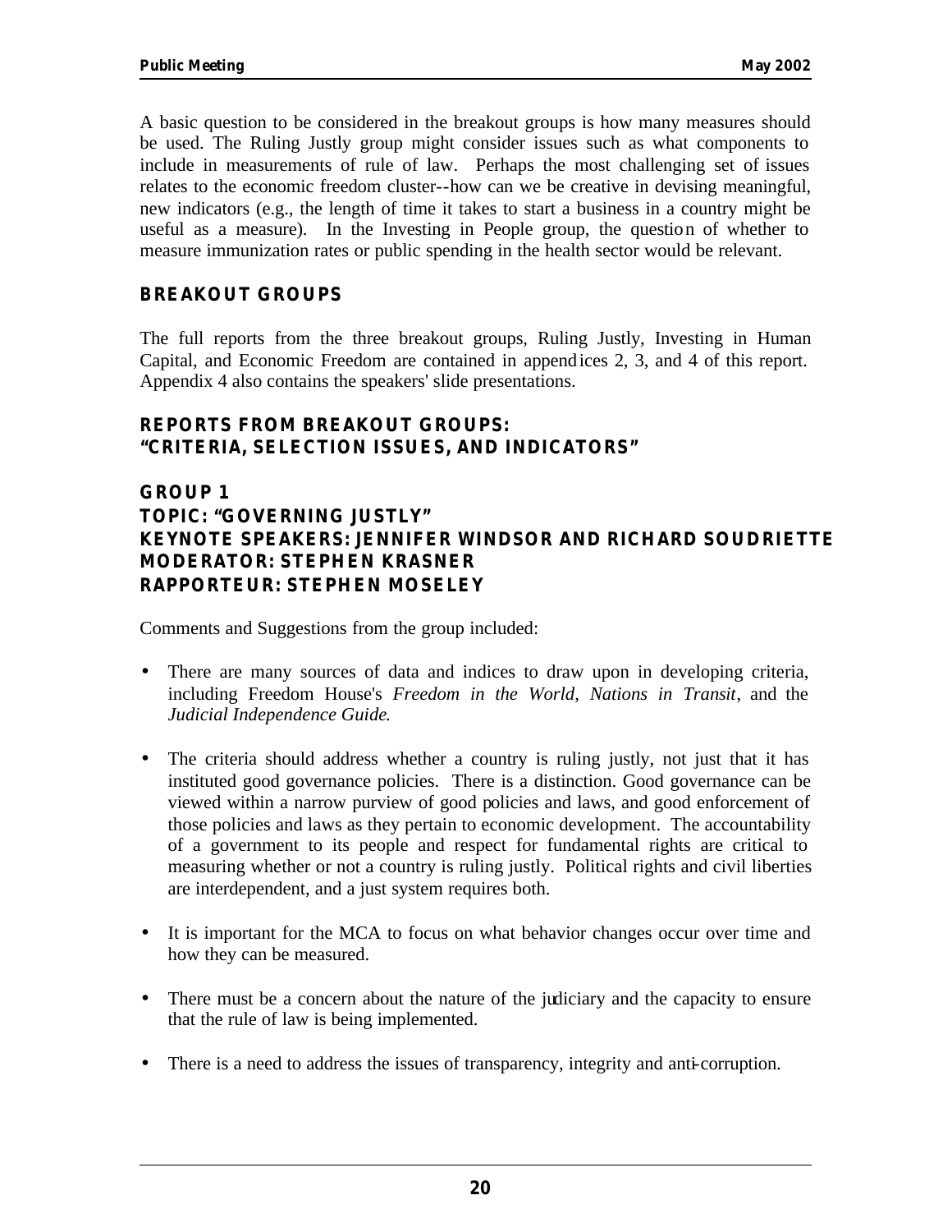A basic question to be considered in the breakout groups is how many measures should be used. The Ruling Justly group might consider issues such as what components to include in measurements of rule of law. Perhaps the most challenging set of issues relates to the economic freedom cluster--how can we be creative in devising meaningful, new indicators (e.g., the length of time it takes to start a business in a country might be useful as a measure). In the Investing in People group, the question of whether to measure immunization rates or public spending in the health sector would be relevant.

## BREAKOUT GROUPS

The full reports from the three breakout groups, Ruling Justly, Investing in Human Capital, and Economic Freedom are contained in appendices 2, 3, and 4 of this report. Appendix 4 also contains the speakers' slide presentations.

## REPORTS FROM BREAKOUT GROUPS: "CRITERIA, SELECTION ISSUES, AND INDICATORS"

### GROUP 1
### TOPIC: "GOVERNING JUSTLY"
### KEYNOTE SPEAKERS: JENNIFER WINDSOR AND RICHARD SOUDRIETTE
### MODERATOR: STEPHEN KRASNER
### RAPPORTEUR: STEPHEN MOSELEY

Comments and Suggestions from the group included:

- There are many sources of data and indices to draw upon in developing criteria, including Freedom House's *Freedom in the World*, *Nations in Transit*, and the *Judicial Independence Guide*.
- The criteria should address whether a country is ruling justly, not just that it has instituted good governance policies. There is a distinction. Good governance can be viewed within a narrow purview of good policies and laws, and good enforcement of those policies and laws as they pertain to economic development. The accountability of a government to its people and respect for fundamental rights are critical to measuring whether or not a country is ruling justly. Political rights and civil liberties are interdependent, and a just system requires both.
- It is important for the MCA to focus on what behavior changes occur over time and how they can be measured.
- There must be a concern about the nature of the judiciary and the capacity to ensure that the rule of law is being implemented.
- There is a need to address the issues of transparency, integrity and anti-corruption.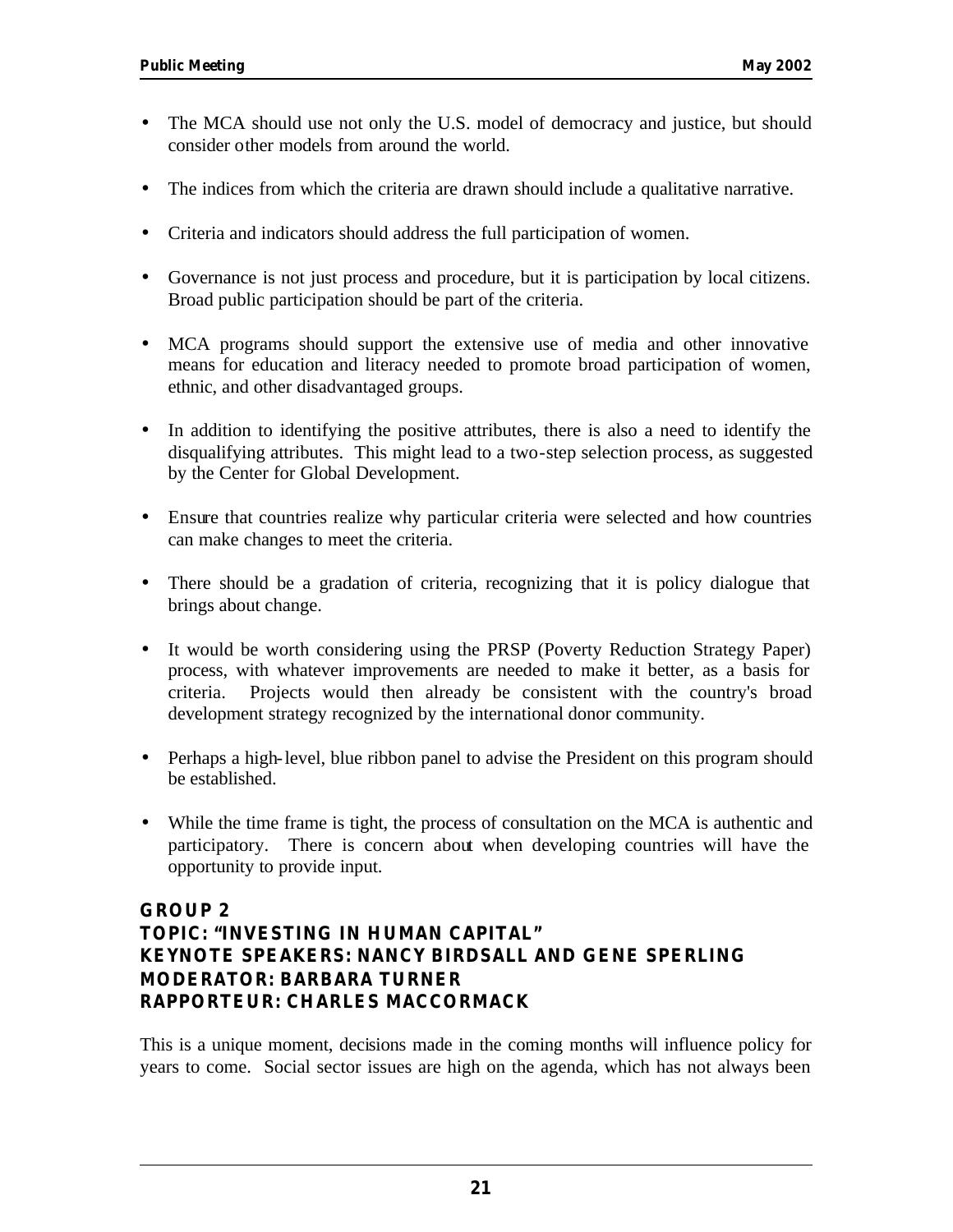- The MCA should use not only the U.S. model of democracy and justice, but should consider other models from around the world.

- The indices from which the criteria are drawn should include a qualitative narrative.

- Criteria and indicators should address the full participation of women.

- Governance is not just process and procedure, but it is participation by local citizens. Broad public participation should be part of the criteria.

- MCA programs should support the extensive use of media and other innovative means for education and literacy needed to promote broad participation of women, ethnic, and other disadvantaged groups.

- In addition to identifying the positive attributes, there is also a need to identify the disqualifying attributes. This might lead to a two-step selection process, as suggested by the Center for Global Development.

- Ensure that countries realize why particular criteria were selected and how countries can make changes to meet the criteria.

- There should be a gradation of criteria, recognizing that it is policy dialogue that brings about change.

- It would be worth considering using the PRSP (Poverty Reduction Strategy Paper) process, with whatever improvements are needed to make it better, as a basis for criteria. Projects would then already be consistent with the country's broad development strategy recognized by the international donor community.

- Perhaps a high-level, blue ribbon panel to advise the President on this program should be established.

- While the time frame is tight, the process of consultation on the MCA is authentic and participatory. There is concern about when developing countries will have the opportunity to provide input.

**GROUP 2**
**TOPIC: "INVESTING IN HUMAN CAPITAL"**
**KEYNOTE SPEAKERS: NANCY BIRDSALL AND GENE SPERLING**
**MODERATOR: BARBARA TURNER**
**RAPPORTEUR: CHARLES MACCORMACK**

This is a unique moment, decisions made in the coming months will influence policy for years to come. Social sector issues are high on the agenda, which has not always been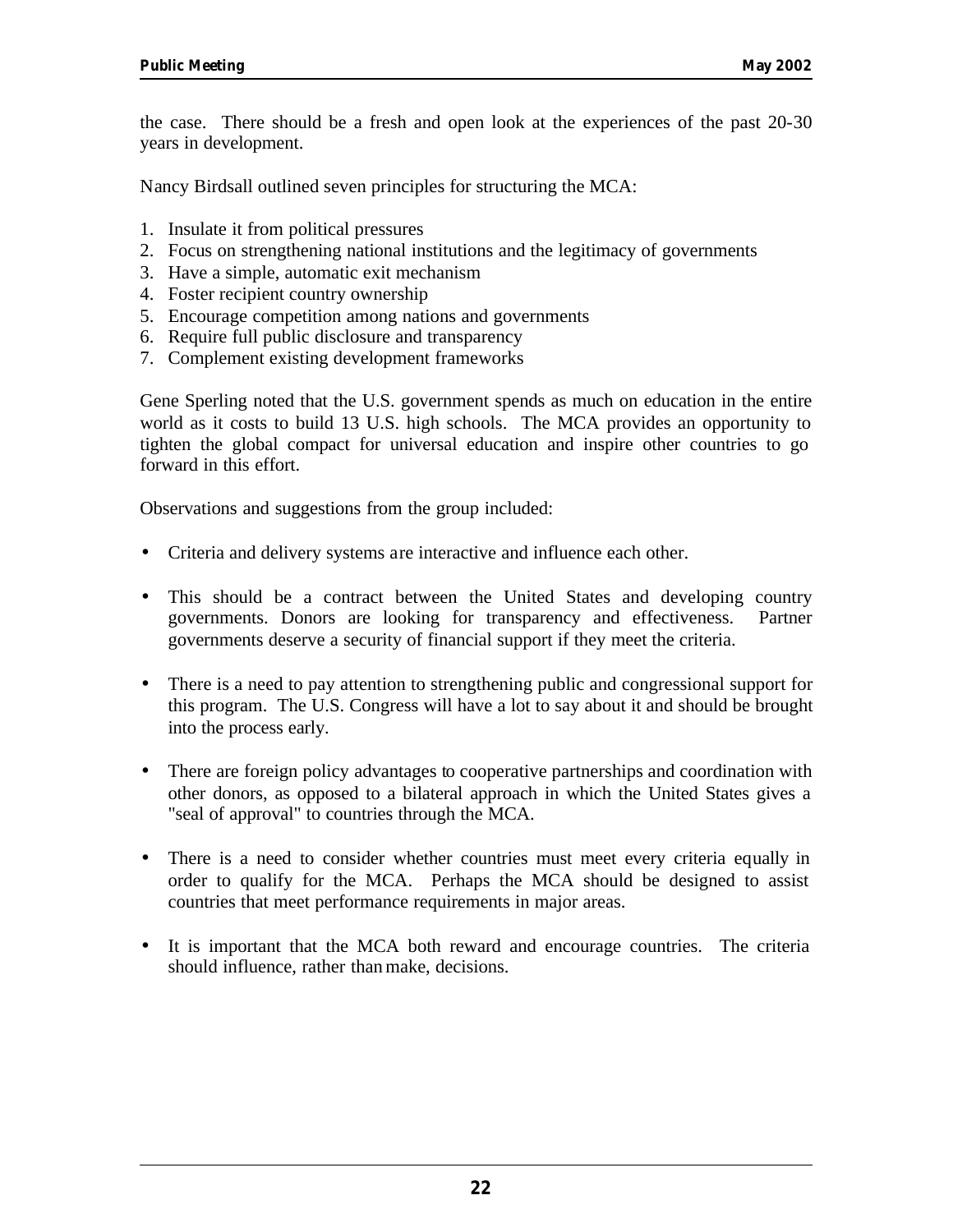the case. There should be a fresh and open look at the experiences of the past 20-30 years in development.

Nancy Birdsall outlined seven principles for structuring the MCA:

1. Insulate it from political pressures
2. Focus on strengthening national institutions and the legitimacy of governments
3. Have a simple, automatic exit mechanism
4. Foster recipient country ownership
5. Encourage competition among nations and governments
6. Require full public disclosure and transparency
7. Complement existing development frameworks

Gene Sperling noted that the U.S. government spends as much on education in the entire world as it costs to build 13 U.S. high schools. The MCA provides an opportunity to tighten the global compact for universal education and inspire other countries to go forward in this effort.

Observations and suggestions from the group included:

- Criteria and delivery systems are interactive and influence each other.

- This should be a contract between the United States and developing country governments. Donors are looking for transparency and effectiveness. Partner governments deserve a security of financial support if they meet the criteria.

- There is a need to pay attention to strengthening public and congressional support for this program. The U.S. Congress will have a lot to say about it and should be brought into the process early.

- There are foreign policy advantages to cooperative partnerships and coordination with other donors, as opposed to a bilateral approach in which the United States gives a "seal of approval" to countries through the MCA.

- There is a need to consider whether countries must meet every criteria equally in order to qualify for the MCA. Perhaps the MCA should be designed to assist countries that meet performance requirements in major areas.

- It is important that the MCA both reward and encourage countries. The criteria should influence, rather than make, decisions.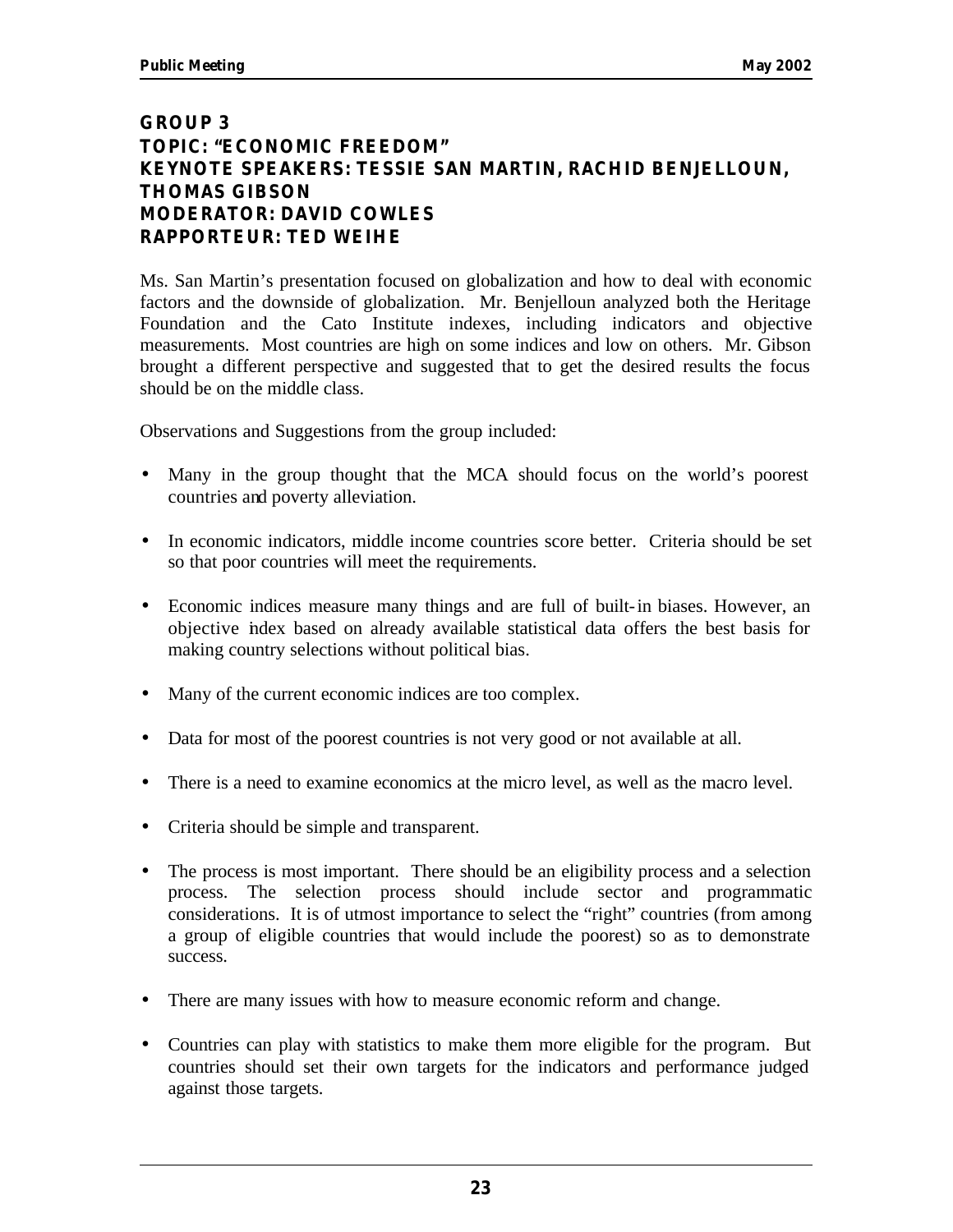## GROUP 3
## TOPIC: "ECONOMIC FREEDOM"
## KEYNOTE SPEAKERS: TESSIE SAN MARTIN, RACHID BENJELLOUN, THOMAS GIBSON
## MODERATOR: DAVID COWLES
## RAPPORTEUR: TED WEIHE

Ms. San Martin's presentation focused on globalization and how to deal with economic factors and the downside of globalization. Mr. Benjelloun analyzed both the Heritage Foundation and the Cato Institute indexes, including indicators and objective measurements. Most countries are high on some indices and low on others. Mr. Gibson brought a different perspective and suggested that to get the desired results the focus should be on the middle class.

Observations and Suggestions from the group included:

- Many in the group thought that the MCA should focus on the world's poorest countries and poverty alleviation.
- In economic indicators, middle income countries score better. Criteria should be set so that poor countries will meet the requirements.
- Economic indices measure many things and are full of built-in biases. However, an objective index based on already available statistical data offers the best basis for making country selections without political bias.
- Many of the current economic indices are too complex.
- Data for most of the poorest countries is not very good or not available at all.
- There is a need to examine economics at the micro level, as well as the macro level.
- Criteria should be simple and transparent.
- The process is most important. There should be an eligibility process and a selection process. The selection process should include sector and programmatic considerations. It is of utmost importance to select the "right" countries (from among a group of eligible countries that would include the poorest) so as to demonstrate success.
- There are many issues with how to measure economic reform and change.
- Countries can play with statistics to make them more eligible for the program. But countries should set their own targets for the indicators and performance judged against those targets.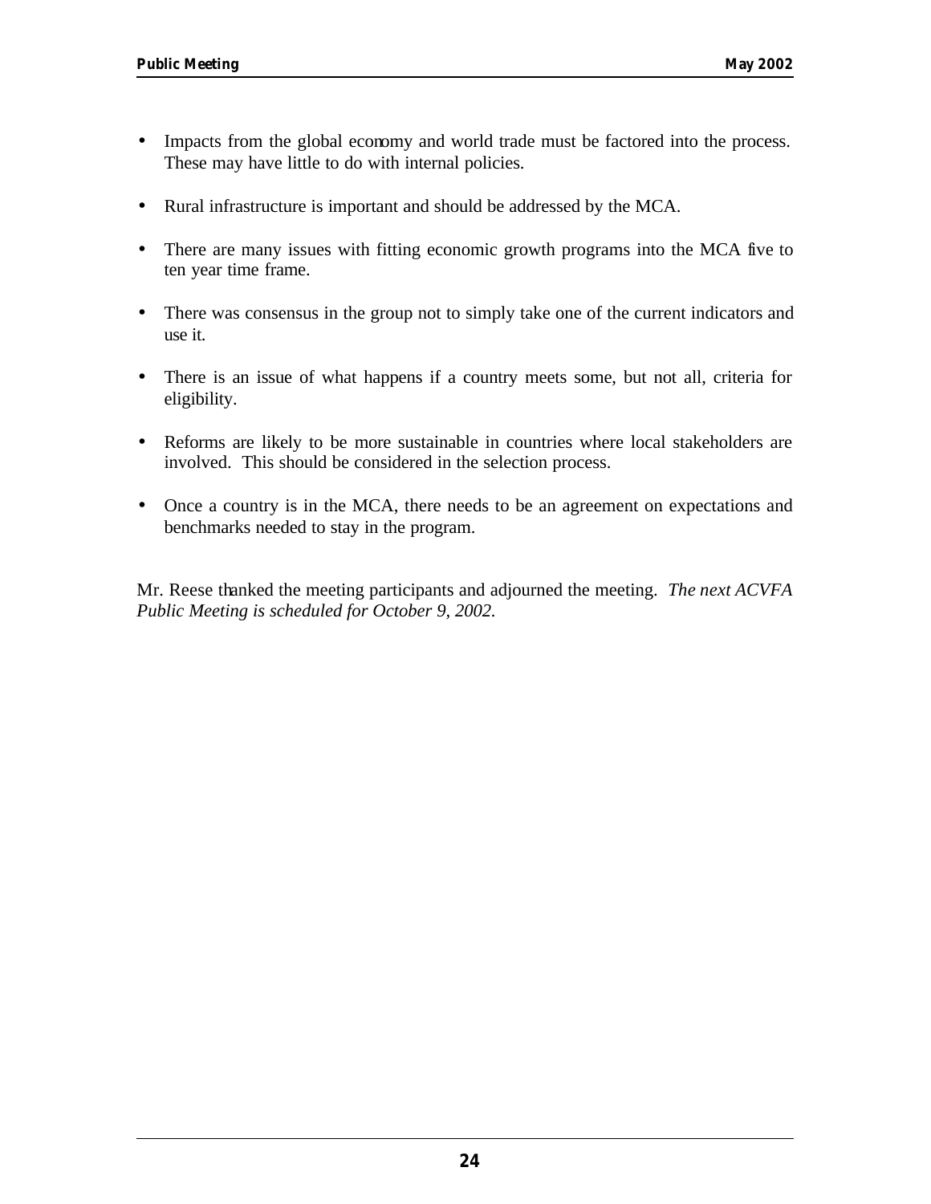- Impacts from the global economy and world trade must be factored into the process. These may have little to do with internal policies.

- Rural infrastructure is important and should be addressed by the MCA.

- There are many issues with fitting economic growth programs into the MCA five to ten year time frame.

- There was consensus in the group not to simply take one of the current indicators and use it.

- There is an issue of what happens if a country meets some, but not all, criteria for eligibility.

- Reforms are likely to be more sustainable in countries where local stakeholders are involved. This should be considered in the selection process.

- Once a country is in the MCA, there needs to be an agreement on expectations and benchmarks needed to stay in the program.

Mr. Reese thanked the meeting participants and adjourned the meeting. *The next ACVFA Public Meeting is scheduled for October 9, 2002.*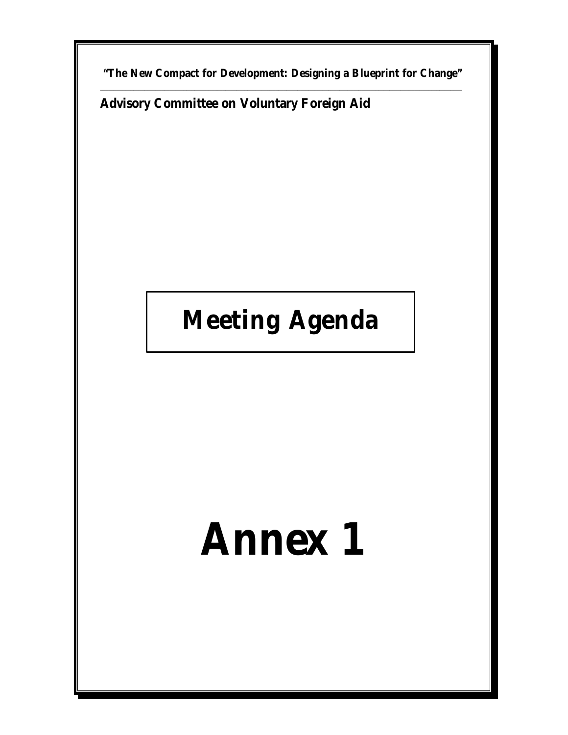**"The New Compact for Development: Designing a Blueprint for Change"**

**Advisory Committee on Voluntary Foreign Aid**

# Meeting Agenda

# Annex 1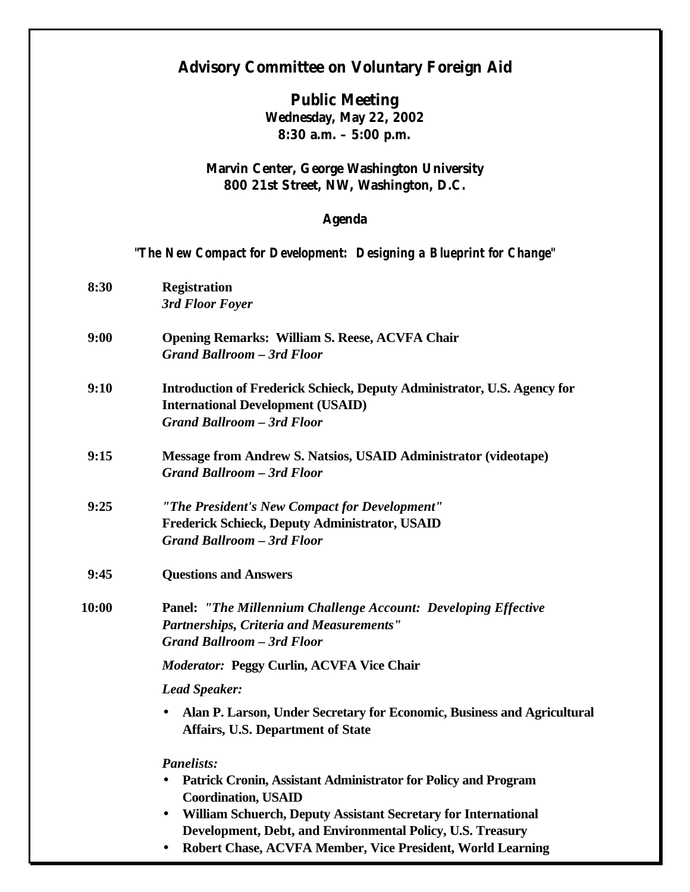# Advisory Committee on Voluntary Foreign Aid

## Public Meeting

**Wednesday, May 22, 2002**
**8:30 a.m. – 5:00 p.m.**

**Marvin Center, George Washington University**
**800 21st Street, NW, Washington, D.C.**

### Agenda

***"The New Compact for Development: Designing a Blueprint for Change"***

**8:30** **Registration**
*3rd Floor Foyer*

**9:00** **Opening Remarks: William S. Reese, ACVFA Chair**
***Grand Ballroom – 3rd Floor***

**9:10** **Introduction of Frederick Schieck, Deputy Administrator, U.S. Agency for International Development (USAID)**
***Grand Ballroom – 3rd Floor***

**9:15** **Message from Andrew S. Natsios, USAID Administrator (videotape)**
***Grand Ballroom – 3rd Floor***

**9:25** ***"The President's New Compact for Development"***
**Frederick Schieck, Deputy Administrator, USAID**
***Grand Ballroom – 3rd Floor***

**9:45** **Questions and Answers**

**10:00** **Panel:** ***"The Millennium Challenge Account: Developing Effective Partnerships, Criteria and Measurements"***
***Grand Ballroom – 3rd Floor***

*Moderator:* **Peggy Curlin, ACVFA Vice Chair**

*Lead Speaker:*

- **Alan P. Larson, Under Secretary for Economic, Business and Agricultural Affairs, U.S. Department of State**

*Panelists:*

- **Patrick Cronin, Assistant Administrator for Policy and Program Coordination, USAID**
- **William Schuerch, Deputy Assistant Secretary for International Development, Debt, and Environmental Policy, U.S. Treasury**
- **Robert Chase, ACVFA Member, Vice President, World Learning**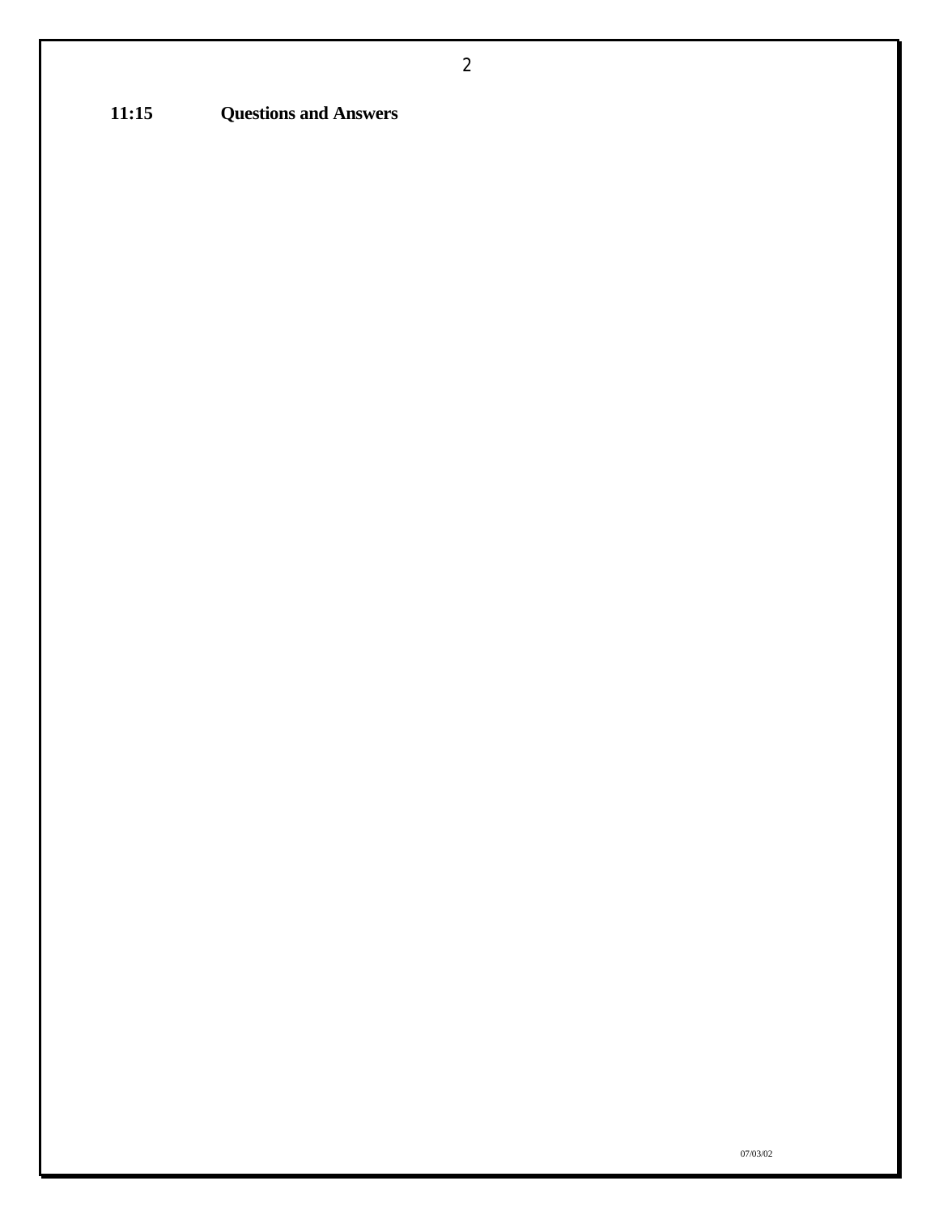**11:15 Questions and Answers**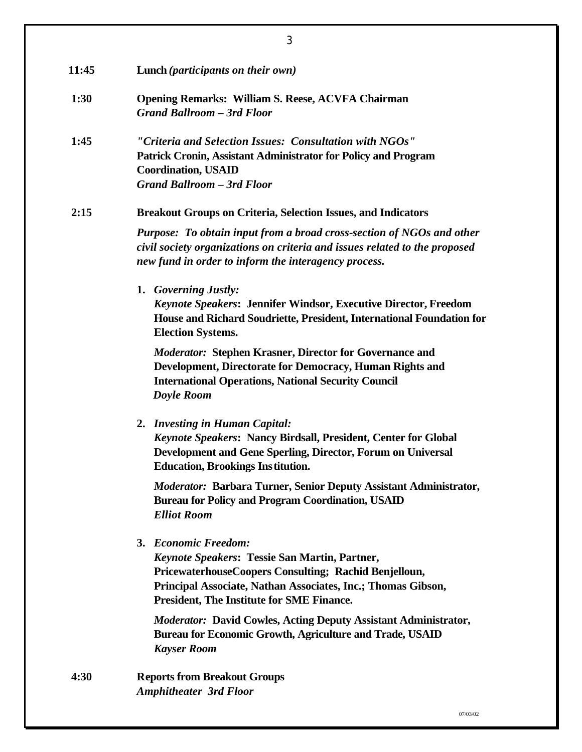**11:45** **Lunch** ***(participants on their own)***

**1:30** **Opening Remarks: William S. Reese, ACVFA Chairman**
***Grand Ballroom – 3rd Floor***

**1:45** ***"Criteria and Selection Issues: Consultation with NGOs"***
**Patrick Cronin, Assistant Administrator for Policy and Program Coordination, USAID**
***Grand Ballroom – 3rd Floor***

**2:15** **Breakout Groups on Criteria, Selection Issues, and Indicators**

***Purpose: To obtain input from a broad cross-section of NGOs and other civil society organizations on criteria and issues related to the proposed new fund in order to inform the interagency process.***

1. ***Governing Justly:***
   ***Keynote Speakers*****: Jennifer Windsor, Executive Director, Freedom House and Richard Soudriette, President, International Foundation for Election Systems.**

   ***Moderator:*** **Stephen Krasner, Director for Governance and Development, Directorate for Democracy, Human Rights and International Operations, National Security Council**
   ***Doyle Room***

2. ***Investing in Human Capital:***
   ***Keynote Speakers*****: Nancy Birdsall, President, Center for Global Development and Gene Sperling, Director, Forum on Universal Education, Brookings Institution.**

   ***Moderator:*** **Barbara Turner, Senior Deputy Assistant Administrator, Bureau for Policy and Program Coordination, USAID**
   ***Elliot Room***

3. ***Economic Freedom:***
   ***Keynote Speakers*****: Tessie San Martin, Partner, PricewaterhouseCoopers Consulting; Rachid Benjelloun, Principal Associate, Nathan Associates, Inc.; Thomas Gibson, President, The Institute for SME Finance.**

   ***Moderator:*** **David Cowles, Acting Deputy Assistant Administrator, Bureau for Economic Growth, Agriculture and Trade, USAID**
   ***Kayser Room***

**4:30** **Reports from Breakout Groups**
***Amphitheater 3rd Floor***

07/03/02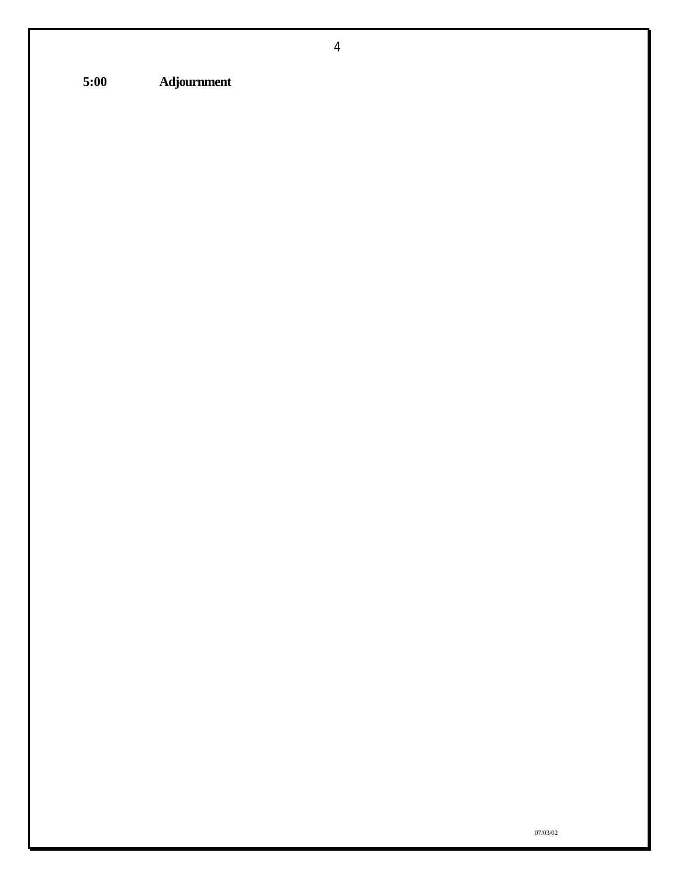**5:00** **Adjournment**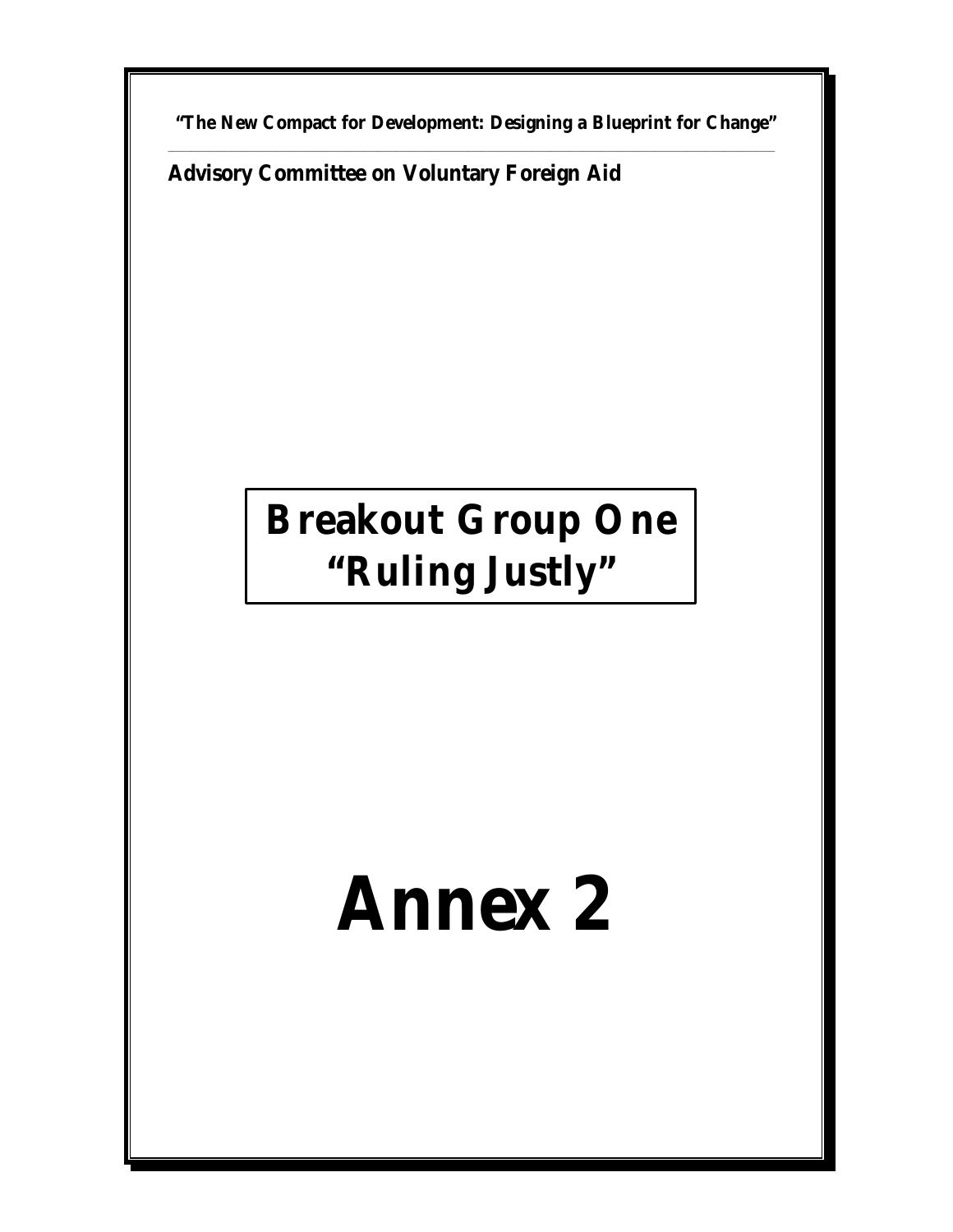**"The New Compact for Development: Designing a Blueprint for Change"**

**Advisory Committee on Voluntary Foreign Aid**

# Breakout Group One "Ruling Justly"

# Annex 2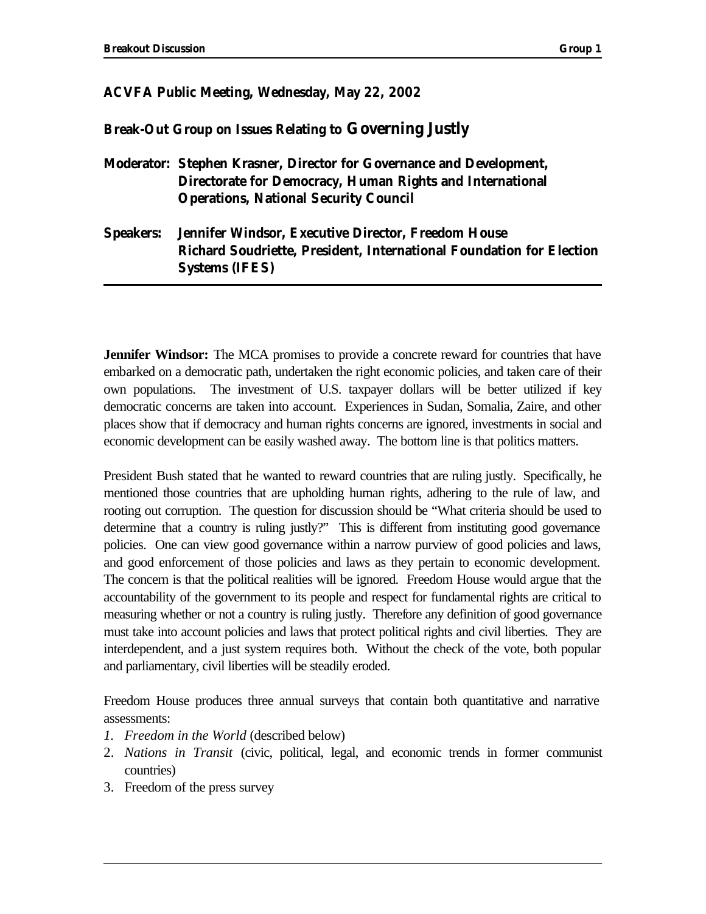**ACVFA Public Meeting, Wednesday, May 22, 2002**

**Break-Out Group on Issues Relating to Governing Justly**

**Moderator: Stephen Krasner, Director for Governance and Development, Directorate for Democracy, Human Rights and International Operations, National Security Council**

**Speakers: Jennifer Windsor, Executive Director, Freedom House**
**Richard Soudriette, President, International Foundation for Election Systems (IFES)**

---

**Jennifer Windsor:** The MCA promises to provide a concrete reward for countries that have embarked on a democratic path, undertaken the right economic policies, and taken care of their own populations. The investment of U.S. taxpayer dollars will be better utilized if key democratic concerns are taken into account. Experiences in Sudan, Somalia, Zaire, and other places show that if democracy and human rights concerns are ignored, investments in social and economic development can be easily washed away. The bottom line is that politics matters.

President Bush stated that he wanted to reward countries that are ruling justly. Specifically, he mentioned those countries that are upholding human rights, adhering to the rule of law, and rooting out corruption. The question for discussion should be "What criteria should be used to determine that a country is ruling justly?" This is different from instituting good governance policies. One can view good governance within a narrow purview of good policies and laws, and good enforcement of those policies and laws as they pertain to economic development. The concern is that the political realities will be ignored. Freedom House would argue that the accountability of the government to its people and respect for fundamental rights are critical to measuring whether or not a country is ruling justly. Therefore any definition of good governance must take into account policies and laws that protect political rights and civil liberties. They are interdependent, and a just system requires both. Without the check of the vote, both popular and parliamentary, civil liberties will be steadily eroded.

Freedom House produces three annual surveys that contain both quantitative and narrative assessments:

1. *Freedom in the World* (described below)
2. *Nations in Transit* (civic, political, legal, and economic trends in former communist countries)
3. Freedom of the press survey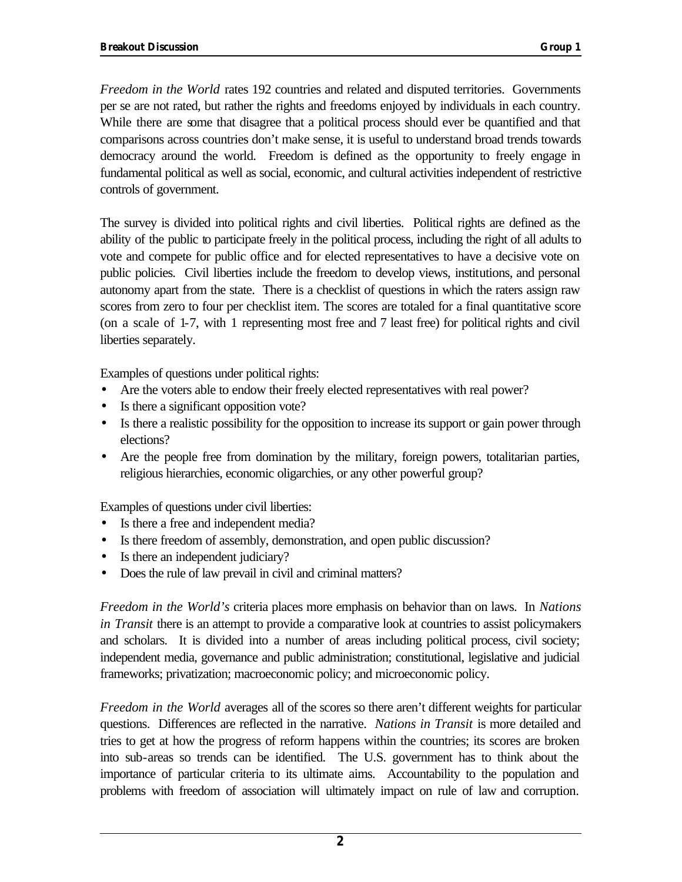*Freedom in the World* rates 192 countries and related and disputed territories. Governments per se are not rated, but rather the rights and freedoms enjoyed by individuals in each country. While there are some that disagree that a political process should ever be quantified and that comparisons across countries don't make sense, it is useful to understand broad trends towards democracy around the world. Freedom is defined as the opportunity to freely engage in fundamental political as well as social, economic, and cultural activities independent of restrictive controls of government.

The survey is divided into political rights and civil liberties. Political rights are defined as the ability of the public to participate freely in the political process, including the right of all adults to vote and compete for public office and for elected representatives to have a decisive vote on public policies. Civil liberties include the freedom to develop views, institutions, and personal autonomy apart from the state. There is a checklist of questions in which the raters assign raw scores from zero to four per checklist item. The scores are totaled for a final quantitative score (on a scale of 1-7, with 1 representing most free and 7 least free) for political rights and civil liberties separately.

Examples of questions under political rights:

- Are the voters able to endow their freely elected representatives with real power?
- Is there a significant opposition vote?
- Is there a realistic possibility for the opposition to increase its support or gain power through elections?
- Are the people free from domination by the military, foreign powers, totalitarian parties, religious hierarchies, economic oligarchies, or any other powerful group?

Examples of questions under civil liberties:

- Is there a free and independent media?
- Is there freedom of assembly, demonstration, and open public discussion?
- Is there an independent judiciary?
- Does the rule of law prevail in civil and criminal matters?

*Freedom in the World's* criteria places more emphasis on behavior than on laws. In *Nations in Transit* there is an attempt to provide a comparative look at countries to assist policymakers and scholars. It is divided into a number of areas including political process, civil society; independent media, governance and public administration; constitutional, legislative and judicial frameworks; privatization; macroeconomic policy; and microeconomic policy.

*Freedom in the World* averages all of the scores so there aren't different weights for particular questions. Differences are reflected in the narrative. *Nations in Transit* is more detailed and tries to get at how the progress of reform happens within the countries; its scores are broken into sub-areas so trends can be identified. The U.S. government has to think about the importance of particular criteria to its ultimate aims. Accountability to the population and problems with freedom of association will ultimately impact on rule of law and corruption.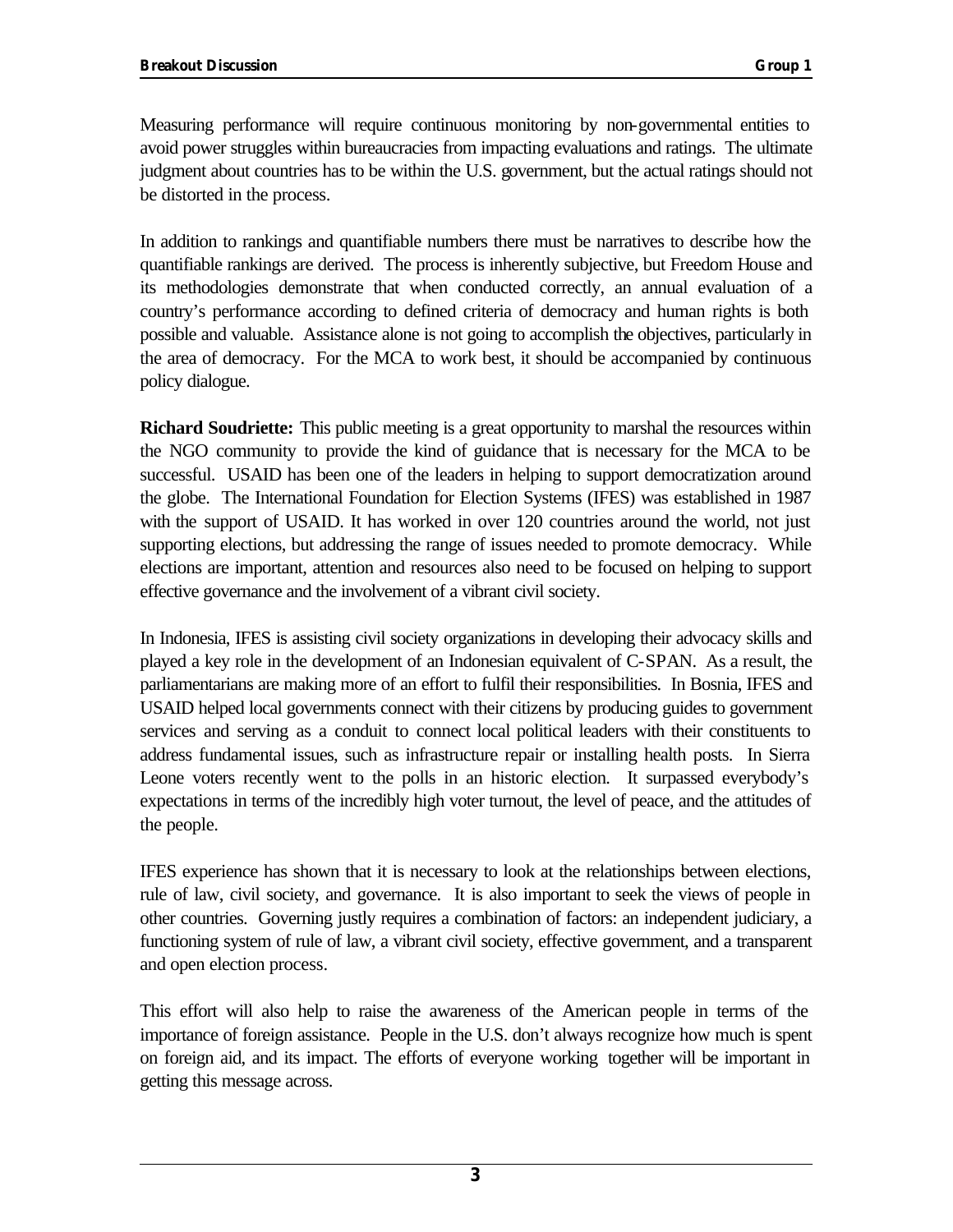Measuring performance will require continuous monitoring by non-governmental entities to avoid power struggles within bureaucracies from impacting evaluations and ratings. The ultimate judgment about countries has to be within the U.S. government, but the actual ratings should not be distorted in the process.

In addition to rankings and quantifiable numbers there must be narratives to describe how the quantifiable rankings are derived. The process is inherently subjective, but Freedom House and its methodologies demonstrate that when conducted correctly, an annual evaluation of a country's performance according to defined criteria of democracy and human rights is both possible and valuable. Assistance alone is not going to accomplish the objectives, particularly in the area of democracy. For the MCA to work best, it should be accompanied by continuous policy dialogue.

**Richard Soudriette:** This public meeting is a great opportunity to marshal the resources within the NGO community to provide the kind of guidance that is necessary for the MCA to be successful. USAID has been one of the leaders in helping to support democratization around the globe. The International Foundation for Election Systems (IFES) was established in 1987 with the support of USAID. It has worked in over 120 countries around the world, not just supporting elections, but addressing the range of issues needed to promote democracy. While elections are important, attention and resources also need to be focused on helping to support effective governance and the involvement of a vibrant civil society.

In Indonesia, IFES is assisting civil society organizations in developing their advocacy skills and played a key role in the development of an Indonesian equivalent of C-SPAN. As a result, the parliamentarians are making more of an effort to fulfil their responsibilities. In Bosnia, IFES and USAID helped local governments connect with their citizens by producing guides to government services and serving as a conduit to connect local political leaders with their constituents to address fundamental issues, such as infrastructure repair or installing health posts. In Sierra Leone voters recently went to the polls in an historic election. It surpassed everybody's expectations in terms of the incredibly high voter turnout, the level of peace, and the attitudes of the people.

IFES experience has shown that it is necessary to look at the relationships between elections, rule of law, civil society, and governance. It is also important to seek the views of people in other countries. Governing justly requires a combination of factors: an independent judiciary, a functioning system of rule of law, a vibrant civil society, effective government, and a transparent and open election process.

This effort will also help to raise the awareness of the American people in terms of the importance of foreign assistance. People in the U.S. don't always recognize how much is spent on foreign aid, and its impact. The efforts of everyone working together will be important in getting this message across.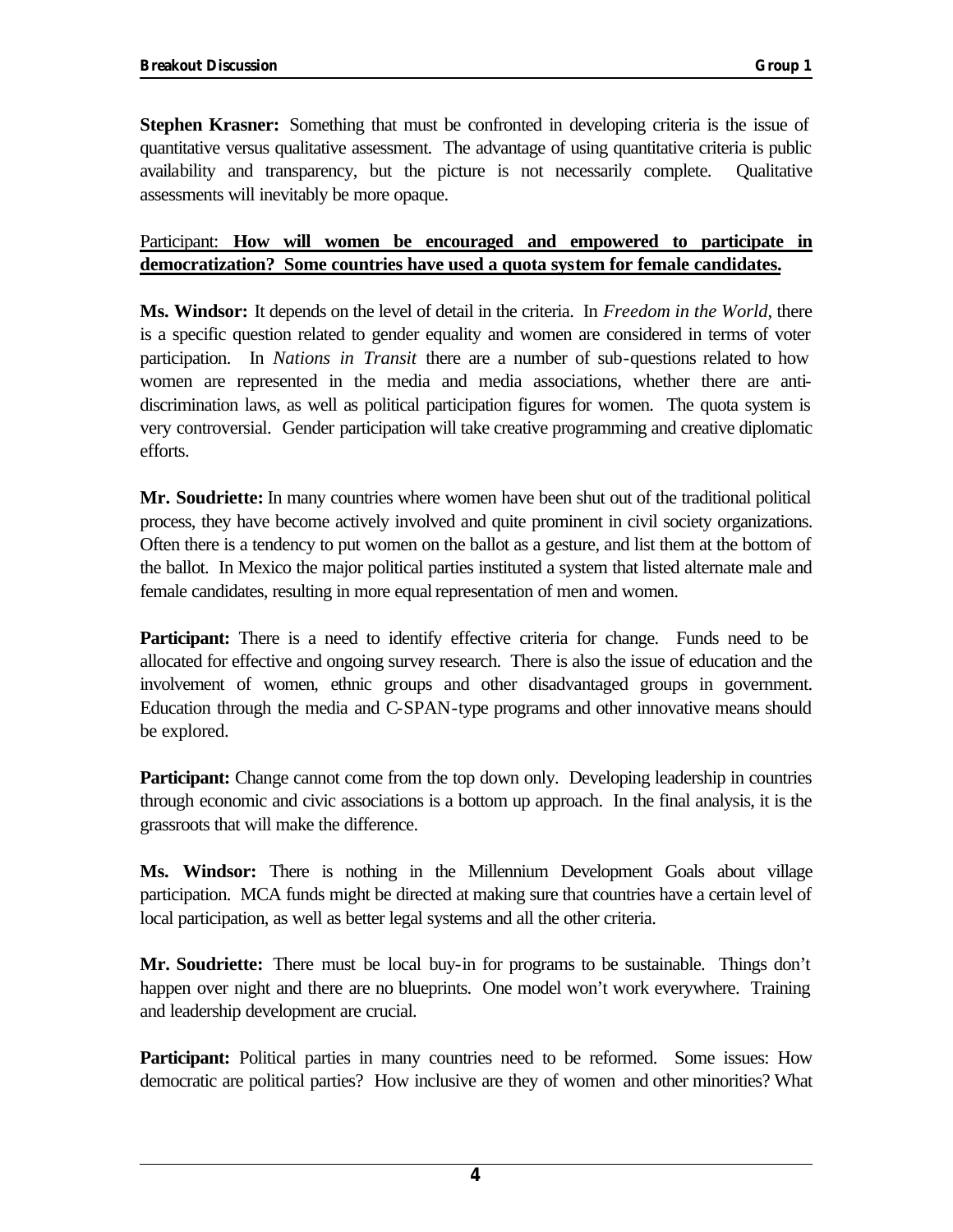**Stephen Krasner:** Something that must be confronted in developing criteria is the issue of quantitative versus qualitative assessment. The advantage of using quantitative criteria is public availability and transparency, but the picture is not necessarily complete. Qualitative assessments will inevitably be more opaque.

<u>Participant: **How will women be encouraged and empowered to participate in democratization? Some countries have used a quota system for female candidates.**</u>

**Ms. Windsor:** It depends on the level of detail in the criteria. In *Freedom in the World*, there is a specific question related to gender equality and women are considered in terms of voter participation. In *Nations in Transit* there are a number of sub-questions related to how women are represented in the media and media associations, whether there are anti-discrimination laws, as well as political participation figures for women. The quota system is very controversial. Gender participation will take creative programming and creative diplomatic efforts.

**Mr. Soudriette:** In many countries where women have been shut out of the traditional political process, they have become actively involved and quite prominent in civil society organizations. Often there is a tendency to put women on the ballot as a gesture, and list them at the bottom of the ballot. In Mexico the major political parties instituted a system that listed alternate male and female candidates, resulting in more equal representation of men and women.

**Participant:** There is a need to identify effective criteria for change. Funds need to be allocated for effective and ongoing survey research. There is also the issue of education and the involvement of women, ethnic groups and other disadvantaged groups in government. Education through the media and C-SPAN-type programs and other innovative means should be explored.

**Participant:** Change cannot come from the top down only. Developing leadership in countries through economic and civic associations is a bottom up approach. In the final analysis, it is the grassroots that will make the difference.

**Ms. Windsor:** There is nothing in the Millennium Development Goals about village participation. MCA funds might be directed at making sure that countries have a certain level of local participation, as well as better legal systems and all the other criteria.

**Mr. Soudriette:** There must be local buy-in for programs to be sustainable. Things don't happen over night and there are no blueprints. One model won't work everywhere. Training and leadership development are crucial.

**Participant:** Political parties in many countries need to be reformed. Some issues: How democratic are political parties? How inclusive are they of women and other minorities? What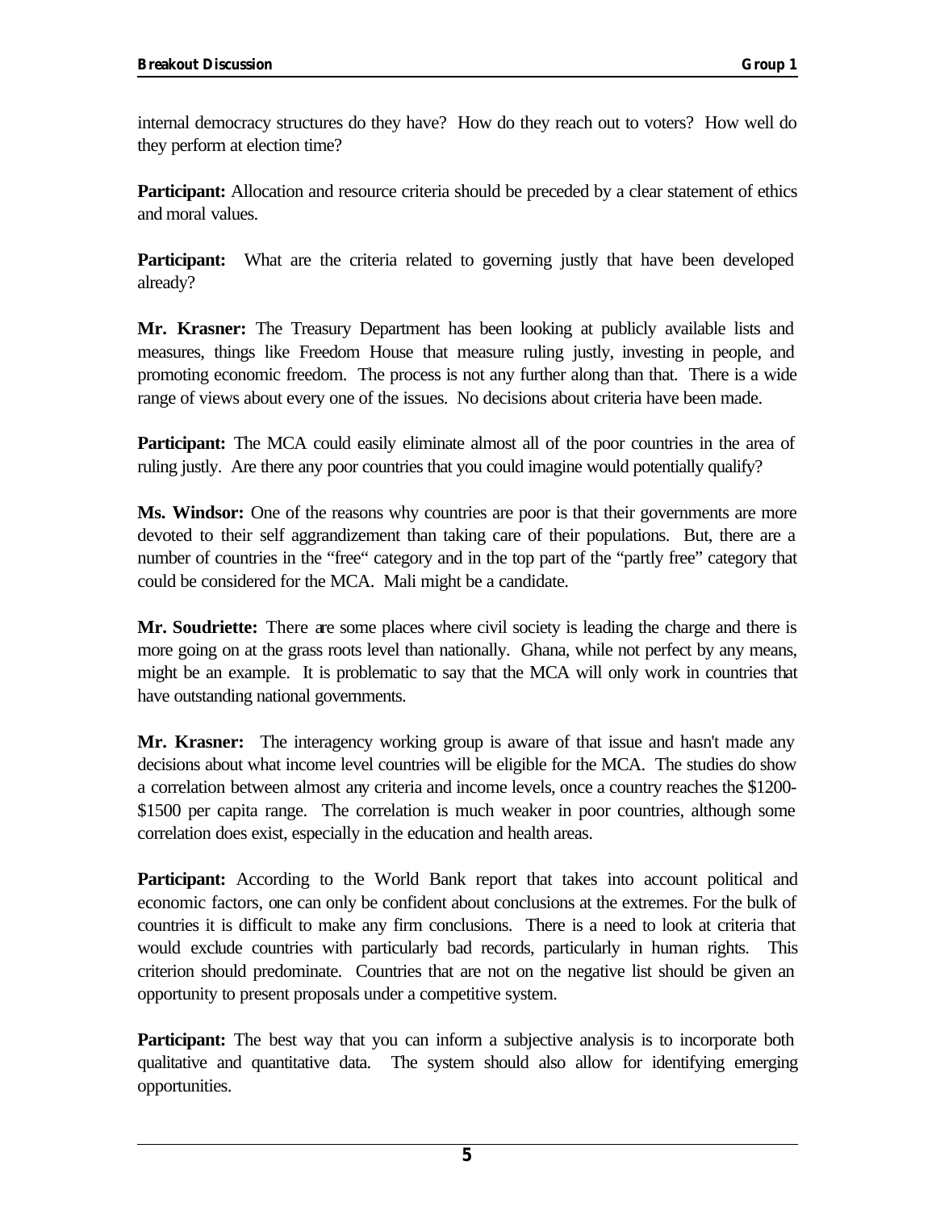internal democracy structures do they have? How do they reach out to voters? How well do they perform at election time?

**Participant:** Allocation and resource criteria should be preceded by a clear statement of ethics and moral values.

**Participant:** What are the criteria related to governing justly that have been developed already?

**Mr. Krasner:** The Treasury Department has been looking at publicly available lists and measures, things like Freedom House that measure ruling justly, investing in people, and promoting economic freedom. The process is not any further along than that. There is a wide range of views about every one of the issues. No decisions about criteria have been made.

**Participant:** The MCA could easily eliminate almost all of the poor countries in the area of ruling justly. Are there any poor countries that you could imagine would potentially qualify?

**Ms. Windsor:** One of the reasons why countries are poor is that their governments are more devoted to their self aggrandizement than taking care of their populations. But, there are a number of countries in the "free" category and in the top part of the "partly free" category that could be considered for the MCA. Mali might be a candidate.

**Mr. Soudriette:** There are some places where civil society is leading the charge and there is more going on at the grass roots level than nationally. Ghana, while not perfect by any means, might be an example. It is problematic to say that the MCA will only work in countries that have outstanding national governments.

**Mr. Krasner:** The interagency working group is aware of that issue and hasn't made any decisions about what income level countries will be eligible for the MCA. The studies do show a correlation between almost any criteria and income levels, once a country reaches the $1200-$1500 per capita range. The correlation is much weaker in poor countries, although some correlation does exist, especially in the education and health areas.

**Participant:** According to the World Bank report that takes into account political and economic factors, one can only be confident about conclusions at the extremes. For the bulk of countries it is difficult to make any firm conclusions. There is a need to look at criteria that would exclude countries with particularly bad records, particularly in human rights. This criterion should predominate. Countries that are not on the negative list should be given an opportunity to present proposals under a competitive system.

**Participant:** The best way that you can inform a subjective analysis is to incorporate both qualitative and quantitative data. The system should also allow for identifying emerging opportunities.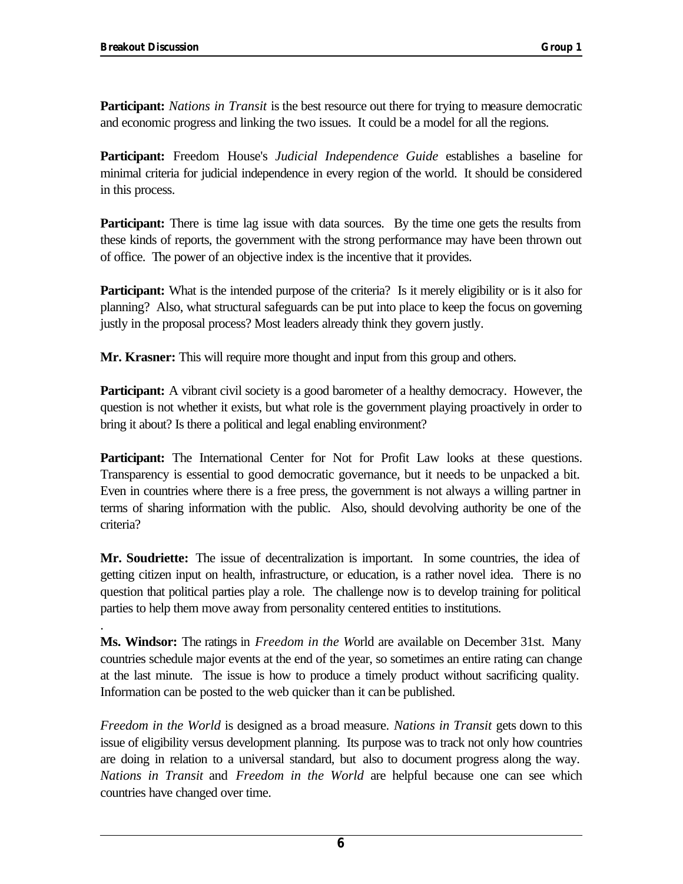**Participant:** *Nations in Transit* is the best resource out there for trying to measure democratic and economic progress and linking the two issues. It could be a model for all the regions.

**Participant:** Freedom House's *Judicial Independence Guide* establishes a baseline for minimal criteria for judicial independence in every region of the world. It should be considered in this process.

**Participant:** There is time lag issue with data sources. By the time one gets the results from these kinds of reports, the government with the strong performance may have been thrown out of office. The power of an objective index is the incentive that it provides.

**Participant:** What is the intended purpose of the criteria? Is it merely eligibility or is it also for planning? Also, what structural safeguards can be put into place to keep the focus on governing justly in the proposal process? Most leaders already think they govern justly.

**Mr. Krasner:** This will require more thought and input from this group and others.

**Participant:** A vibrant civil society is a good barometer of a healthy democracy. However, the question is not whether it exists, but what role is the government playing proactively in order to bring it about? Is there a political and legal enabling environment?

**Participant:** The International Center for Not for Profit Law looks at these questions. Transparency is essential to good democratic governance, but it needs to be unpacked a bit. Even in countries where there is a free press, the government is not always a willing partner in terms of sharing information with the public. Also, should devolving authority be one of the criteria?

**Mr. Soudriette:** The issue of decentralization is important. In some countries, the idea of getting citizen input on health, infrastructure, or education, is a rather novel idea. There is no question that political parties play a role. The challenge now is to develop training for political parties to help them move away from personality centered entities to institutions.

.

**Ms. Windsor:** The ratings in *Freedom in the World* are available on December 31st. Many countries schedule major events at the end of the year, so sometimes an entire rating can change at the last minute. The issue is how to produce a timely product without sacrificing quality. Information can be posted to the web quicker than it can be published.

*Freedom in the World* is designed as a broad measure. *Nations in Transit* gets down to this issue of eligibility versus development planning. Its purpose was to track not only how countries are doing in relation to a universal standard, but also to document progress along the way. *Nations in Transit* and *Freedom in the World* are helpful because one can see which countries have changed over time.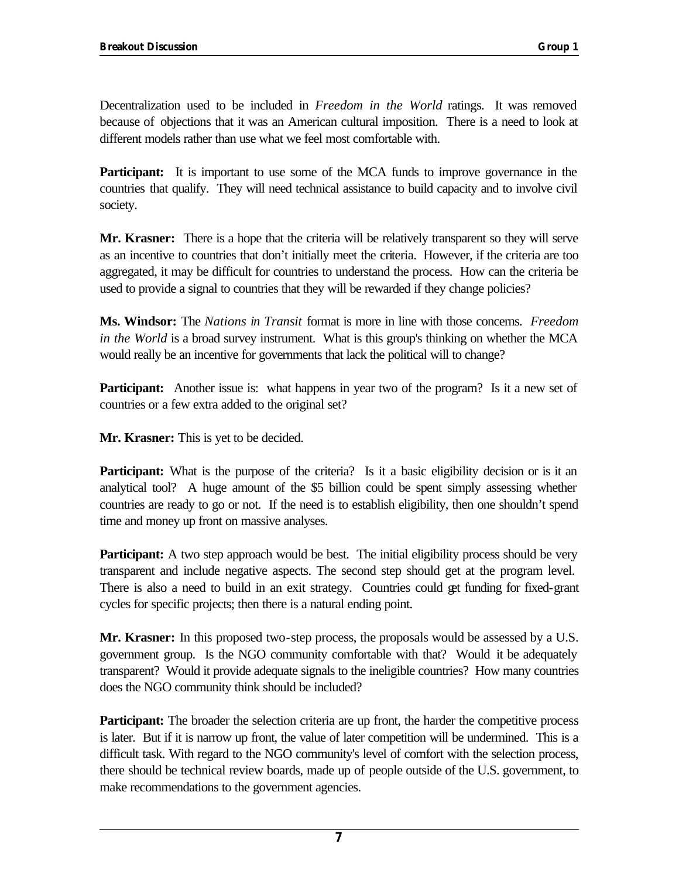Decentralization used to be included in *Freedom in the World* ratings. It was removed because of objections that it was an American cultural imposition. There is a need to look at different models rather than use what we feel most comfortable with.

**Participant:** It is important to use some of the MCA funds to improve governance in the countries that qualify. They will need technical assistance to build capacity and to involve civil society.

**Mr. Krasner:** There is a hope that the criteria will be relatively transparent so they will serve as an incentive to countries that don't initially meet the criteria. However, if the criteria are too aggregated, it may be difficult for countries to understand the process. How can the criteria be used to provide a signal to countries that they will be rewarded if they change policies?

**Ms. Windsor:** The *Nations in Transit* format is more in line with those concerns. *Freedom in the World* is a broad survey instrument. What is this group's thinking on whether the MCA would really be an incentive for governments that lack the political will to change?

**Participant:** Another issue is: what happens in year two of the program? Is it a new set of countries or a few extra added to the original set?

**Mr. Krasner:** This is yet to be decided.

**Participant:** What is the purpose of the criteria? Is it a basic eligibility decision or is it an analytical tool? A huge amount of the $5 billion could be spent simply assessing whether countries are ready to go or not. If the need is to establish eligibility, then one shouldn't spend time and money up front on massive analyses.

**Participant:** A two step approach would be best. The initial eligibility process should be very transparent and include negative aspects. The second step should get at the program level. There is also a need to build in an exit strategy. Countries could get funding for fixed-grant cycles for specific projects; then there is a natural ending point.

**Mr. Krasner:** In this proposed two-step process, the proposals would be assessed by a U.S. government group. Is the NGO community comfortable with that? Would it be adequately transparent? Would it provide adequate signals to the ineligible countries? How many countries does the NGO community think should be included?

**Participant:** The broader the selection criteria are up front, the harder the competitive process is later. But if it is narrow up front, the value of later competition will be undermined. This is a difficult task. With regard to the NGO community's level of comfort with the selection process, there should be technical review boards, made up of people outside of the U.S. government, to make recommendations to the government agencies.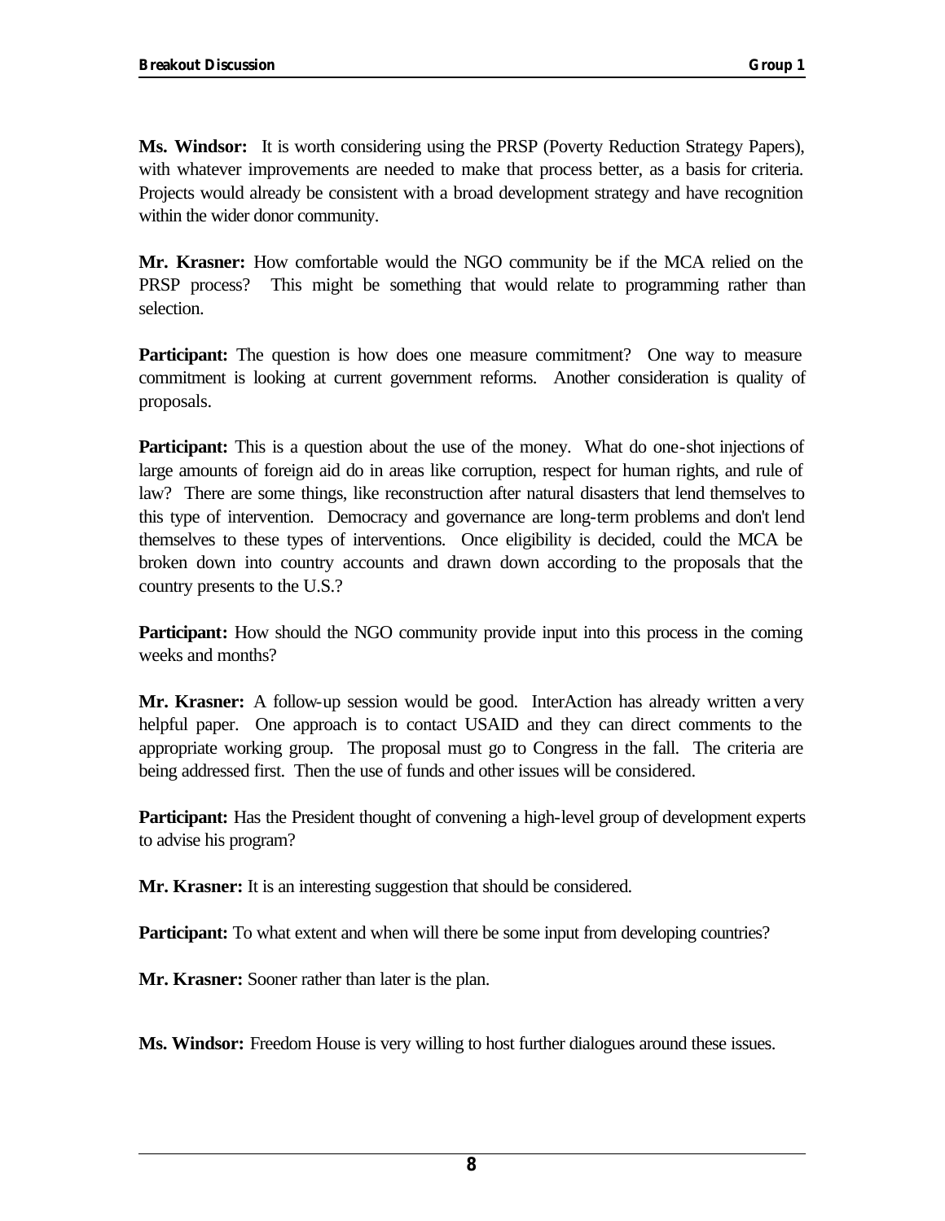**Ms. Windsor:** It is worth considering using the PRSP (Poverty Reduction Strategy Papers), with whatever improvements are needed to make that process better, as a basis for criteria. Projects would already be consistent with a broad development strategy and have recognition within the wider donor community.

**Mr. Krasner:** How comfortable would the NGO community be if the MCA relied on the PRSP process? This might be something that would relate to programming rather than selection.

**Participant:** The question is how does one measure commitment? One way to measure commitment is looking at current government reforms. Another consideration is quality of proposals.

**Participant:** This is a question about the use of the money. What do one-shot injections of large amounts of foreign aid do in areas like corruption, respect for human rights, and rule of law? There are some things, like reconstruction after natural disasters that lend themselves to this type of intervention. Democracy and governance are long-term problems and don't lend themselves to these types of interventions. Once eligibility is decided, could the MCA be broken down into country accounts and drawn down according to the proposals that the country presents to the U.S.?

**Participant:** How should the NGO community provide input into this process in the coming weeks and months?

**Mr. Krasner:** A follow-up session would be good. InterAction has already written a very helpful paper. One approach is to contact USAID and they can direct comments to the appropriate working group. The proposal must go to Congress in the fall. The criteria are being addressed first. Then the use of funds and other issues will be considered.

**Participant:** Has the President thought of convening a high-level group of development experts to advise his program?

**Mr. Krasner:** It is an interesting suggestion that should be considered.

**Participant:** To what extent and when will there be some input from developing countries?

**Mr. Krasner:** Sooner rather than later is the plan.

**Ms. Windsor:** Freedom House is very willing to host further dialogues around these issues.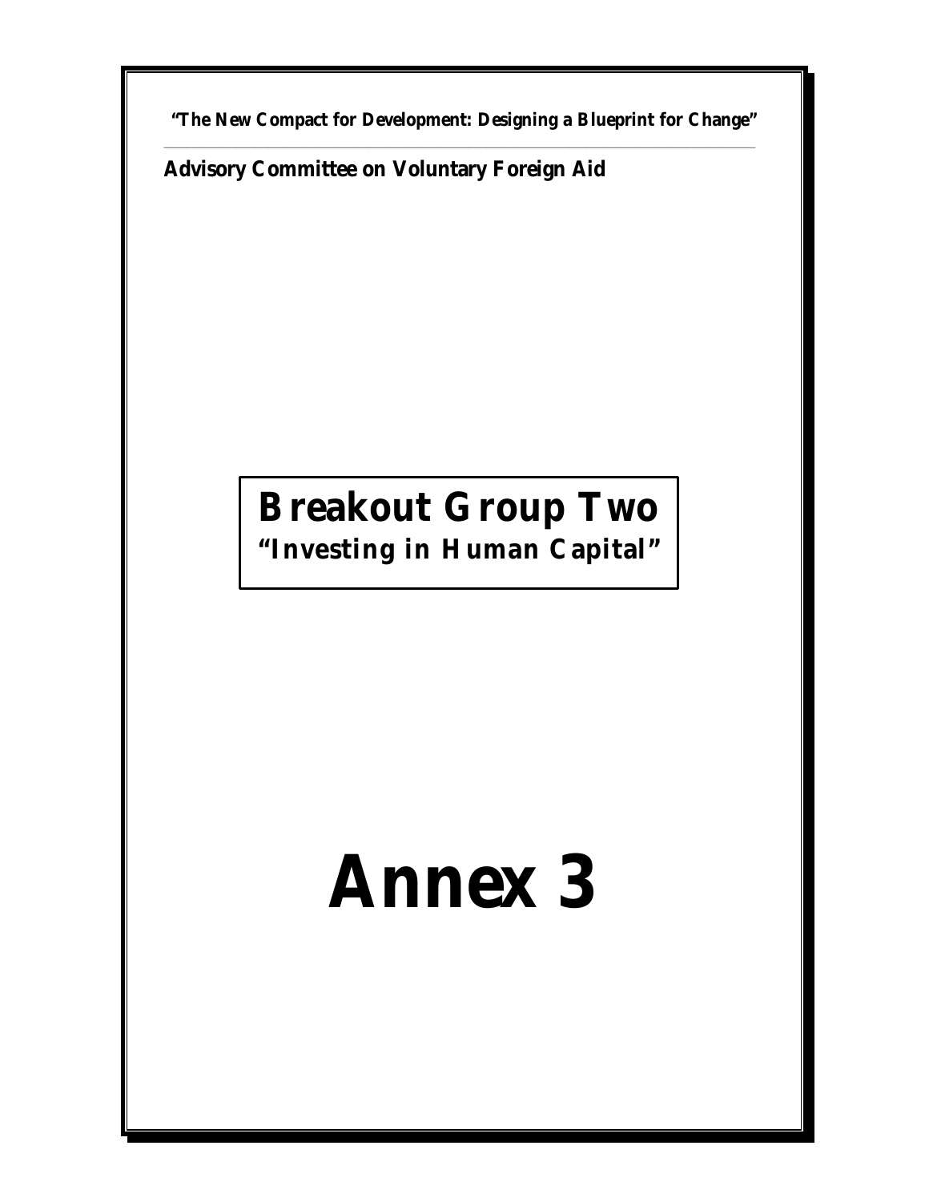**"The New Compact for Development: Designing a Blueprint for Change"**

---

**Advisory Committee on Voluntary Foreign Aid**

# Breakout Group Two

## "Investing in Human Capital"

# Annex 3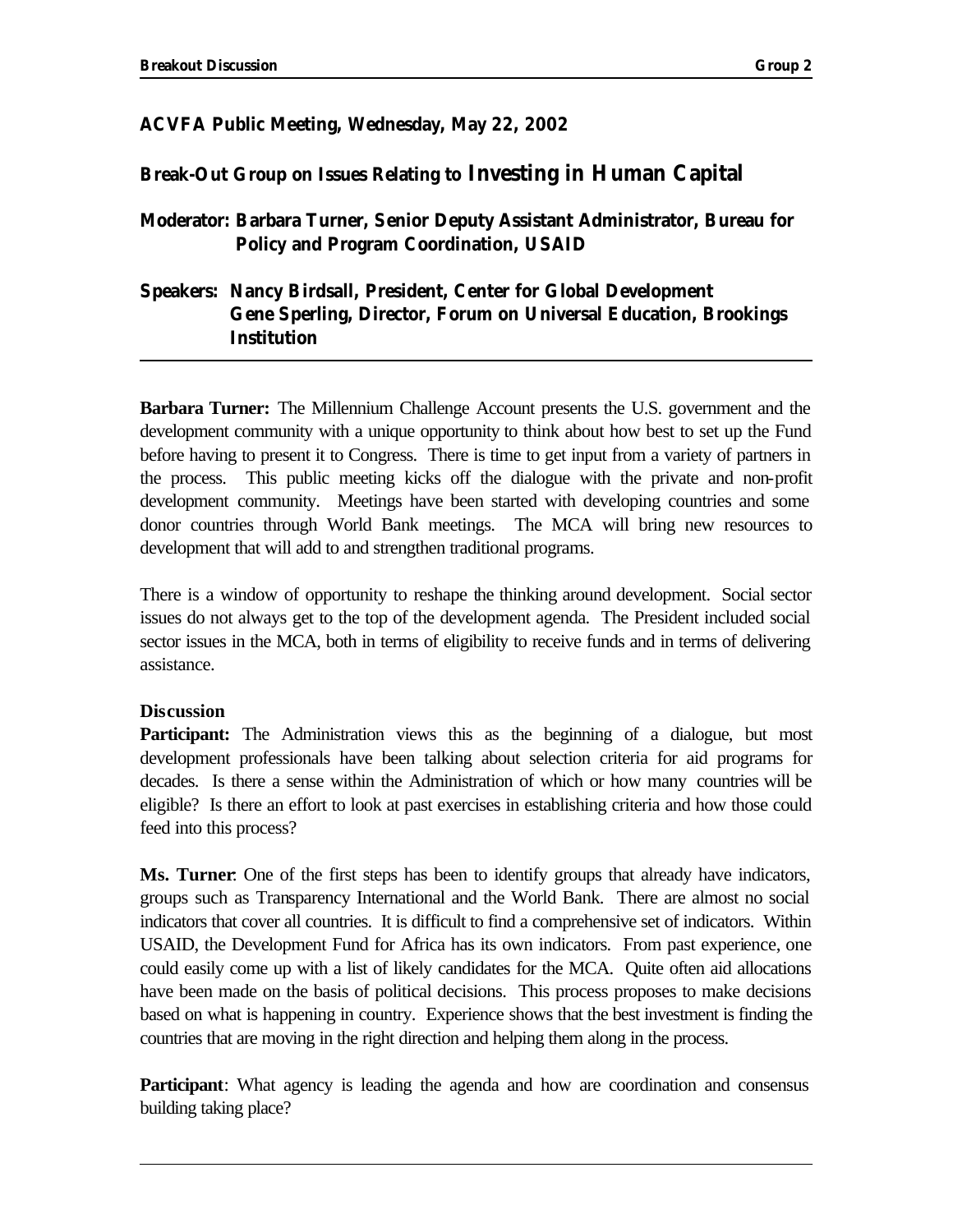**ACVFA Public Meeting, Wednesday, May 22, 2002**

## Break-Out Group on Issues Relating to Investing in Human Capital

**Moderator: Barbara Turner, Senior Deputy Assistant Administrator, Bureau for Policy and Program Coordination, USAID**

**Speakers: Nancy Birdsall, President, Center for Global Development**
**Gene Sperling, Director, Forum on Universal Education, Brookings Institution**

---

**Barbara Turner:** The Millennium Challenge Account presents the U.S. government and the development community with a unique opportunity to think about how best to set up the Fund before having to present it to Congress. There is time to get input from a variety of partners in the process. This public meeting kicks off the dialogue with the private and non-profit development community. Meetings have been started with developing countries and some donor countries through World Bank meetings. The MCA will bring new resources to development that will add to and strengthen traditional programs.

There is a window of opportunity to reshape the thinking around development. Social sector issues do not always get to the top of the development agenda. The President included social sector issues in the MCA, both in terms of eligibility to receive funds and in terms of delivering assistance.

**Discussion**

**Participant:** The Administration views this as the beginning of a dialogue, but most development professionals have been talking about selection criteria for aid programs for decades. Is there a sense within the Administration of which or how many countries will be eligible? Is there an effort to look at past exercises in establishing criteria and how those could feed into this process?

**Ms. Turner**: One of the first steps has been to identify groups that already have indicators, groups such as Transparency International and the World Bank. There are almost no social indicators that cover all countries. It is difficult to find a comprehensive set of indicators. Within USAID, the Development Fund for Africa has its own indicators. From past experience, one could easily come up with a list of likely candidates for the MCA. Quite often aid allocations have been made on the basis of political decisions. This process proposes to make decisions based on what is happening in country. Experience shows that the best investment is finding the countries that are moving in the right direction and helping them along in the process.

**Participant**: What agency is leading the agenda and how are coordination and consensus building taking place?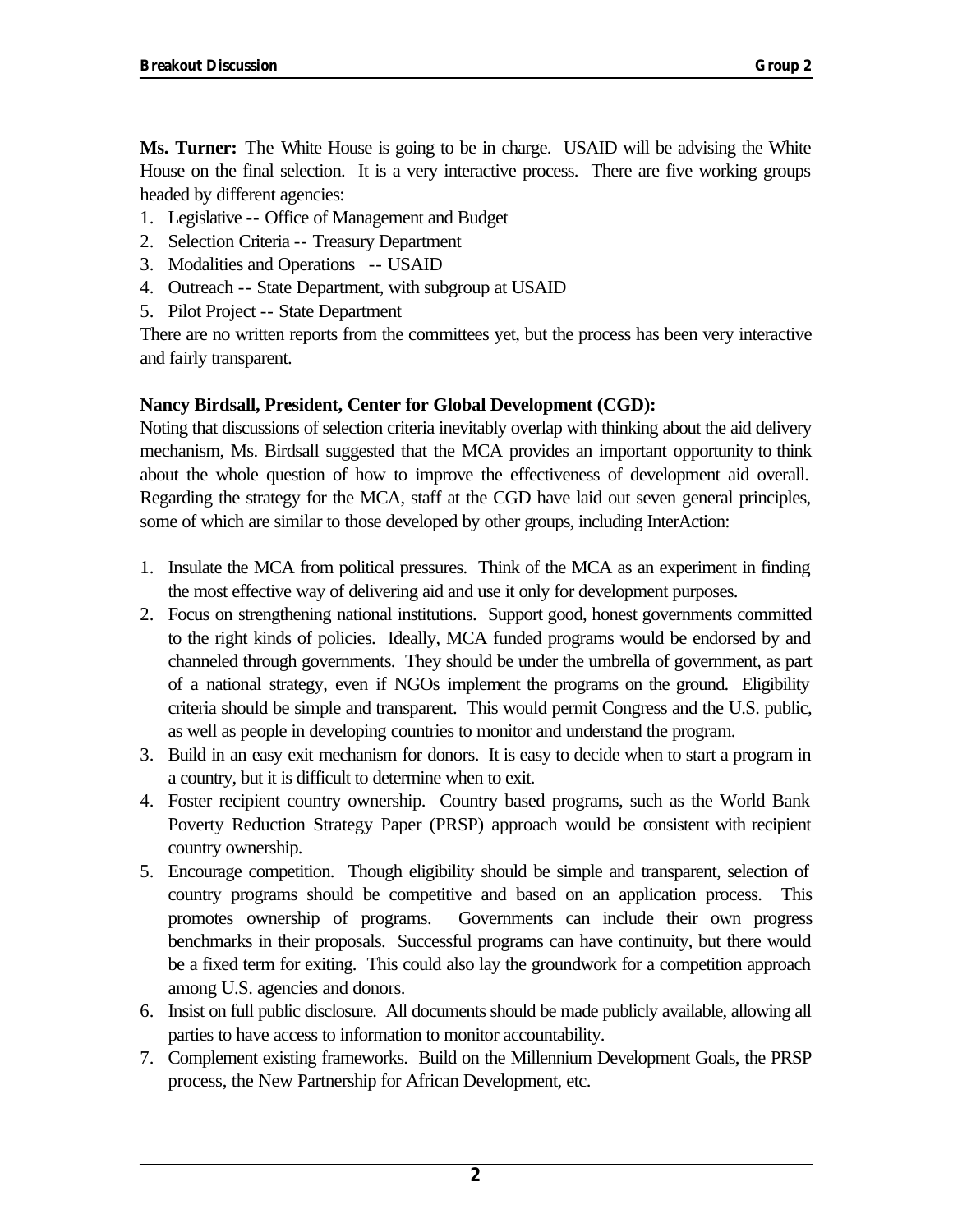**Ms. Turner:** The White House is going to be in charge. USAID will be advising the White House on the final selection. It is a very interactive process. There are five working groups headed by different agencies:

1. Legislative -- Office of Management and Budget
2. Selection Criteria -- Treasury Department
3. Modalities and Operations -- USAID
4. Outreach -- State Department, with subgroup at USAID
5. Pilot Project -- State Department

There are no written reports from the committees yet, but the process has been very interactive and fairly transparent.

**Nancy Birdsall, President, Center for Global Development (CGD):**

Noting that discussions of selection criteria inevitably overlap with thinking about the aid delivery mechanism, Ms. Birdsall suggested that the MCA provides an important opportunity to think about the whole question of how to improve the effectiveness of development aid overall. Regarding the strategy for the MCA, staff at the CGD have laid out seven general principles, some of which are similar to those developed by other groups, including InterAction:

1. Insulate the MCA from political pressures. Think of the MCA as an experiment in finding the most effective way of delivering aid and use it only for development purposes.
2. Focus on strengthening national institutions. Support good, honest governments committed to the right kinds of policies. Ideally, MCA funded programs would be endorsed by and channeled through governments. They should be under the umbrella of government, as part of a national strategy, even if NGOs implement the programs on the ground. Eligibility criteria should be simple and transparent. This would permit Congress and the U.S. public, as well as people in developing countries to monitor and understand the program.
3. Build in an easy exit mechanism for donors. It is easy to decide when to start a program in a country, but it is difficult to determine when to exit.
4. Foster recipient country ownership. Country based programs, such as the World Bank Poverty Reduction Strategy Paper (PRSP) approach would be consistent with recipient country ownership.
5. Encourage competition. Though eligibility should be simple and transparent, selection of country programs should be competitive and based on an application process. This promotes ownership of programs. Governments can include their own progress benchmarks in their proposals. Successful programs can have continuity, but there would be a fixed term for exiting. This could also lay the groundwork for a competition approach among U.S. agencies and donors.
6. Insist on full public disclosure. All documents should be made publicly available, allowing all parties to have access to information to monitor accountability.
7. Complement existing frameworks. Build on the Millennium Development Goals, the PRSP process, the New Partnership for African Development, etc.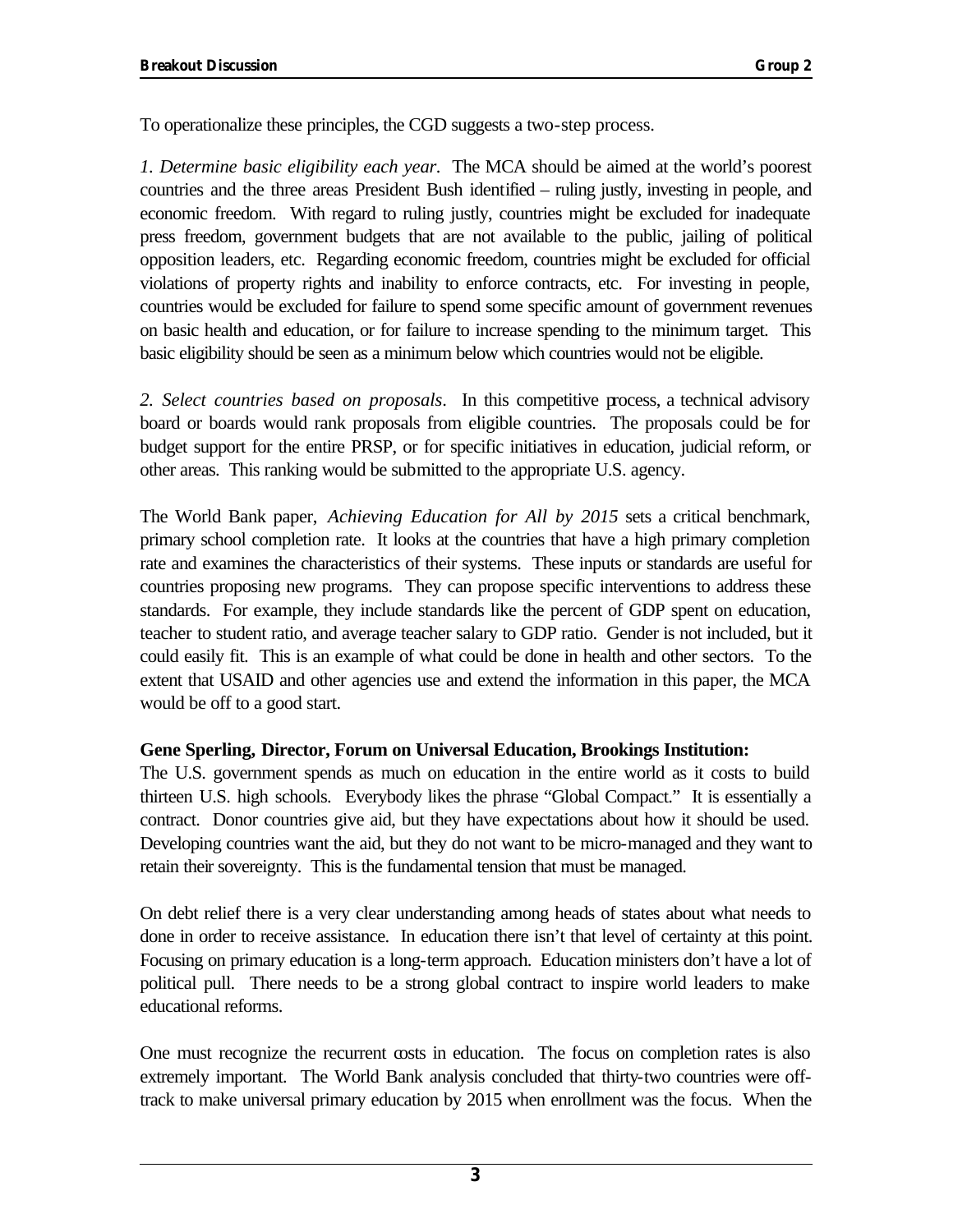To operationalize these principles, the CGD suggests a two-step process.

*1. Determine basic eligibility each year.* The MCA should be aimed at the world's poorest countries and the three areas President Bush identified – ruling justly, investing in people, and economic freedom. With regard to ruling justly, countries might be excluded for inadequate press freedom, government budgets that are not available to the public, jailing of political opposition leaders, etc. Regarding economic freedom, countries might be excluded for official violations of property rights and inability to enforce contracts, etc. For investing in people, countries would be excluded for failure to spend some specific amount of government revenues on basic health and education, or for failure to increase spending to the minimum target. This basic eligibility should be seen as a minimum below which countries would not be eligible.

*2. Select countries based on proposals*. In this competitive process, a technical advisory board or boards would rank proposals from eligible countries. The proposals could be for budget support for the entire PRSP, or for specific initiatives in education, judicial reform, or other areas. This ranking would be submitted to the appropriate U.S. agency.

The World Bank paper, *Achieving Education for All by 2015* sets a critical benchmark, primary school completion rate. It looks at the countries that have a high primary completion rate and examines the characteristics of their systems. These inputs or standards are useful for countries proposing new programs. They can propose specific interventions to address these standards. For example, they include standards like the percent of GDP spent on education, teacher to student ratio, and average teacher salary to GDP ratio. Gender is not included, but it could easily fit. This is an example of what could be done in health and other sectors. To the extent that USAID and other agencies use and extend the information in this paper, the MCA would be off to a good start.

**Gene Sperling, Director, Forum on Universal Education, Brookings Institution:**
The U.S. government spends as much on education in the entire world as it costs to build thirteen U.S. high schools. Everybody likes the phrase "Global Compact." It is essentially a contract. Donor countries give aid, but they have expectations about how it should be used. Developing countries want the aid, but they do not want to be micro-managed and they want to retain their sovereignty. This is the fundamental tension that must be managed.

On debt relief there is a very clear understanding among heads of states about what needs to done in order to receive assistance. In education there isn't that level of certainty at this point. Focusing on primary education is a long-term approach. Education ministers don't have a lot of political pull. There needs to be a strong global contract to inspire world leaders to make educational reforms.

One must recognize the recurrent costs in education. The focus on completion rates is also extremely important. The World Bank analysis concluded that thirty-two countries were off-track to make universal primary education by 2015 when enrollment was the focus. When the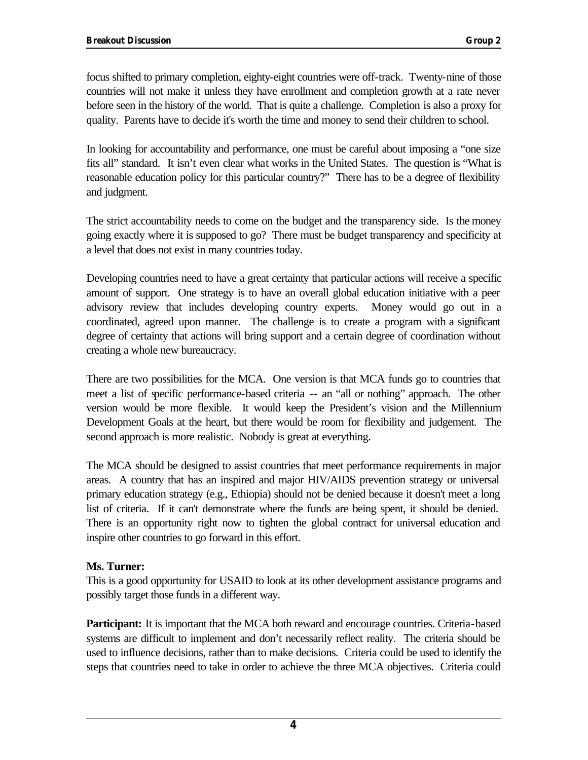focus shifted to primary completion, eighty-eight countries were off-track. Twenty-nine of those countries will not make it unless they have enrollment and completion growth at a rate never before seen in the history of the world. That is quite a challenge. Completion is also a proxy for quality. Parents have to decide it's worth the time and money to send their children to school.

In looking for accountability and performance, one must be careful about imposing a "one size fits all" standard. It isn't even clear what works in the United States. The question is "What is reasonable education policy for this particular country?" There has to be a degree of flexibility and judgment.

The strict accountability needs to come on the budget and the transparency side. Is the money going exactly where it is supposed to go? There must be budget transparency and specificity at a level that does not exist in many countries today.

Developing countries need to have a great certainty that particular actions will receive a specific amount of support. One strategy is to have an overall global education initiative with a peer advisory review that includes developing country experts. Money would go out in a coordinated, agreed upon manner. The challenge is to create a program with a significant degree of certainty that actions will bring support and a certain degree of coordination without creating a whole new bureaucracy.

There are two possibilities for the MCA. One version is that MCA funds go to countries that meet a list of specific performance-based criteria -- an "all or nothing" approach. The other version would be more flexible. It would keep the President's vision and the Millennium Development Goals at the heart, but there would be room for flexibility and judgement. The second approach is more realistic. Nobody is great at everything.

The MCA should be designed to assist countries that meet performance requirements in major areas. A country that has an inspired and major HIV/AIDS prevention strategy or universal primary education strategy (e.g., Ethiopia) should not be denied because it doesn't meet a long list of criteria. If it can't demonstrate where the funds are being spent, it should be denied. There is an opportunity right now to tighten the global contract for universal education and inspire other countries to go forward in this effort.

**Ms. Turner:**
This is a good opportunity for USAID to look at its other development assistance programs and possibly target those funds in a different way.

**Participant:** It is important that the MCA both reward and encourage countries. Criteria-based systems are difficult to implement and don't necessarily reflect reality. The criteria should be used to influence decisions, rather than to make decisions. Criteria could be used to identify the steps that countries need to take in order to achieve the three MCA objectives. Criteria could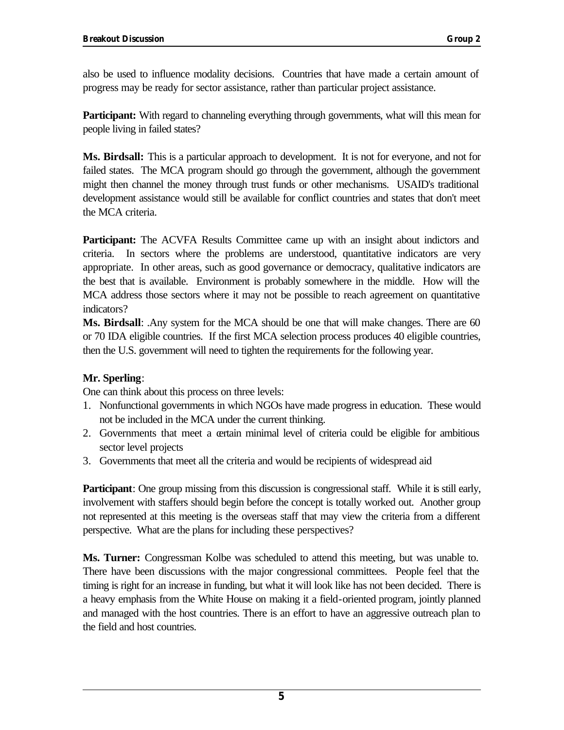also be used to influence modality decisions. Countries that have made a certain amount of progress may be ready for sector assistance, rather than particular project assistance.

**Participant:** With regard to channeling everything through governments, what will this mean for people living in failed states?

**Ms. Birdsall:** This is a particular approach to development. It is not for everyone, and not for failed states. The MCA program should go through the government, although the government might then channel the money through trust funds or other mechanisms. USAID's traditional development assistance would still be available for conflict countries and states that don't meet the MCA criteria.

**Participant:** The ACVFA Results Committee came up with an insight about indictors and criteria. In sectors where the problems are understood, quantitative indicators are very appropriate. In other areas, such as good governance or democracy, qualitative indicators are the best that is available. Environment is probably somewhere in the middle. How will the MCA address those sectors where it may not be possible to reach agreement on quantitative indicators?

**Ms. Birdsall**: .Any system for the MCA should be one that will make changes. There are 60 or 70 IDA eligible countries. If the first MCA selection process produces 40 eligible countries, then the U.S. government will need to tighten the requirements for the following year.

**Mr. Sperling**:

One can think about this process on three levels:

1. Nonfunctional governments in which NGOs have made progress in education. These would not be included in the MCA under the current thinking.
2. Governments that meet a certain minimal level of criteria could be eligible for ambitious sector level projects
3. Governments that meet all the criteria and would be recipients of widespread aid

**Participant**: One group missing from this discussion is congressional staff. While it is still early, involvement with staffers should begin before the concept is totally worked out. Another group not represented at this meeting is the overseas staff that may view the criteria from a different perspective. What are the plans for including these perspectives?

**Ms. Turner:** Congressman Kolbe was scheduled to attend this meeting, but was unable to. There have been discussions with the major congressional committees. People feel that the timing is right for an increase in funding, but what it will look like has not been decided. There is a heavy emphasis from the White House on making it a field-oriented program, jointly planned and managed with the host countries. There is an effort to have an aggressive outreach plan to the field and host countries.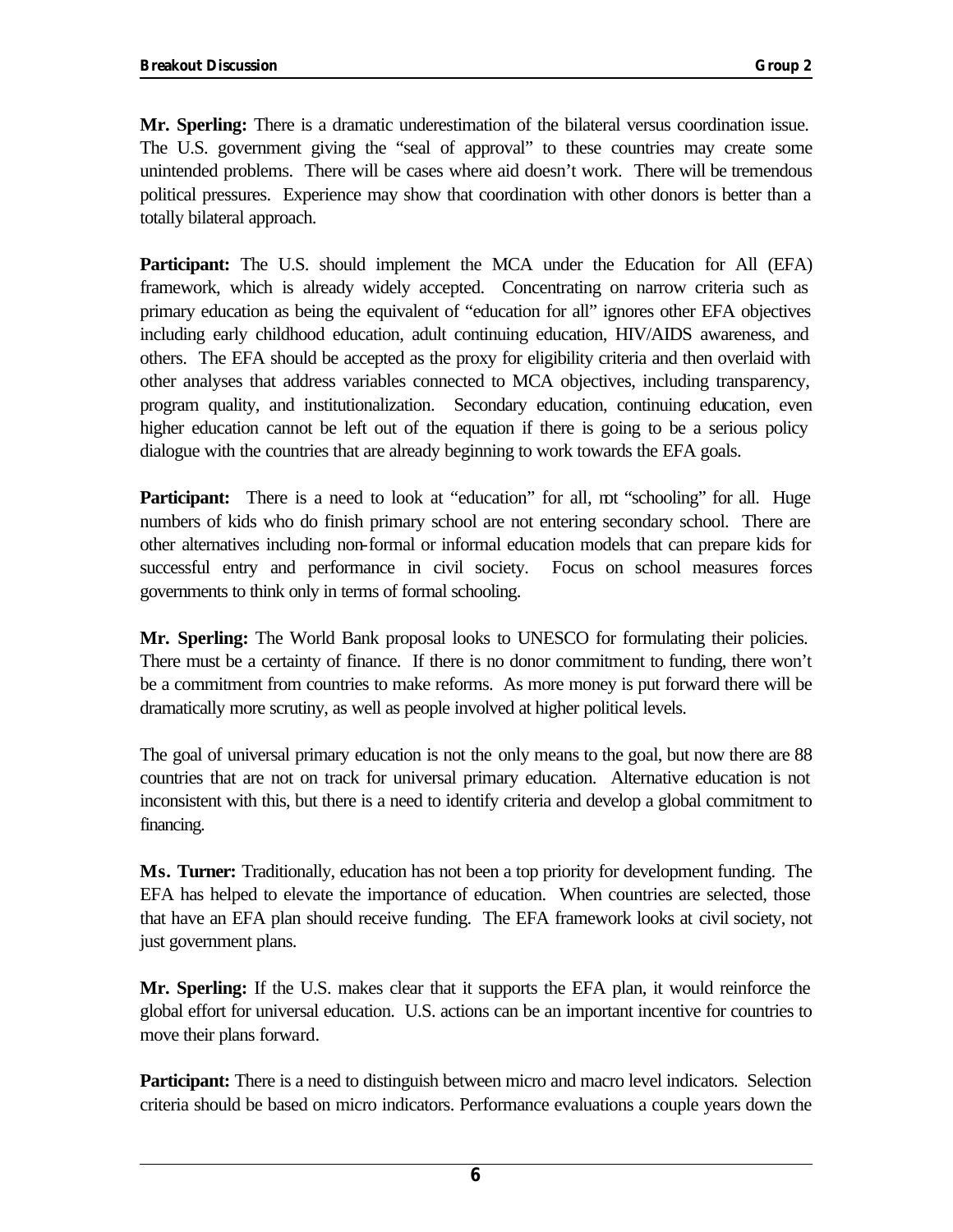**Mr. Sperling:** There is a dramatic underestimation of the bilateral versus coordination issue. The U.S. government giving the "seal of approval" to these countries may create some unintended problems. There will be cases where aid doesn't work. There will be tremendous political pressures. Experience may show that coordination with other donors is better than a totally bilateral approach.

**Participant:** The U.S. should implement the MCA under the Education for All (EFA) framework, which is already widely accepted. Concentrating on narrow criteria such as primary education as being the equivalent of "education for all" ignores other EFA objectives including early childhood education, adult continuing education, HIV/AIDS awareness, and others. The EFA should be accepted as the proxy for eligibility criteria and then overlaid with other analyses that address variables connected to MCA objectives, including transparency, program quality, and institutionalization. Secondary education, continuing education, even higher education cannot be left out of the equation if there is going to be a serious policy dialogue with the countries that are already beginning to work towards the EFA goals.

**Participant:** There is a need to look at "education" for all, not "schooling" for all. Huge numbers of kids who do finish primary school are not entering secondary school. There are other alternatives including non-formal or informal education models that can prepare kids for successful entry and performance in civil society. Focus on school measures forces governments to think only in terms of formal schooling.

**Mr. Sperling:** The World Bank proposal looks to UNESCO for formulating their policies. There must be a certainty of finance. If there is no donor commitment to funding, there won't be a commitment from countries to make reforms. As more money is put forward there will be dramatically more scrutiny, as well as people involved at higher political levels.

The goal of universal primary education is not the only means to the goal, but now there are 88 countries that are not on track for universal primary education. Alternative education is not inconsistent with this, but there is a need to identify criteria and develop a global commitment to financing.

**Ms. Turner:** Traditionally, education has not been a top priority for development funding. The EFA has helped to elevate the importance of education. When countries are selected, those that have an EFA plan should receive funding. The EFA framework looks at civil society, not just government plans.

**Mr. Sperling:** If the U.S. makes clear that it supports the EFA plan, it would reinforce the global effort for universal education. U.S. actions can be an important incentive for countries to move their plans forward.

**Participant:** There is a need to distinguish between micro and macro level indicators. Selection criteria should be based on micro indicators. Performance evaluations a couple years down the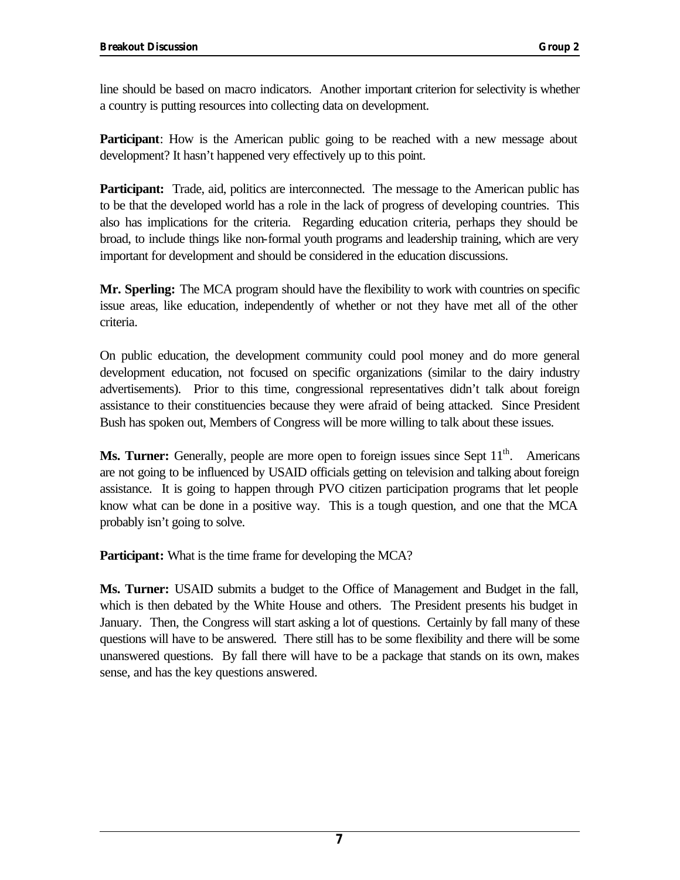line should be based on macro indicators. Another important criterion for selectivity is whether a country is putting resources into collecting data on development.

**Participant**: How is the American public going to be reached with a new message about development? It hasn't happened very effectively up to this point.

**Participant:** Trade, aid, politics are interconnected. The message to the American public has to be that the developed world has a role in the lack of progress of developing countries. This also has implications for the criteria. Regarding education criteria, perhaps they should be broad, to include things like non-formal youth programs and leadership training, which are very important for development and should be considered in the education discussions.

**Mr. Sperling:** The MCA program should have the flexibility to work with countries on specific issue areas, like education, independently of whether or not they have met all of the other criteria.

On public education, the development community could pool money and do more general development education, not focused on specific organizations (similar to the dairy industry advertisements). Prior to this time, congressional representatives didn't talk about foreign assistance to their constituencies because they were afraid of being attacked. Since President Bush has spoken out, Members of Congress will be more willing to talk about these issues.

**Ms. Turner:** Generally, people are more open to foreign issues since Sept 11th. Americans are not going to be influenced by USAID officials getting on television and talking about foreign assistance. It is going to happen through PVO citizen participation programs that let people know what can be done in a positive way. This is a tough question, and one that the MCA probably isn't going to solve.

**Participant:** What is the time frame for developing the MCA?

**Ms. Turner:** USAID submits a budget to the Office of Management and Budget in the fall, which is then debated by the White House and others. The President presents his budget in January. Then, the Congress will start asking a lot of questions. Certainly by fall many of these questions will have to be answered. There still has to be some flexibility and there will be some unanswered questions. By fall there will have to be a package that stands on its own, makes sense, and has the key questions answered.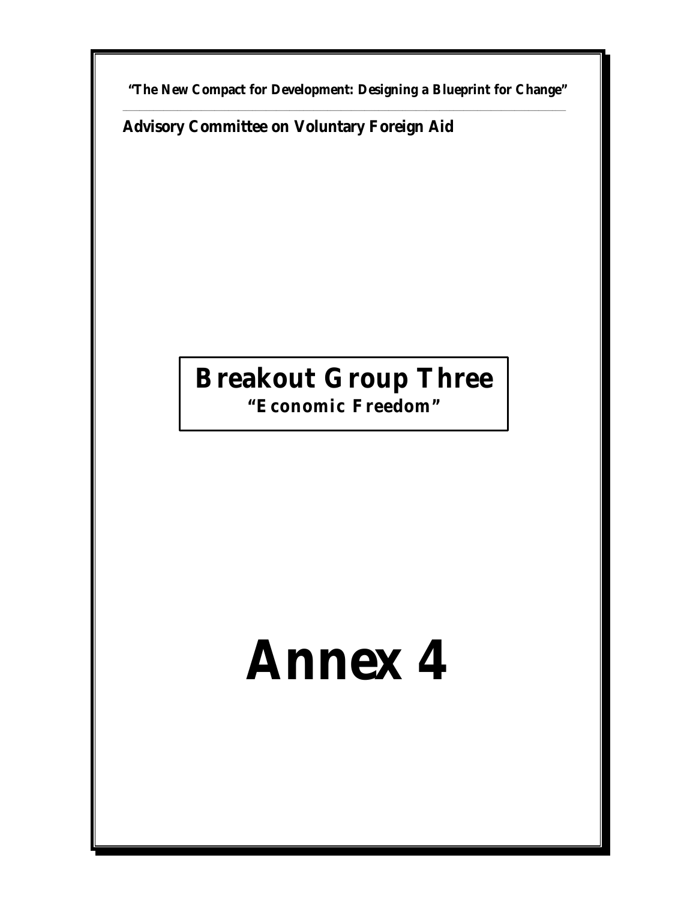**"The New Compact for Development: Designing a Blueprint for Change"**

---

**Advisory Committee on Voluntary Foreign Aid**

# Breakout Group Three

**"Economic Freedom"**

# Annex 4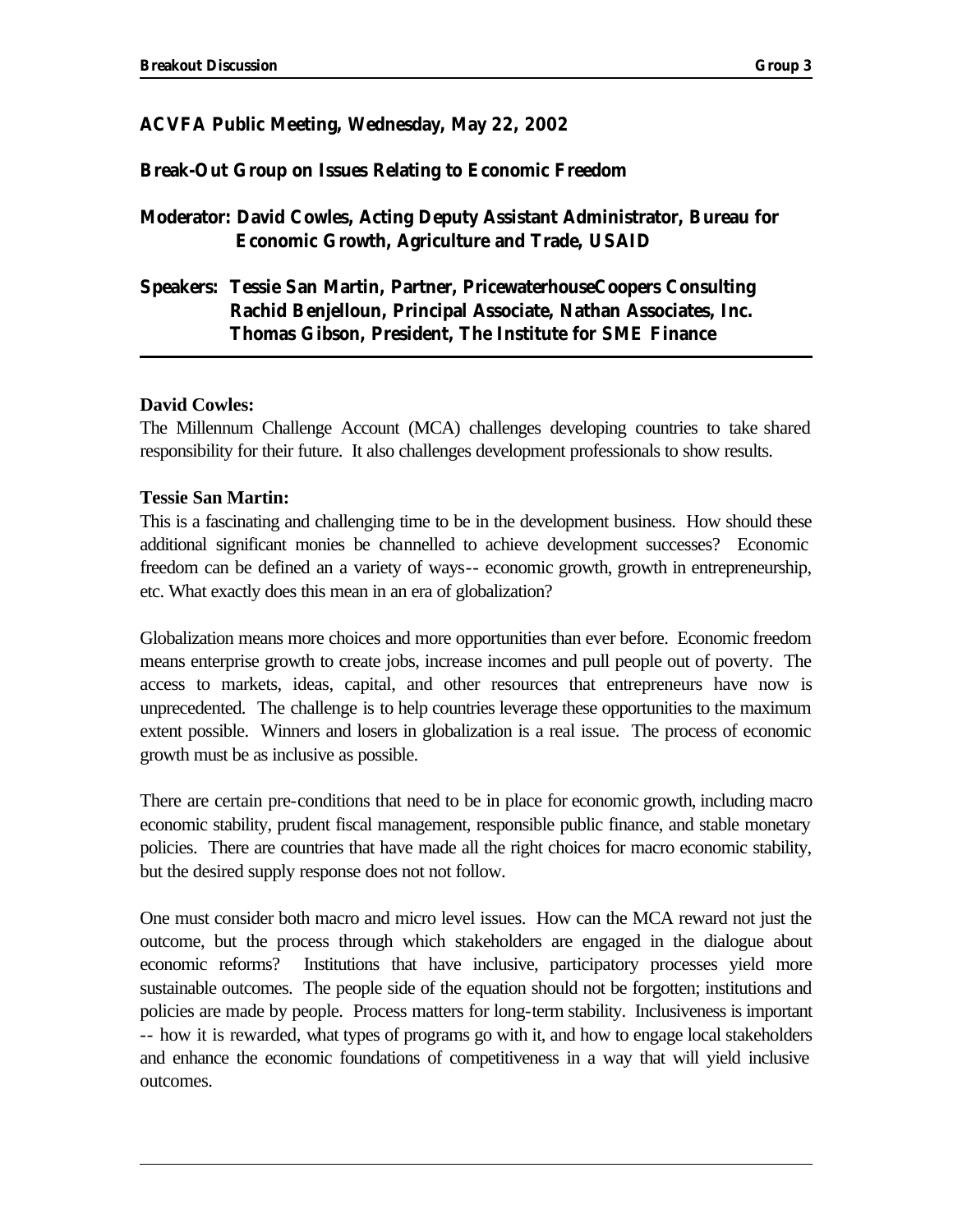**ACVFA Public Meeting, Wednesday, May 22, 2002**

**Break-Out Group on Issues Relating to Economic Freedom**

**Moderator: David Cowles, Acting Deputy Assistant Administrator, Bureau for Economic Growth, Agriculture and Trade, USAID**

**Speakers: Tessie San Martin, Partner, PricewaterhouseCoopers Consulting**
**Rachid Benjelloun, Principal Associate, Nathan Associates, Inc.**
**Thomas Gibson, President, The Institute for SME Finance**

---

**David Cowles:**
The Millennum Challenge Account (MCA) challenges developing countries to take shared responsibility for their future. It also challenges development professionals to show results.

**Tessie San Martin:**
This is a fascinating and challenging time to be in the development business. How should these additional significant monies be channelled to achieve development successes? Economic freedom can be defined an a variety of ways-- economic growth, growth in entrepreneurship, etc. What exactly does this mean in an era of globalization?

Globalization means more choices and more opportunities than ever before. Economic freedom means enterprise growth to create jobs, increase incomes and pull people out of poverty. The access to markets, ideas, capital, and other resources that entrepreneurs have now is unprecedented. The challenge is to help countries leverage these opportunities to the maximum extent possible. Winners and losers in globalization is a real issue. The process of economic growth must be as inclusive as possible.

There are certain pre-conditions that need to be in place for economic growth, including macro economic stability, prudent fiscal management, responsible public finance, and stable monetary policies. There are countries that have made all the right choices for macro economic stability, but the desired supply response does not not follow.

One must consider both macro and micro level issues. How can the MCA reward not just the outcome, but the process through which stakeholders are engaged in the dialogue about economic reforms? Institutions that have inclusive, participatory processes yield more sustainable outcomes. The people side of the equation should not be forgotten; institutions and policies are made by people. Process matters for long-term stability. Inclusiveness is important -- how it is rewarded, what types of programs go with it, and how to engage local stakeholders and enhance the economic foundations of competitiveness in a way that will yield inclusive outcomes.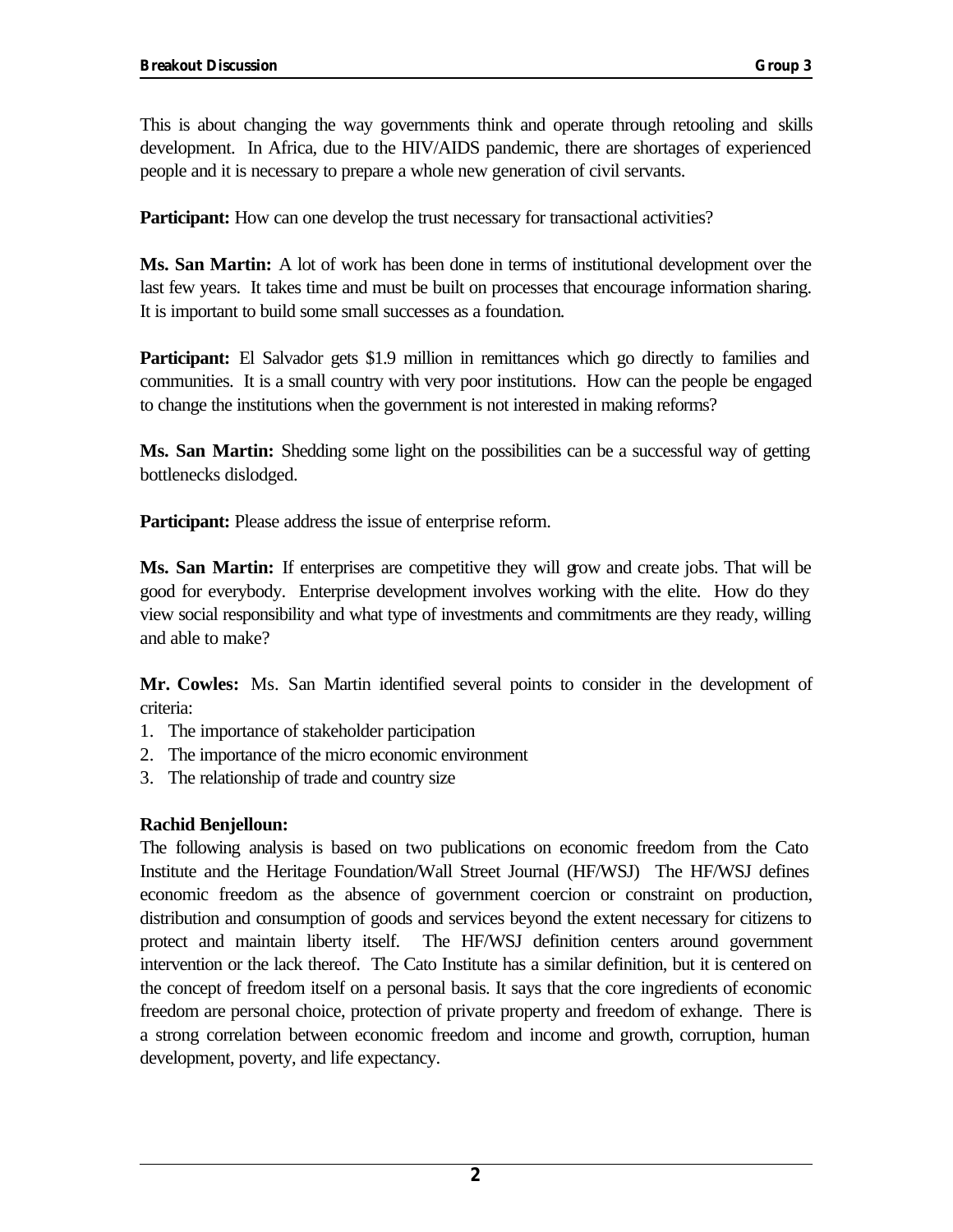This is about changing the way governments think and operate through retooling and skills development. In Africa, due to the HIV/AIDS pandemic, there are shortages of experienced people and it is necessary to prepare a whole new generation of civil servants.

**Participant:** How can one develop the trust necessary for transactional activities?

**Ms. San Martin:** A lot of work has been done in terms of institutional development over the last few years. It takes time and must be built on processes that encourage information sharing. It is important to build some small successes as a foundation.

**Participant:** El Salvador gets $1.9 million in remittances which go directly to families and communities. It is a small country with very poor institutions. How can the people be engaged to change the institutions when the government is not interested in making reforms?

**Ms. San Martin:** Shedding some light on the possibilities can be a successful way of getting bottlenecks dislodged.

**Participant:** Please address the issue of enterprise reform.

**Ms. San Martin:** If enterprises are competitive they will grow and create jobs. That will be good for everybody. Enterprise development involves working with the elite. How do they view social responsibility and what type of investments and commitments are they ready, willing and able to make?

**Mr. Cowles:** Ms. San Martin identified several points to consider in the development of criteria:

1. The importance of stakeholder participation
2. The importance of the micro economic environment
3. The relationship of trade and country size

**Rachid Benjelloun:**

The following analysis is based on two publications on economic freedom from the Cato Institute and the Heritage Foundation/Wall Street Journal (HF/WSJ) The HF/WSJ defines economic freedom as the absence of government coercion or constraint on production, distribution and consumption of goods and services beyond the extent necessary for citizens to protect and maintain liberty itself. The HF/WSJ definition centers around government intervention or the lack thereof. The Cato Institute has a similar definition, but it is centered on the concept of freedom itself on a personal basis. It says that the core ingredients of economic freedom are personal choice, protection of private property and freedom of exhange. There is a strong correlation between economic freedom and income and growth, corruption, human development, poverty, and life expectancy.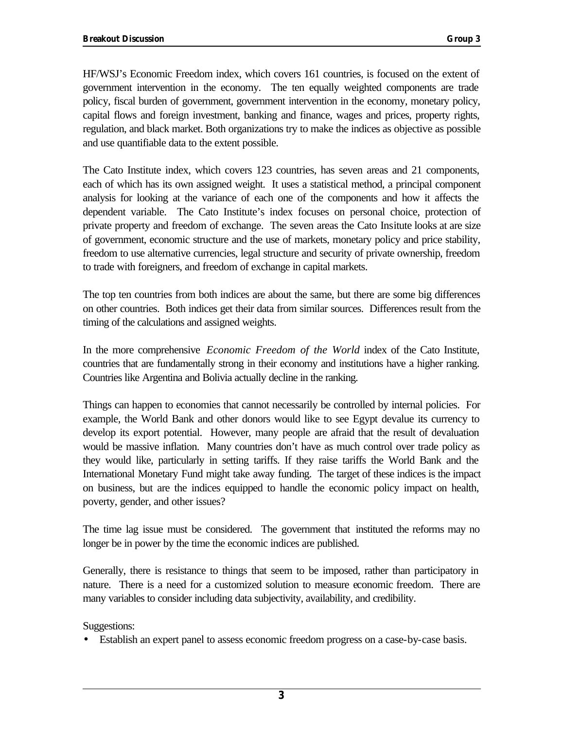HF/WSJ's Economic Freedom index, which covers 161 countries, is focused on the extent of government intervention in the economy. The ten equally weighted components are trade policy, fiscal burden of government, government intervention in the economy, monetary policy, capital flows and foreign investment, banking and finance, wages and prices, property rights, regulation, and black market. Both organizations try to make the indices as objective as possible and use quantifiable data to the extent possible.

The Cato Institute index, which covers 123 countries, has seven areas and 21 components, each of which has its own assigned weight. It uses a statistical method, a principal component analysis for looking at the variance of each one of the components and how it affects the dependent variable. The Cato Institute's index focuses on personal choice, protection of private property and freedom of exchange. The seven areas the Cato Insitute looks at are size of government, economic structure and the use of markets, monetary policy and price stability, freedom to use alternative currencies, legal structure and security of private ownership, freedom to trade with foreigners, and freedom of exchange in capital markets.

The top ten countries from both indices are about the same, but there are some big differences on other countries. Both indices get their data from similar sources. Differences result from the timing of the calculations and assigned weights.

In the more comprehensive *Economic Freedom of the World* index of the Cato Institute, countries that are fundamentally strong in their economy and institutions have a higher ranking. Countries like Argentina and Bolivia actually decline in the ranking.

Things can happen to economies that cannot necessarily be controlled by internal policies. For example, the World Bank and other donors would like to see Egypt devalue its currency to develop its export potential. However, many people are afraid that the result of devaluation would be massive inflation. Many countries don't have as much control over trade policy as they would like, particularly in setting tariffs. If they raise tariffs the World Bank and the International Monetary Fund might take away funding. The target of these indices is the impact on business, but are the indices equipped to handle the economic policy impact on health, poverty, gender, and other issues?

The time lag issue must be considered. The government that instituted the reforms may no longer be in power by the time the economic indices are published.

Generally, there is resistance to things that seem to be imposed, rather than participatory in nature. There is a need for a customized solution to measure economic freedom. There are many variables to consider including data subjectivity, availability, and credibility.

Suggestions:

- Establish an expert panel to assess economic freedom progress on a case-by-case basis.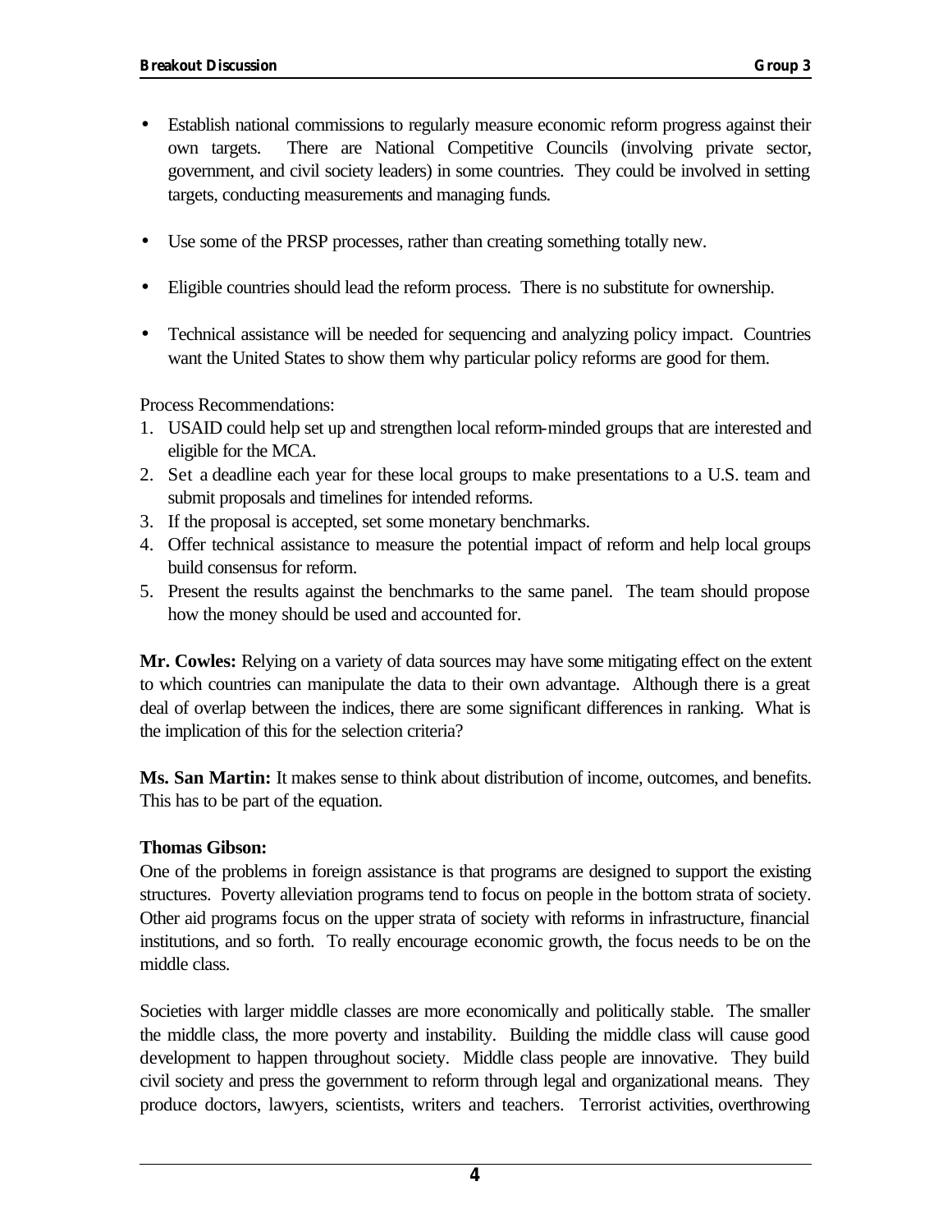- Establish national commissions to regularly measure economic reform progress against their own targets. There are National Competitive Councils (involving private sector, government, and civil society leaders) in some countries. They could be involved in setting targets, conducting measurements and managing funds.

- Use some of the PRSP processes, rather than creating something totally new.

- Eligible countries should lead the reform process. There is no substitute for ownership.

- Technical assistance will be needed for sequencing and analyzing policy impact. Countries want the United States to show them why particular policy reforms are good for them.

Process Recommendations:

1. USAID could help set up and strengthen local reform-minded groups that are interested and eligible for the MCA.
2. Set a deadline each year for these local groups to make presentations to a U.S. team and submit proposals and timelines for intended reforms.
3. If the proposal is accepted, set some monetary benchmarks.
4. Offer technical assistance to measure the potential impact of reform and help local groups build consensus for reform.
5. Present the results against the benchmarks to the same panel. The team should propose how the money should be used and accounted for.

**Mr. Cowles:** Relying on a variety of data sources may have some mitigating effect on the extent to which countries can manipulate the data to their own advantage. Although there is a great deal of overlap between the indices, there are some significant differences in ranking. What is the implication of this for the selection criteria?

**Ms. San Martin:** It makes sense to think about distribution of income, outcomes, and benefits. This has to be part of the equation.

**Thomas Gibson:**

One of the problems in foreign assistance is that programs are designed to support the existing structures. Poverty alleviation programs tend to focus on people in the bottom strata of society. Other aid programs focus on the upper strata of society with reforms in infrastructure, financial institutions, and so forth. To really encourage economic growth, the focus needs to be on the middle class.

Societies with larger middle classes are more economically and politically stable. The smaller the middle class, the more poverty and instability. Building the middle class will cause good development to happen throughout society. Middle class people are innovative. They build civil society and press the government to reform through legal and organizational means. They produce doctors, lawyers, scientists, writers and teachers. Terrorist activities, overthrowing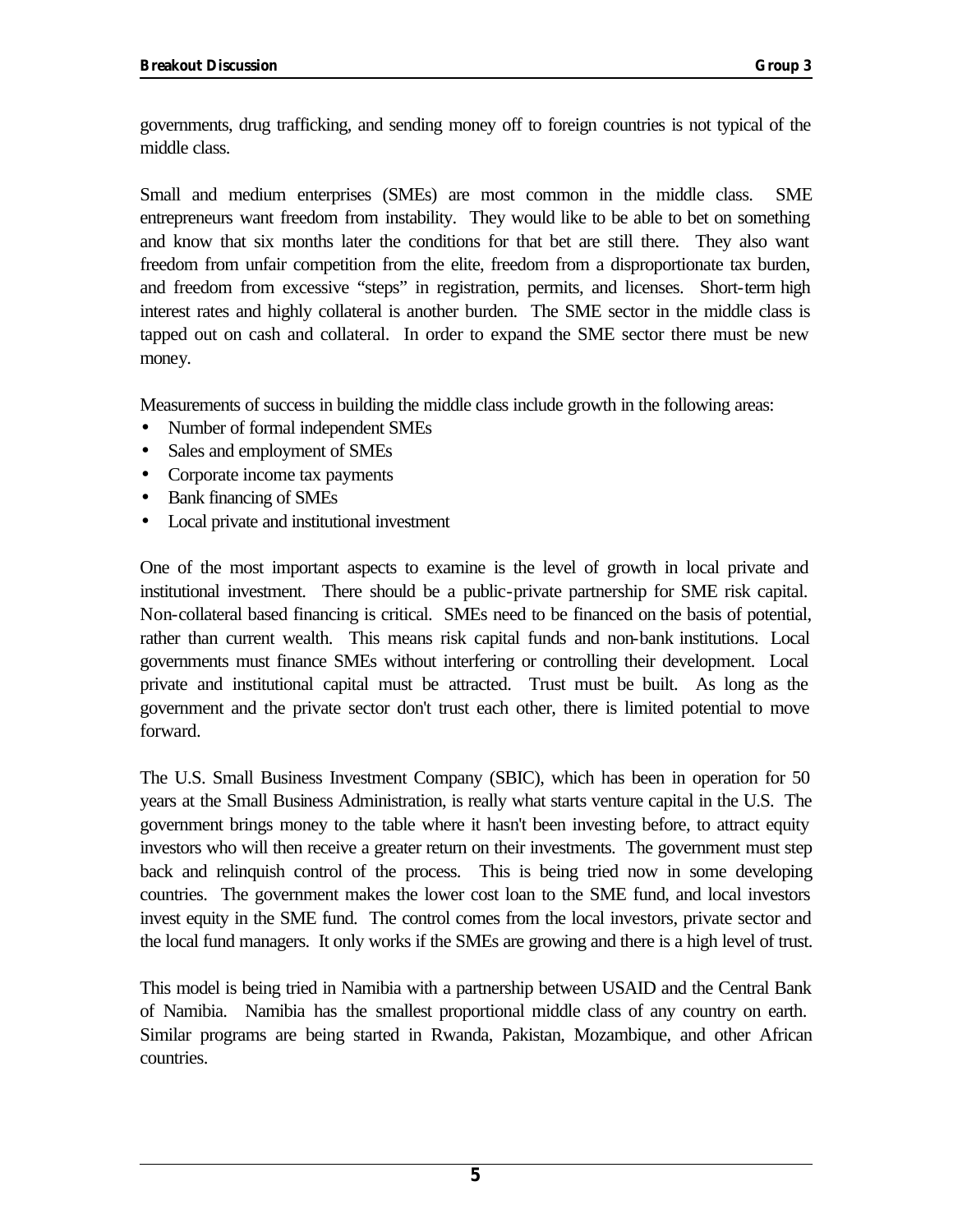governments, drug trafficking, and sending money off to foreign countries is not typical of the middle class.

Small and medium enterprises (SMEs) are most common in the middle class. SME entrepreneurs want freedom from instability. They would like to be able to bet on something and know that six months later the conditions for that bet are still there. They also want freedom from unfair competition from the elite, freedom from a disproportionate tax burden, and freedom from excessive "steps" in registration, permits, and licenses. Short-term high interest rates and highly collateral is another burden. The SME sector in the middle class is tapped out on cash and collateral. In order to expand the SME sector there must be new money.

Measurements of success in building the middle class include growth in the following areas:

- Number of formal independent SMEs
- Sales and employment of SMEs
- Corporate income tax payments
- Bank financing of SMEs
- Local private and institutional investment

One of the most important aspects to examine is the level of growth in local private and institutional investment. There should be a public-private partnership for SME risk capital. Non-collateral based financing is critical. SMEs need to be financed on the basis of potential, rather than current wealth. This means risk capital funds and non-bank institutions. Local governments must finance SMEs without interfering or controlling their development. Local private and institutional capital must be attracted. Trust must be built. As long as the government and the private sector don't trust each other, there is limited potential to move forward.

The U.S. Small Business Investment Company (SBIC), which has been in operation for 50 years at the Small Business Administration, is really what starts venture capital in the U.S. The government brings money to the table where it hasn't been investing before, to attract equity investors who will then receive a greater return on their investments. The government must step back and relinquish control of the process. This is being tried now in some developing countries. The government makes the lower cost loan to the SME fund, and local investors invest equity in the SME fund. The control comes from the local investors, private sector and the local fund managers. It only works if the SMEs are growing and there is a high level of trust.

This model is being tried in Namibia with a partnership between USAID and the Central Bank of Namibia. Namibia has the smallest proportional middle class of any country on earth. Similar programs are being started in Rwanda, Pakistan, Mozambique, and other African countries.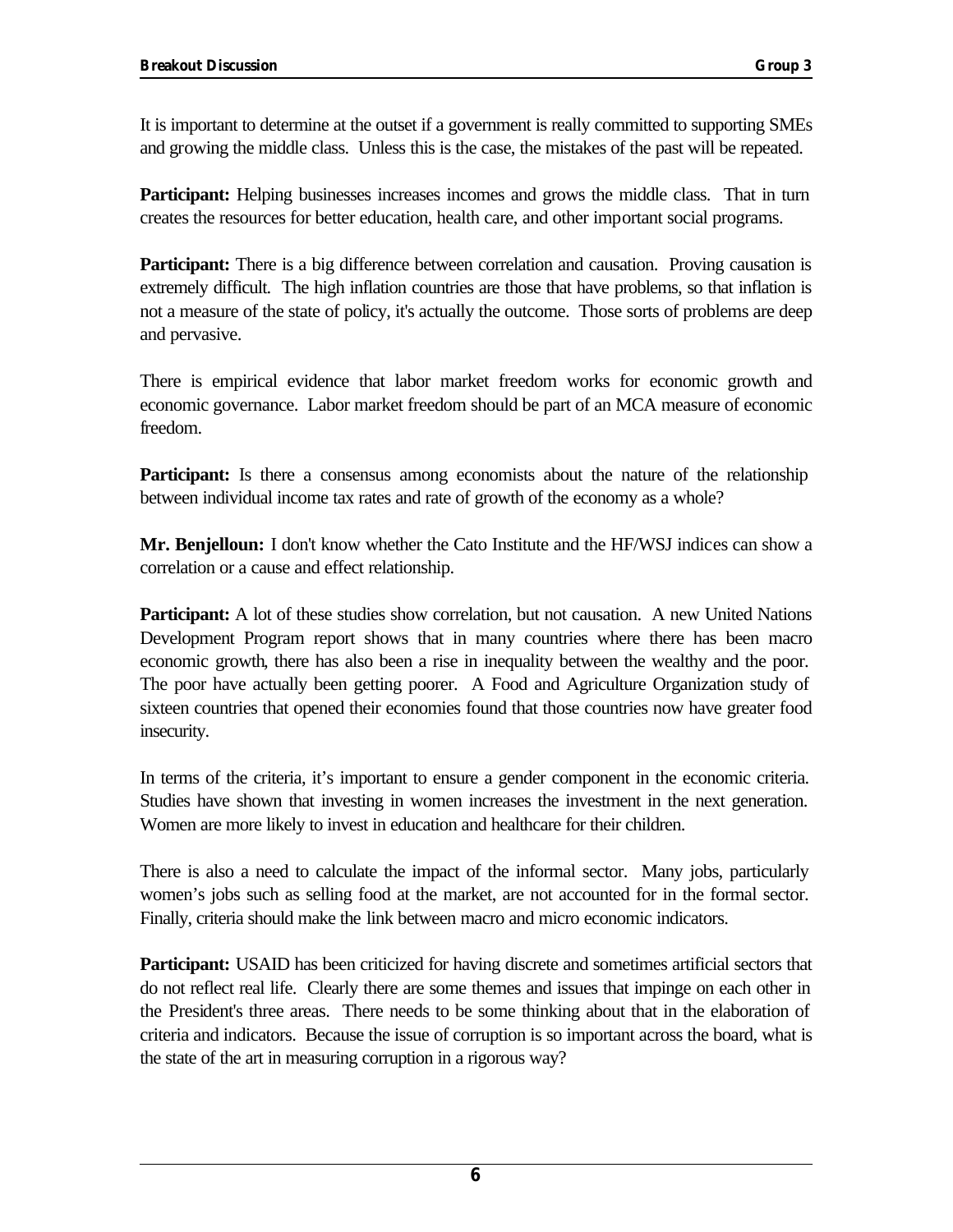It is important to determine at the outset if a government is really committed to supporting SMEs and growing the middle class. Unless this is the case, the mistakes of the past will be repeated.

**Participant:** Helping businesses increases incomes and grows the middle class. That in turn creates the resources for better education, health care, and other important social programs.

**Participant:** There is a big difference between correlation and causation. Proving causation is extremely difficult. The high inflation countries are those that have problems, so that inflation is not a measure of the state of policy, it's actually the outcome. Those sorts of problems are deep and pervasive.

There is empirical evidence that labor market freedom works for economic growth and economic governance. Labor market freedom should be part of an MCA measure of economic freedom.

**Participant:** Is there a consensus among economists about the nature of the relationship between individual income tax rates and rate of growth of the economy as a whole?

**Mr. Benjelloun:** I don't know whether the Cato Institute and the HF/WSJ indices can show a correlation or a cause and effect relationship.

**Participant:** A lot of these studies show correlation, but not causation. A new United Nations Development Program report shows that in many countries where there has been macro economic growth, there has also been a rise in inequality between the wealthy and the poor. The poor have actually been getting poorer. A Food and Agriculture Organization study of sixteen countries that opened their economies found that those countries now have greater food insecurity.

In terms of the criteria, it's important to ensure a gender component in the economic criteria. Studies have shown that investing in women increases the investment in the next generation. Women are more likely to invest in education and healthcare for their children.

There is also a need to calculate the impact of the informal sector. Many jobs, particularly women's jobs such as selling food at the market, are not accounted for in the formal sector. Finally, criteria should make the link between macro and micro economic indicators.

**Participant:** USAID has been criticized for having discrete and sometimes artificial sectors that do not reflect real life. Clearly there are some themes and issues that impinge on each other in the President's three areas. There needs to be some thinking about that in the elaboration of criteria and indicators. Because the issue of corruption is so important across the board, what is the state of the art in measuring corruption in a rigorous way?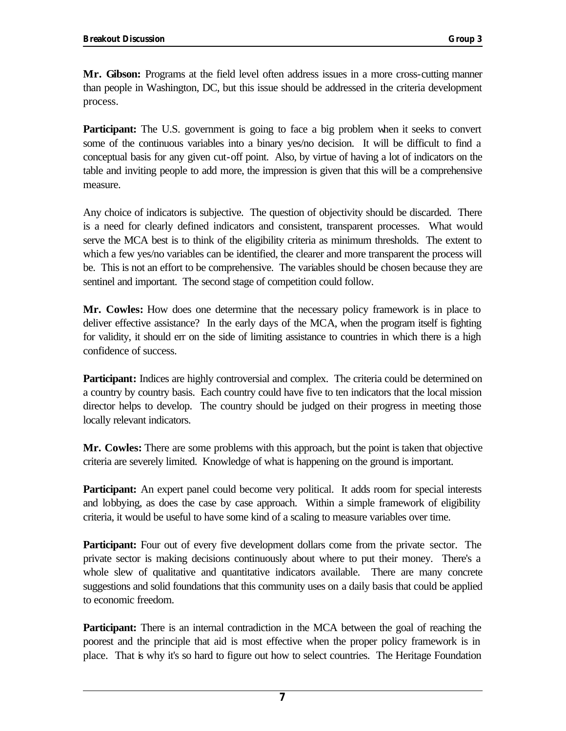**Mr. Gibson:** Programs at the field level often address issues in a more cross-cutting manner than people in Washington, DC, but this issue should be addressed in the criteria development process.

**Participant:** The U.S. government is going to face a big problem when it seeks to convert some of the continuous variables into a binary yes/no decision. It will be difficult to find a conceptual basis for any given cut-off point. Also, by virtue of having a lot of indicators on the table and inviting people to add more, the impression is given that this will be a comprehensive measure.

Any choice of indicators is subjective. The question of objectivity should be discarded. There is a need for clearly defined indicators and consistent, transparent processes. What would serve the MCA best is to think of the eligibility criteria as minimum thresholds. The extent to which a few yes/no variables can be identified, the clearer and more transparent the process will be. This is not an effort to be comprehensive. The variables should be chosen because they are sentinel and important. The second stage of competition could follow.

**Mr. Cowles:** How does one determine that the necessary policy framework is in place to deliver effective assistance? In the early days of the MCA, when the program itself is fighting for validity, it should err on the side of limiting assistance to countries in which there is a high confidence of success.

**Participant:** Indices are highly controversial and complex. The criteria could be determined on a country by country basis. Each country could have five to ten indicators that the local mission director helps to develop. The country should be judged on their progress in meeting those locally relevant indicators.

**Mr. Cowles:** There are some problems with this approach, but the point is taken that objective criteria are severely limited. Knowledge of what is happening on the ground is important.

**Participant:** An expert panel could become very political. It adds room for special interests and lobbying, as does the case by case approach. Within a simple framework of eligibility criteria, it would be useful to have some kind of a scaling to measure variables over time.

**Participant:** Four out of every five development dollars come from the private sector. The private sector is making decisions continuously about where to put their money. There's a whole slew of qualitative and quantitative indicators available. There are many concrete suggestions and solid foundations that this community uses on a daily basis that could be applied to economic freedom.

**Participant:** There is an internal contradiction in the MCA between the goal of reaching the poorest and the principle that aid is most effective when the proper policy framework is in place. That is why it's so hard to figure out how to select countries. The Heritage Foundation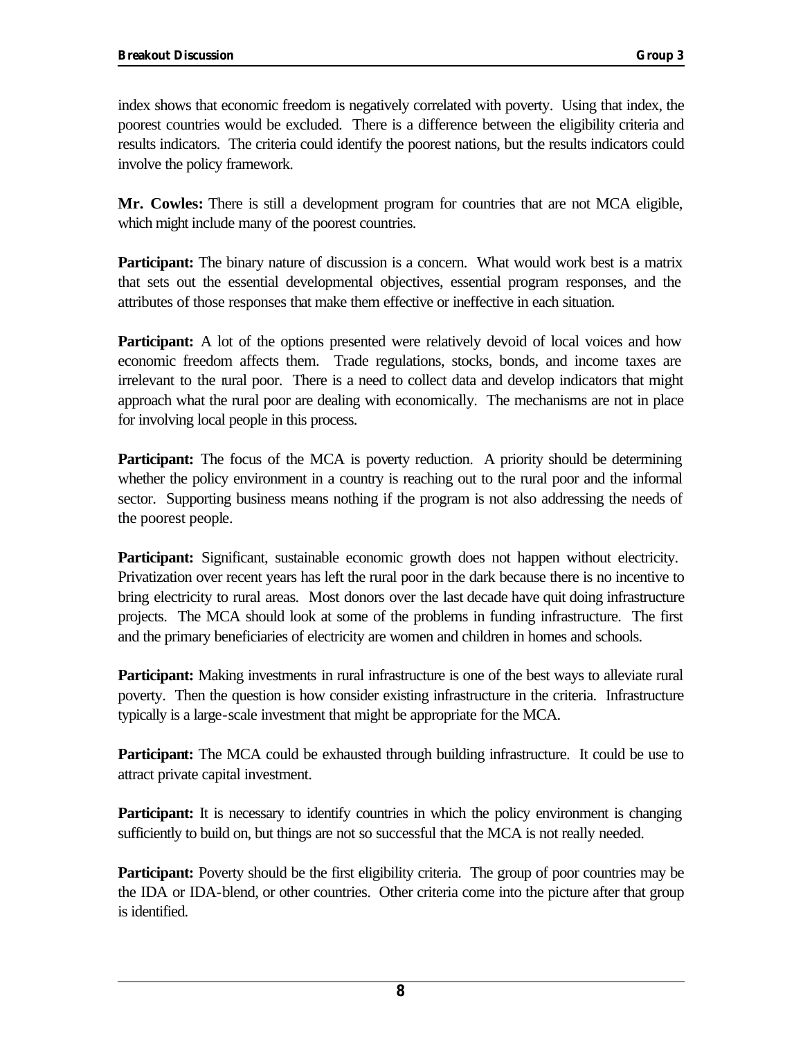index shows that economic freedom is negatively correlated with poverty. Using that index, the poorest countries would be excluded. There is a difference between the eligibility criteria and results indicators. The criteria could identify the poorest nations, but the results indicators could involve the policy framework.

**Mr. Cowles:** There is still a development program for countries that are not MCA eligible, which might include many of the poorest countries.

**Participant:** The binary nature of discussion is a concern. What would work best is a matrix that sets out the essential developmental objectives, essential program responses, and the attributes of those responses that make them effective or ineffective in each situation.

**Participant:** A lot of the options presented were relatively devoid of local voices and how economic freedom affects them. Trade regulations, stocks, bonds, and income taxes are irrelevant to the rural poor. There is a need to collect data and develop indicators that might approach what the rural poor are dealing with economically. The mechanisms are not in place for involving local people in this process.

**Participant:** The focus of the MCA is poverty reduction. A priority should be determining whether the policy environment in a country is reaching out to the rural poor and the informal sector. Supporting business means nothing if the program is not also addressing the needs of the poorest people.

**Participant:** Significant, sustainable economic growth does not happen without electricity. Privatization over recent years has left the rural poor in the dark because there is no incentive to bring electricity to rural areas. Most donors over the last decade have quit doing infrastructure projects. The MCA should look at some of the problems in funding infrastructure. The first and the primary beneficiaries of electricity are women and children in homes and schools.

**Participant:** Making investments in rural infrastructure is one of the best ways to alleviate rural poverty. Then the question is how consider existing infrastructure in the criteria. Infrastructure typically is a large-scale investment that might be appropriate for the MCA.

**Participant:** The MCA could be exhausted through building infrastructure. It could be use to attract private capital investment.

**Participant:** It is necessary to identify countries in which the policy environment is changing sufficiently to build on, but things are not so successful that the MCA is not really needed.

**Participant:** Poverty should be the first eligibility criteria. The group of poor countries may be the IDA or IDA-blend, or other countries. Other criteria come into the picture after that group is identified.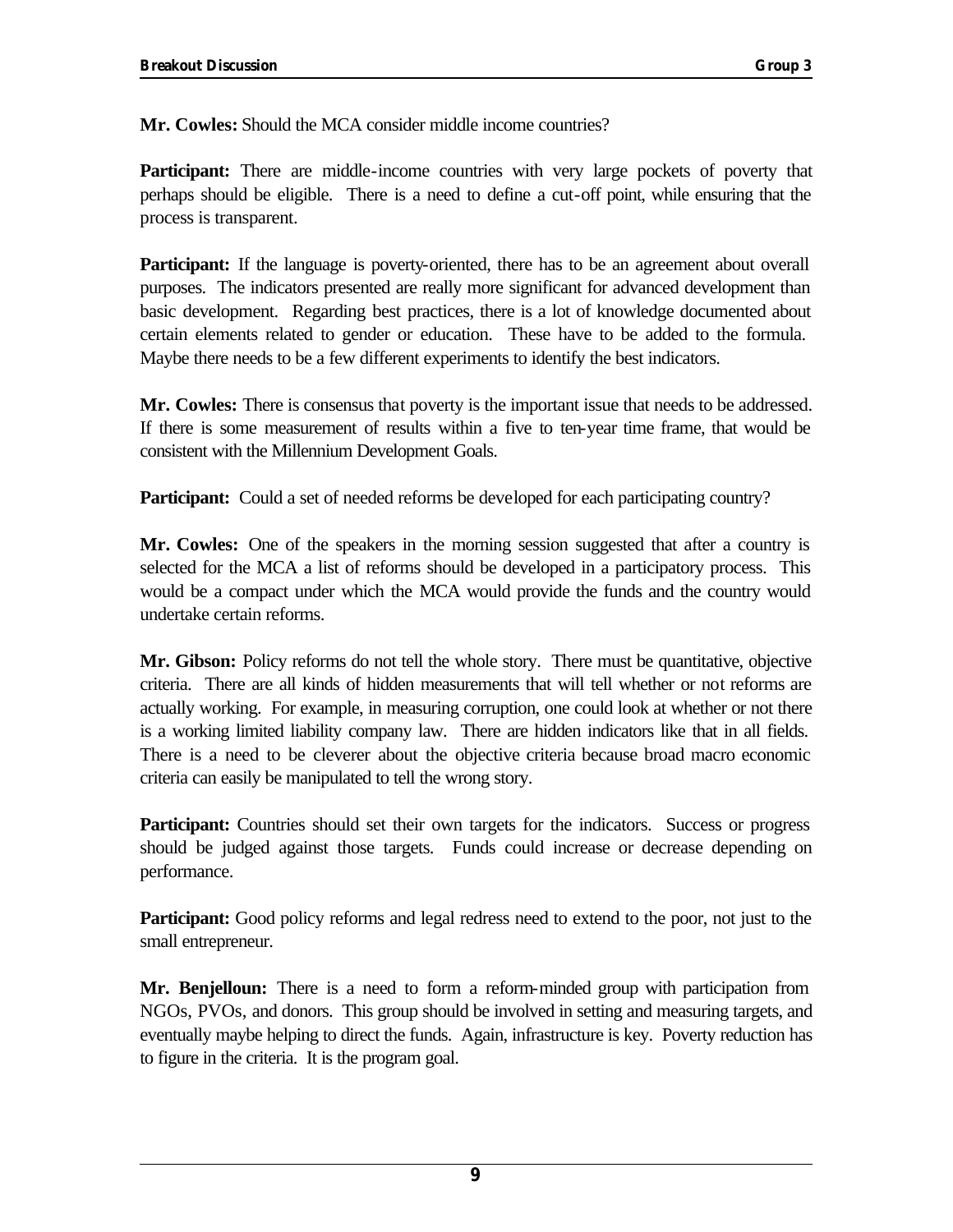**Mr. Cowles:** Should the MCA consider middle income countries?

**Participant:** There are middle-income countries with very large pockets of poverty that perhaps should be eligible. There is a need to define a cut-off point, while ensuring that the process is transparent.

**Participant:** If the language is poverty-oriented, there has to be an agreement about overall purposes. The indicators presented are really more significant for advanced development than basic development. Regarding best practices, there is a lot of knowledge documented about certain elements related to gender or education. These have to be added to the formula. Maybe there needs to be a few different experiments to identify the best indicators.

**Mr. Cowles:** There is consensus that poverty is the important issue that needs to be addressed. If there is some measurement of results within a five to ten-year time frame, that would be consistent with the Millennium Development Goals.

**Participant:** Could a set of needed reforms be developed for each participating country?

**Mr. Cowles:** One of the speakers in the morning session suggested that after a country is selected for the MCA a list of reforms should be developed in a participatory process. This would be a compact under which the MCA would provide the funds and the country would undertake certain reforms.

**Mr. Gibson:** Policy reforms do not tell the whole story. There must be quantitative, objective criteria. There are all kinds of hidden measurements that will tell whether or not reforms are actually working. For example, in measuring corruption, one could look at whether or not there is a working limited liability company law. There are hidden indicators like that in all fields. There is a need to be cleverer about the objective criteria because broad macro economic criteria can easily be manipulated to tell the wrong story.

**Participant:** Countries should set their own targets for the indicators. Success or progress should be judged against those targets. Funds could increase or decrease depending on performance.

**Participant:** Good policy reforms and legal redress need to extend to the poor, not just to the small entrepreneur.

**Mr. Benjelloun:** There is a need to form a reform-minded group with participation from NGOs, PVOs, and donors. This group should be involved in setting and measuring targets, and eventually maybe helping to direct the funds. Again, infrastructure is key. Poverty reduction has to figure in the criteria. It is the program goal.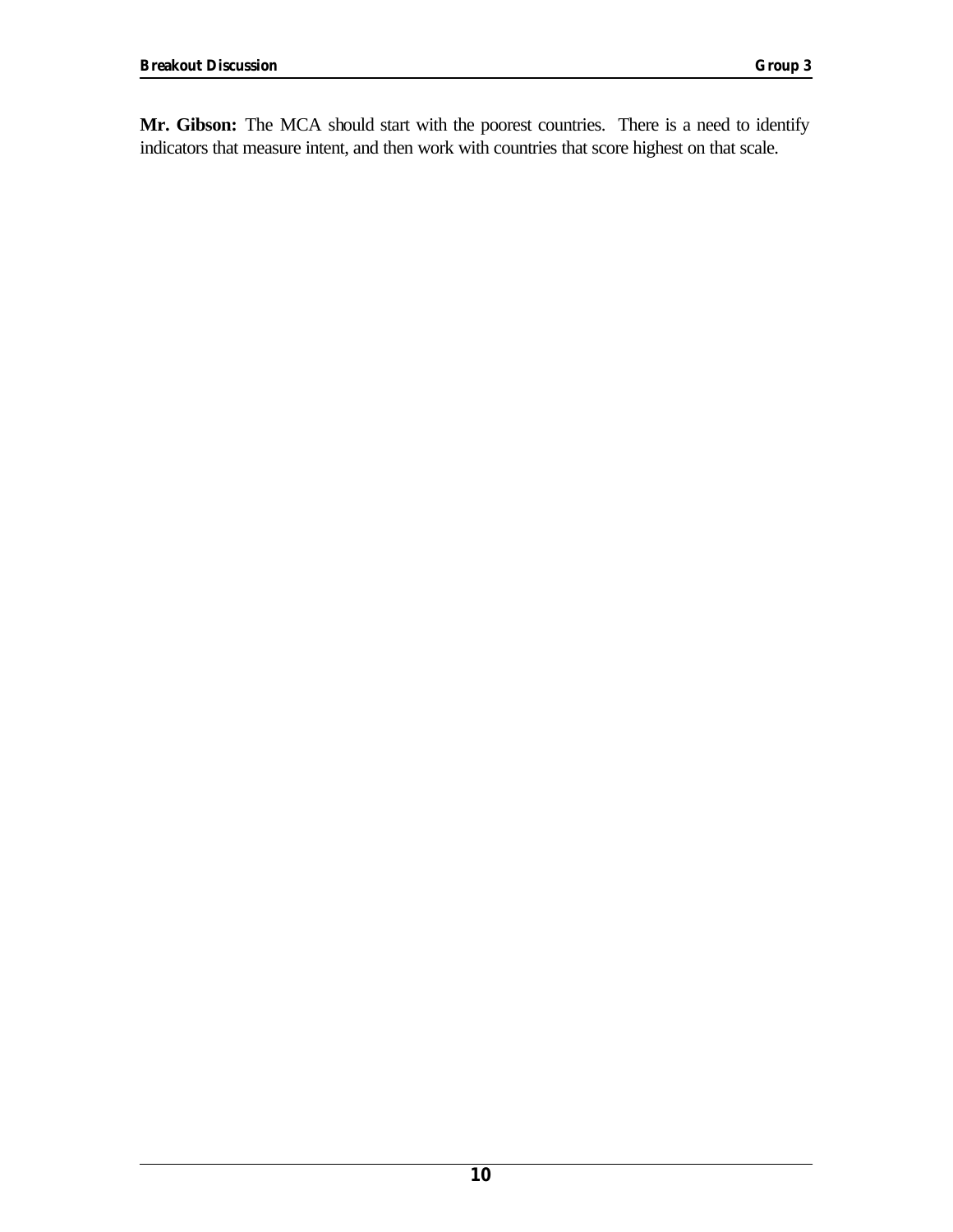**Mr. Gibson:** The MCA should start with the poorest countries. There is a need to identify indicators that measure intent, and then work with countries that score highest on that scale.